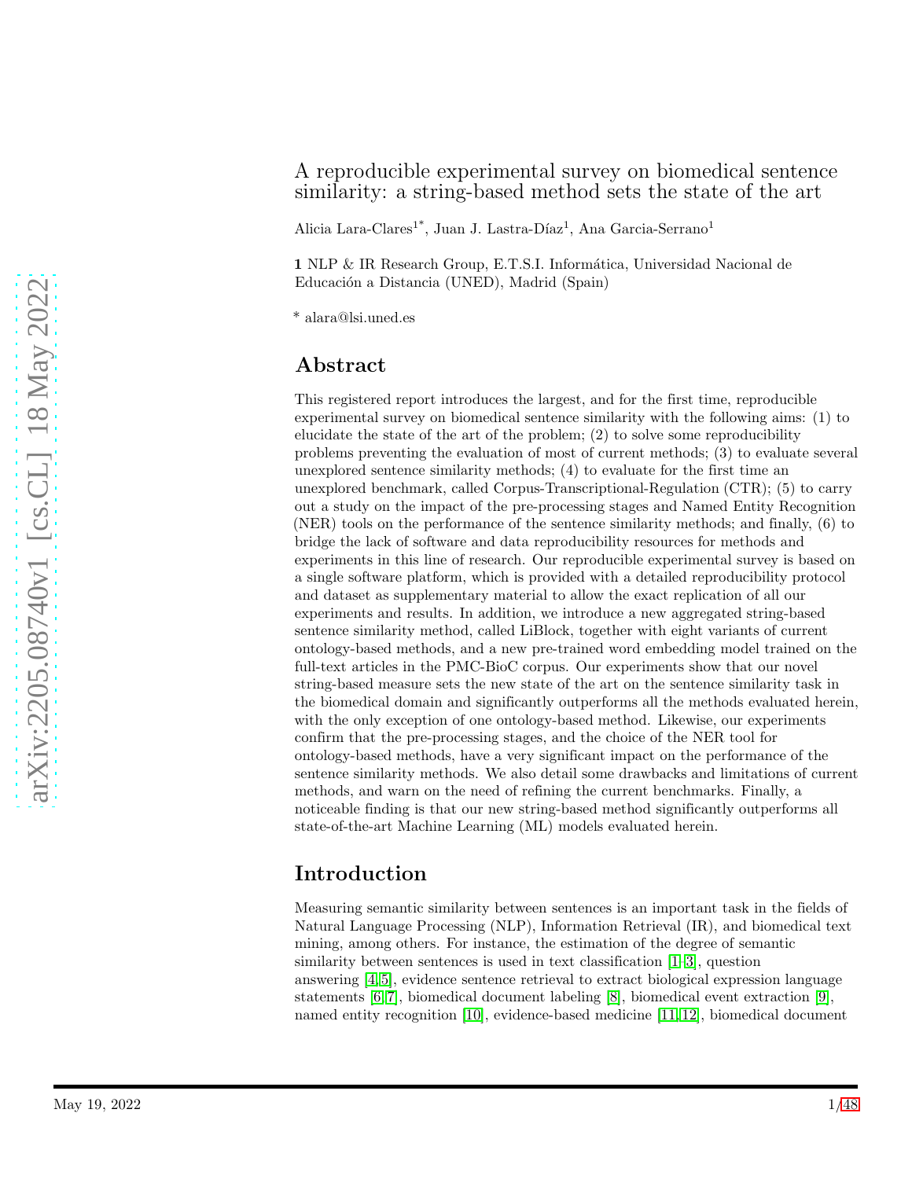# A reproducible experimental survey on biomedical sentence similarity: a string-based method sets the state of the art

Alicia Lara-Clares[1*], Juan J. Lastra-Díaz[1], Ana Garcia-Serrano[1]

**1** NLP & IR Research Group, E.T.S.I. Informática, Universidad Nacional de Educación a Distancia (UNED), Madrid (Spain)

* alara@lsi.uned.es

## Abstract

This registered report introduces the largest, and for the first time, reproducible experimental survey on biomedical sentence similarity with the following aims: (1) to elucidate the state of the art of the problem; (2) to solve some reproducibility problems preventing the evaluation of most of current methods; (3) to evaluate several unexplored sentence similarity methods; (4) to evaluate for the first time an unexplored benchmark, called Corpus-Transcriptional-Regulation (CTR); (5) to carry out a study on the impact of the pre-processing stages and Named Entity Recognition (NER) tools on the performance of the sentence similarity methods; and finally, (6) to bridge the lack of software and data reproducibility resources for methods and experiments in this line of research. Our reproducible experimental survey is based on a single software platform, which is provided with a detailed reproducibility protocol and dataset as supplementary material to allow the exact replication of all our experiments and results. In addition, we introduce a new aggregated string-based sentence similarity method, called LiBlock, together with eight variants of current ontology-based methods, and a new pre-trained word embedding model trained on the full-text articles in the PMC-BioC corpus. Our experiments show that our novel string-based measure sets the new state of the art on the sentence similarity task in the biomedical domain and significantly outperforms all the methods evaluated herein, with the only exception of one ontology-based method. Likewise, our experiments confirm that the pre-processing stages, and the choice of the NER tool for ontology-based methods, have a very significant impact on the performance of the sentence similarity methods. We also detail some drawbacks and limitations of current methods, and warn on the need of refining the current benchmarks. Finally, a noticeable finding is that our new string-based method significantly outperforms all state-of-the-art Machine Learning (ML) models evaluated herein.

## Introduction

Measuring semantic similarity between sentences is an important task in the fields of Natural Language Processing (NLP), Information Retrieval (IR), and biomedical text mining, among others. For instance, the estimation of the degree of semantic similarity between sentences is used in text classification [1–3], question answering [4,5], evidence sentence retrieval to extract biological expression language statements [6,7], biomedical document labeling [8], biomedical event extraction [9], named entity recognition [10], evidence-based medicine [11,12], biomedical document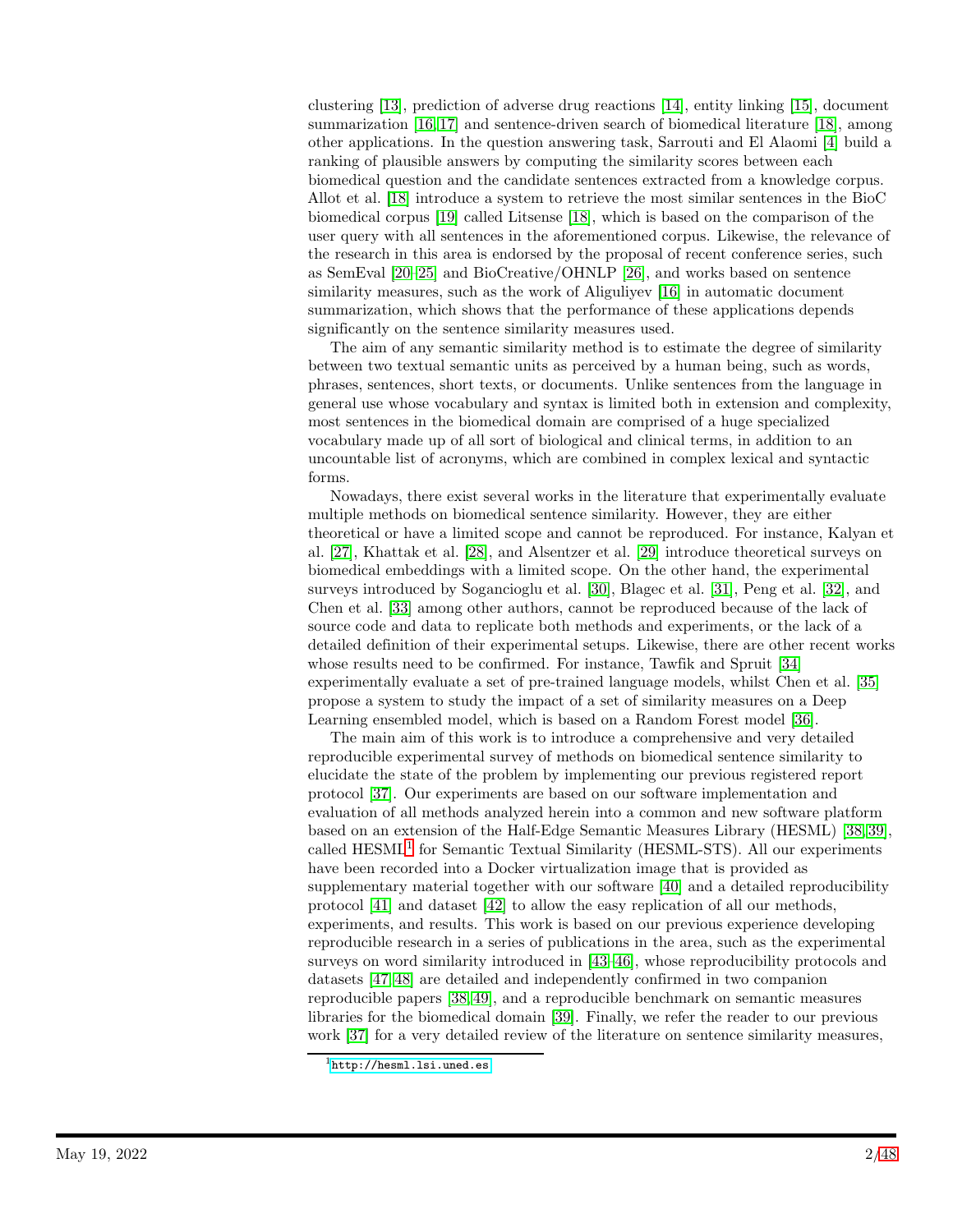clustering [13], prediction of adverse drug reactions [14], entity linking [15], document summarization [16,17] and sentence-driven search of biomedical literature [18], among other applications. In the question answering task, Sarrouti and El Alaomi [4] build a ranking of plausible answers by computing the similarity scores between each biomedical question and the candidate sentences extracted from a knowledge corpus. Allot et al. [18] introduce a system to retrieve the most similar sentences in the BioC biomedical corpus [19] called Litsense [18], which is based on the comparison of the user query with all sentences in the aforementioned corpus. Likewise, the relevance of the research in this area is endorsed by the proposal of recent conference series, such as SemEval [20–25] and BioCreative/OHNLP [26], and works based on sentence similarity measures, such as the work of Aliguliyev [16] in automatic document summarization, which shows that the performance of these applications depends significantly on the sentence similarity measures used.

The aim of any semantic similarity method is to estimate the degree of similarity between two textual semantic units as perceived by a human being, such as words, phrases, sentences, short texts, or documents. Unlike sentences from the language in general use whose vocabulary and syntax is limited both in extension and complexity, most sentences in the biomedical domain are comprised of a huge specialized vocabulary made up of all sort of biological and clinical terms, in addition to an uncountable list of acronyms, which are combined in complex lexical and syntactic forms.

Nowadays, there exist several works in the literature that experimentally evaluate multiple methods on biomedical sentence similarity. However, they are either theoretical or have a limited scope and cannot be reproduced. For instance, Kalyan et al. [27], Khattak et al. [28], and Alsentzer et al. [29] introduce theoretical surveys on biomedical embeddings with a limited scope. On the other hand, the experimental surveys introduced by Sogancioglu et al. [30], Blagec et al. [31], Peng et al. [32], and Chen et al. [33] among other authors, cannot be reproduced because of the lack of source code and data to replicate both methods and experiments, or the lack of a detailed definition of their experimental setups. Likewise, there are other recent works whose results need to be confirmed. For instance, Tawfik and Spruit [34] experimentally evaluate a set of pre-trained language models, whilst Chen et al. [35] propose a system to study the impact of a set of similarity measures on a Deep Learning ensembled model, which is based on a Random Forest model [36].

The main aim of this work is to introduce a comprehensive and very detailed reproducible experimental survey of methods on biomedical sentence similarity to elucidate the state of the problem by implementing our previous registered report protocol [37]. Our experiments are based on our software implementation and evaluation of all methods analyzed herein into a common and new software platform based on an extension of the Half-Edge Semantic Measures Library (HESML) [38,39], called HESML[1] for Semantic Textual Similarity (HESML-STS). All our experiments have been recorded into a Docker virtualization image that is provided as supplementary material together with our software [40] and a detailed reproducibility protocol [41] and dataset [42] to allow the easy replication of all our methods, experiments, and results. This work is based on our previous experience developing reproducible research in a series of publications in the area, such as the experimental surveys on word similarity introduced in [43–46], whose reproducibility protocols and datasets [47,48] are detailed and independently confirmed in two companion reproducible papers [38,49], and a reproducible benchmark on semantic measures libraries for the biomedical domain [39]. Finally, we refer the reader to our previous work [37] for a very detailed review of the literature on sentence similarity measures,

[1] http://hesml.lsi.uned.es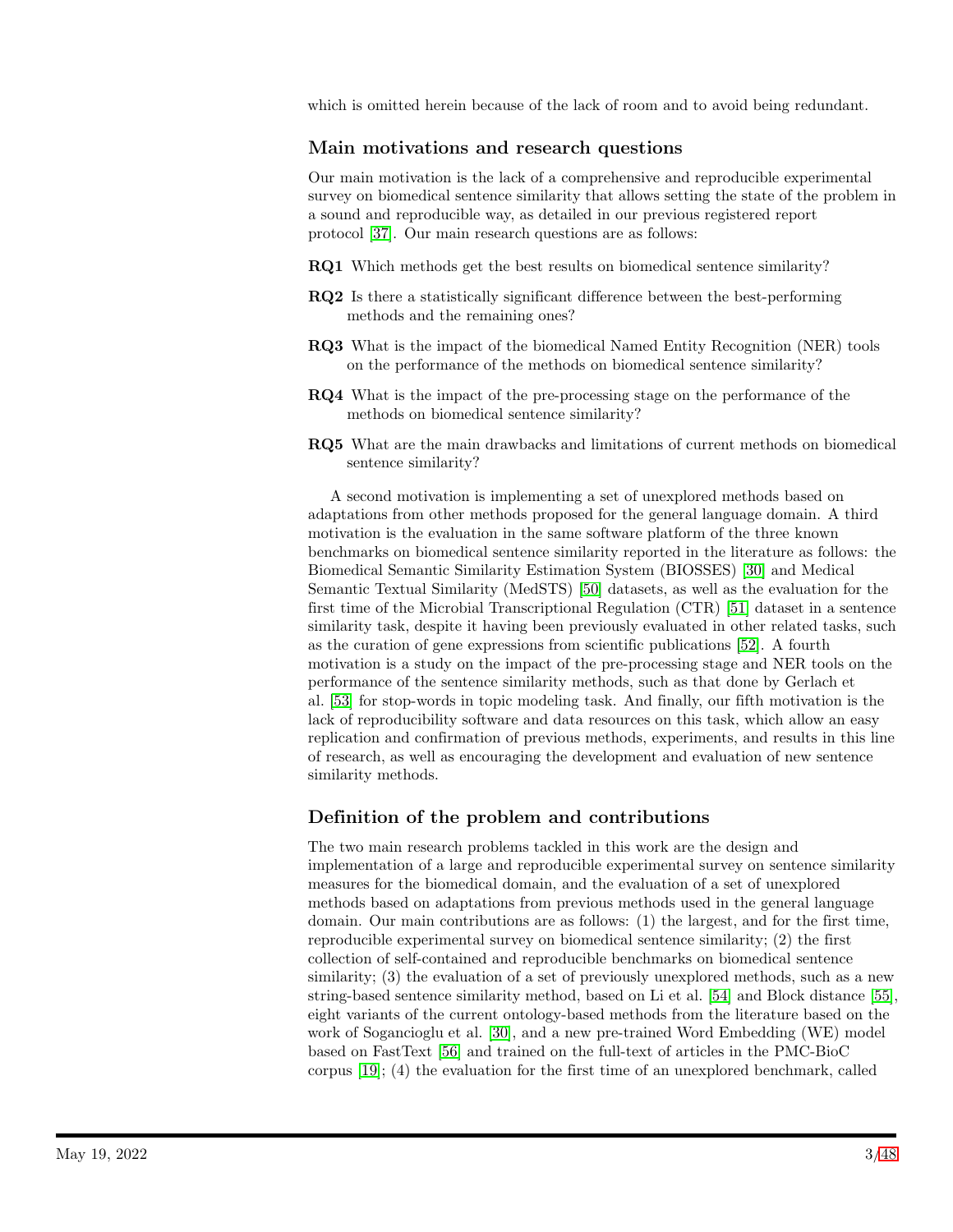which is omitted herein because of the lack of room and to avoid being redundant.

## Main motivations and research questions

Our main motivation is the lack of a comprehensive and reproducible experimental survey on biomedical sentence similarity that allows setting the state of the problem in a sound and reproducible way, as detailed in our previous registered report protocol [37]. Our main research questions are as follows:

**RQ1** Which methods get the best results on biomedical sentence similarity?

**RQ2** Is there a statistically significant difference between the best-performing methods and the remaining ones?

**RQ3** What is the impact of the biomedical Named Entity Recognition (NER) tools on the performance of the methods on biomedical sentence similarity?

**RQ4** What is the impact of the pre-processing stage on the performance of the methods on biomedical sentence similarity?

**RQ5** What are the main drawbacks and limitations of current methods on biomedical sentence similarity?

A second motivation is implementing a set of unexplored methods based on adaptations from other methods proposed for the general language domain. A third motivation is the evaluation in the same software platform of the three known benchmarks on biomedical sentence similarity reported in the literature as follows: the Biomedical Semantic Similarity Estimation System (BIOSSES) [30] and Medical Semantic Textual Similarity (MedSTS) [50] datasets, as well as the evaluation for the first time of the Microbial Transcriptional Regulation (CTR) [51] dataset in a sentence similarity task, despite it having been previously evaluated in other related tasks, such as the curation of gene expressions from scientific publications [52]. A fourth motivation is a study on the impact of the pre-processing stage and NER tools on the performance of the sentence similarity methods, such as that done by Gerlach et al. [53] for stop-words in topic modeling task. And finally, our fifth motivation is the lack of reproducibility software and data resources on this task, which allow an easy replication and confirmation of previous methods, experiments, and results in this line of research, as well as encouraging the development and evaluation of new sentence similarity methods.

## Definition of the problem and contributions

The two main research problems tackled in this work are the design and implementation of a large and reproducible experimental survey on sentence similarity measures for the biomedical domain, and the evaluation of a set of unexplored methods based on adaptations from previous methods used in the general language domain. Our main contributions are as follows: (1) the largest, and for the first time, reproducible experimental survey on biomedical sentence similarity; (2) the first collection of self-contained and reproducible benchmarks on biomedical sentence similarity; (3) the evaluation of a set of previously unexplored methods, such as a new string-based sentence similarity method, based on Li et al. [54] and Block distance [55], eight variants of the current ontology-based methods from the literature based on the work of Sogancioglu et al. [30], and a new pre-trained Word Embedding (WE) model based on FastText [56] and trained on the full-text of articles in the PMC-BioC corpus [19]; (4) the evaluation for the first time of an unexplored benchmark, called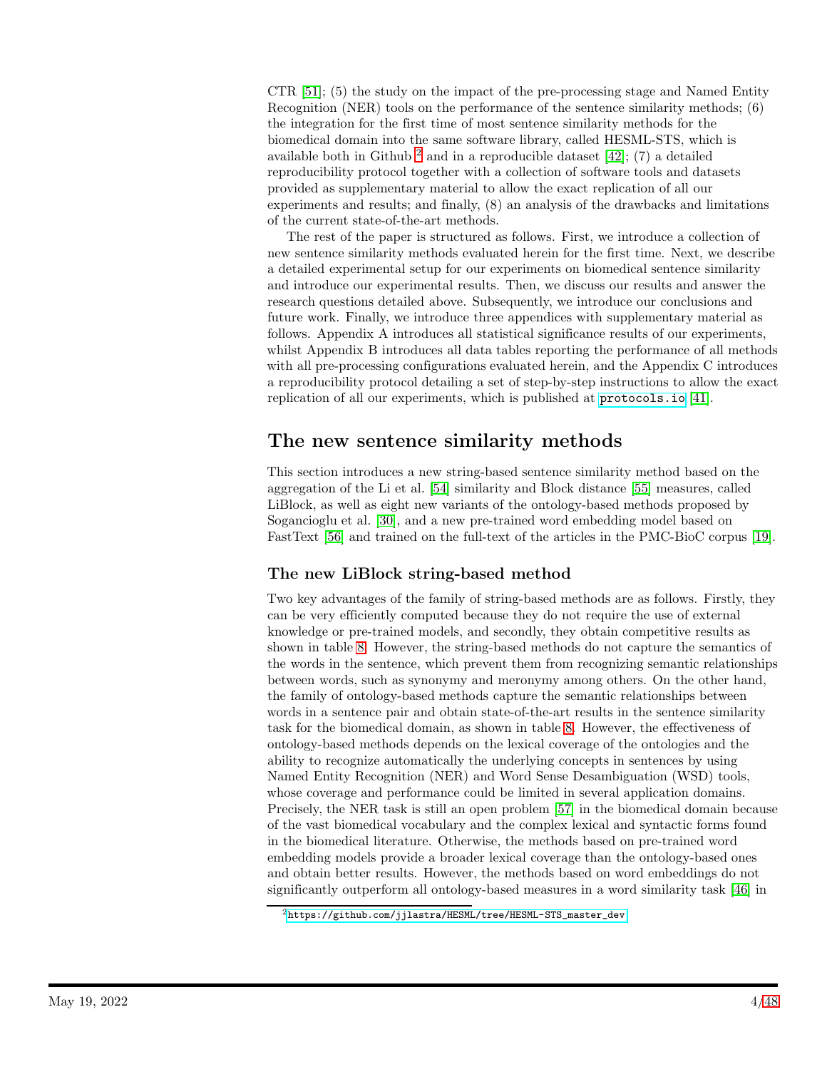CTR [51]; (5) the study on the impact of the pre-processing stage and Named Entity Recognition (NER) tools on the performance of the sentence similarity methods; (6) the integration for the first time of most sentence similarity methods for the biomedical domain into the same software library, called HESML-STS, which is available both in Github [2] and in a reproducible dataset [42]; (7) a detailed reproducibility protocol together with a collection of software tools and datasets provided as supplementary material to allow the exact replication of all our experiments and results; and finally, (8) an analysis of the drawbacks and limitations of the current state-of-the-art methods.

The rest of the paper is structured as follows. First, we introduce a collection of new sentence similarity methods evaluated herein for the first time. Next, we describe a detailed experimental setup for our experiments on biomedical sentence similarity and introduce our experimental results. Then, we discuss our results and answer the research questions detailed above. Subsequently, we introduce our conclusions and future work. Finally, we introduce three appendices with supplementary material as follows. Appendix A introduces all statistical significance results of our experiments, whilst Appendix B introduces all data tables reporting the performance of all methods with all pre-processing configurations evaluated herein, and the Appendix C introduces a reproducibility protocol detailing a set of step-by-step instructions to allow the exact replication of all our experiments, which is published at `protocols.io` [41].

## The new sentence similarity methods

This section introduces a new string-based sentence similarity method based on the aggregation of the Li et al. [54] similarity and Block distance [55] measures, called LiBlock, as well as eight new variants of the ontology-based methods proposed by Sogancioglu et al. [30], and a new pre-trained word embedding model based on FastText [56] and trained on the full-text of the articles in the PMC-BioC corpus [19].

### The new LiBlock string-based method

Two key advantages of the family of string-based methods are as follows. Firstly, they can be very efficiently computed because they do not require the use of external knowledge or pre-trained models, and secondly, they obtain competitive results as shown in table 8. However, the string-based methods do not capture the semantics of the words in the sentence, which prevent them from recognizing semantic relationships between words, such as synonymy and meronymy among others. On the other hand, the family of ontology-based methods capture the semantic relationships between words in a sentence pair and obtain state-of-the-art results in the sentence similarity task for the biomedical domain, as shown in table 8. However, the effectiveness of ontology-based methods depends on the lexical coverage of the ontologies and the ability to recognize automatically the underlying concepts in sentences by using Named Entity Recognition (NER) and Word Sense Desambiguation (WSD) tools, whose coverage and performance could be limited in several application domains. Precisely, the NER task is still an open problem [57] in the biomedical domain because of the vast biomedical vocabulary and the complex lexical and syntactic forms found in the biomedical literature. Otherwise, the methods based on pre-trained word embedding models provide a broader lexical coverage than the ontology-based ones and obtain better results. However, the methods based on word embeddings do not significantly outperform all ontology-based measures in a word similarity task [46] in

[2] `https://github.com/jjlastra/HESML/tree/HESML-STS_master_dev`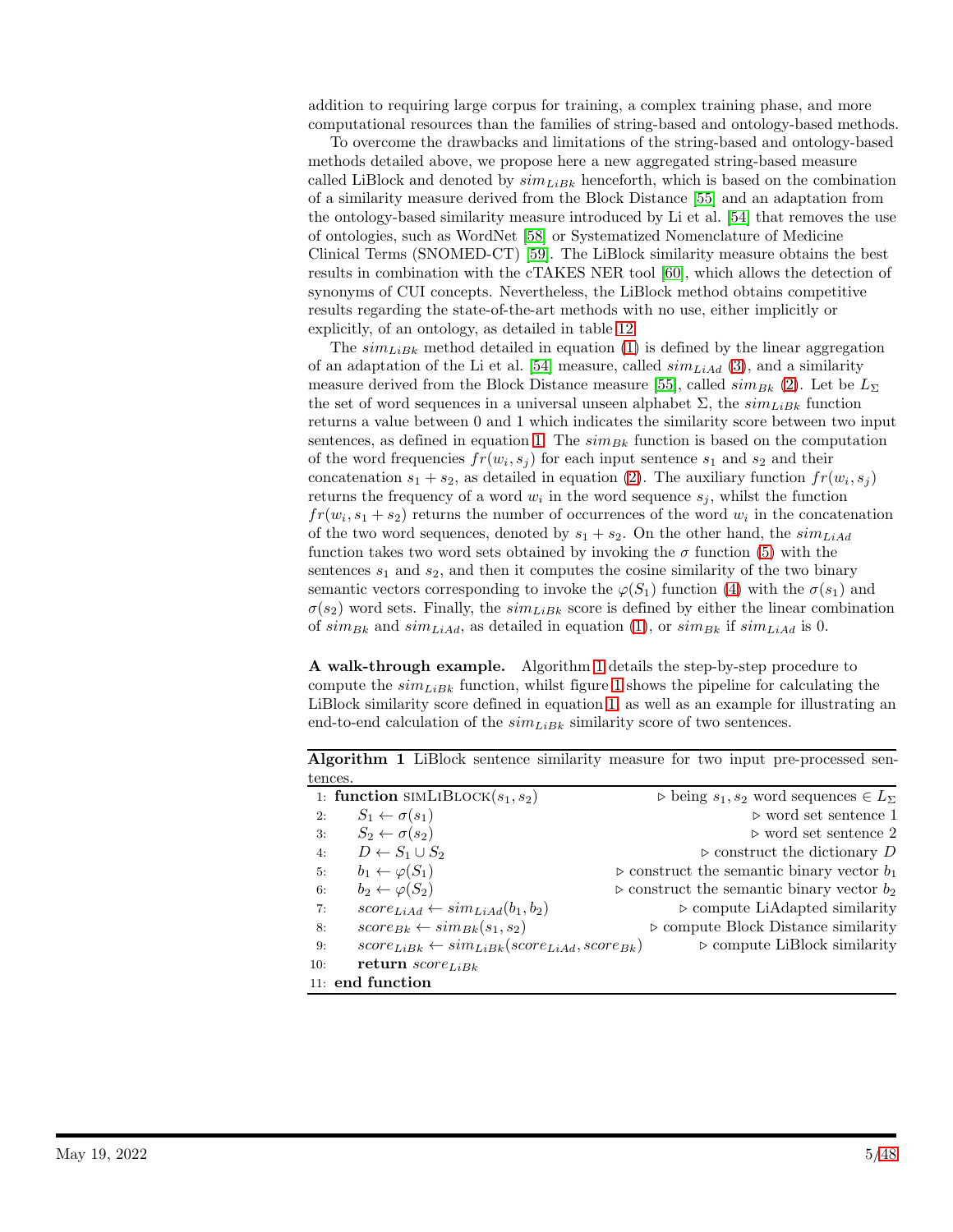addition to requiring large corpus for training, a complex training phase, and more computational resources than the families of string-based and ontology-based methods.

To overcome the drawbacks and limitations of the string-based and ontology-based methods detailed above, we propose here a new aggregated string-based measure called LiBlock and denoted by $sim_{LiBk}$ henceforth, which is based on the combination of a similarity measure derived from the Block Distance [55] and an adaptation from the ontology-based similarity measure introduced by Li et al. [54] that removes the use of ontologies, such as WordNet [58] or Systematized Nomenclature of Medicine Clinical Terms (SNOMED-CT) [59]. The LiBlock similarity measure obtains the best results in combination with the cTAKES NER tool [60], which allows the detection of synonyms of CUI concepts. Nevertheless, the LiBlock method obtains competitive results regarding the state-of-the-art methods with no use, either implicitly or explicitly, of an ontology, as detailed in table 12.

The $sim_{LiBk}$ method detailed in equation (1) is defined by the linear aggregation of an adaptation of the Li et al. [54] measure, called $sim_{LiAd}$ (3), and a similarity measure derived from the Block Distance measure [55], called $sim_{Bk}$ (2). Let be $L_{\Sigma}$ the set of word sequences in a universal unseen alphabet $\Sigma$, the $sim_{LiBk}$ function returns a value between 0 and 1 which indicates the similarity score between two input sentences, as defined in equation 1. The $sim_{Bk}$ function is based on the computation of the word frequencies $fr(w_i, s_j)$ for each input sentence $s_1$ and $s_2$ and their concatenation $s_1 + s_2$, as detailed in equation (2). The auxiliary function $fr(w_i, s_j)$ returns the frequency of a word $w_i$ in the word sequence $s_j$, whilst the function $fr(w_i, s_1 + s_2)$ returns the number of occurrences of the word $w_i$ in the concatenation of the two word sequences, denoted by $s_1 + s_2$. On the other hand, the $sim_{LiAd}$ function takes two word sets obtained by invoking the $\sigma$ function (5) with the sentences $s_1$ and $s_2$, and then it computes the cosine similarity of the two binary semantic vectors corresponding to invoke the $\varphi(S_1)$ function (4) with the $\sigma(s_1)$ and $\sigma(s_2)$ word sets. Finally, the $sim_{LiBk}$ score is defined by either the linear combination of $sim_{Bk}$ and $sim_{LiAd}$, as detailed in equation (1), or $sim_{Bk}$ if $sim_{LiAd}$ is 0.

**A walk-through example.** Algorithm 1 details the step-by-step procedure to compute the $sim_{LiBk}$ function, whilst figure 1 shows the pipeline for calculating the LiBlock similarity score defined in equation 1, as well as an example for illustrating an end-to-end calculation of the $sim_{LiBk}$ similarity score of two sentences.

**Algorithm 1** LiBlock sentence similarity measure for two input pre-processed sentences.

```
1:  function SIMLIBLOCK(s1, s2)                 ▷ being s1, s2 word sequences ∈ L_Σ
2:      S1 ← σ(s1)                              ▷ word set sentence 1
3:      S2 ← σ(s2)                              ▷ word set sentence 2
4:      D ← S1 ∪ S2                             ▷ construct the dictionary D
5:      b1 ← φ(S1)                              ▷ construct the semantic binary vector b1
6:      b2 ← φ(S2)                              ▷ construct the semantic binary vector b2
7:      score_LiAd ← sim_LiAd(b1, b2)           ▷ compute LiAdapted similarity
8:      score_Bk ← sim_Bk(s1, s2)               ▷ compute Block Distance similarity
9:      score_LiBk ← sim_LiBk(score_LiAd, score_Bk)   ▷ compute LiBlock similarity
10:     return score_LiBk
11: end function
```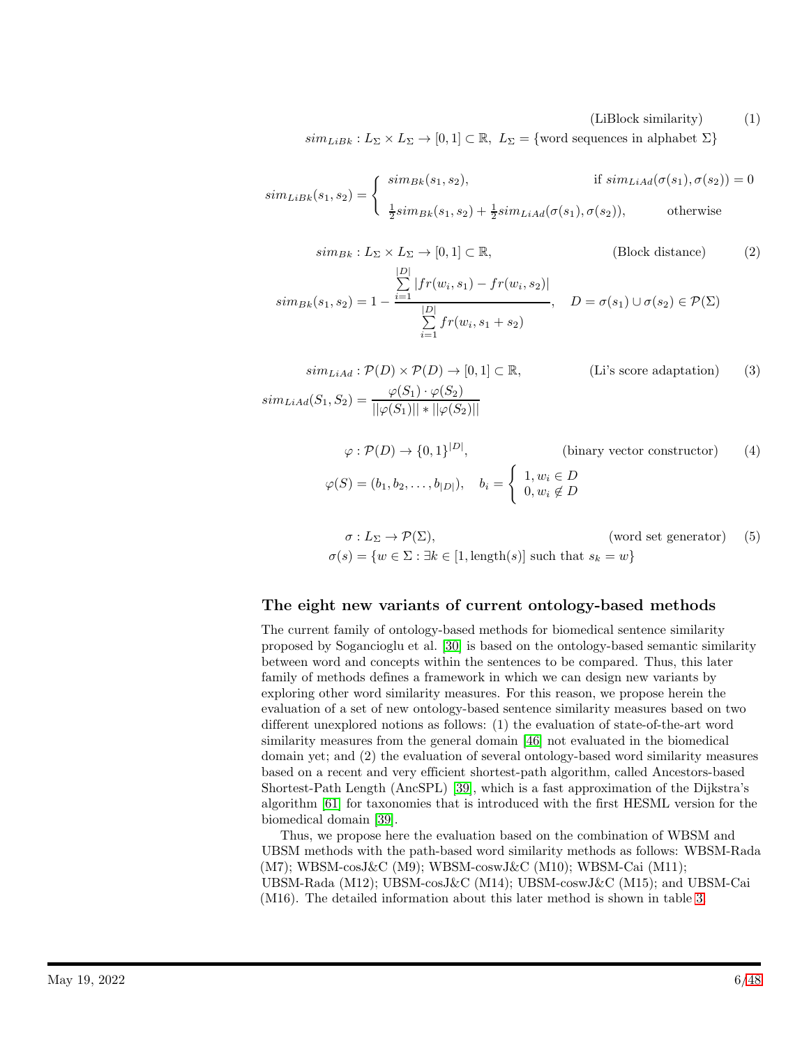$$sim_{LiBk} : L_\Sigma \times L_\Sigma \rightarrow [0,1] \subset \mathbb{R},\ L_\Sigma = \{\text{word sequences in alphabet } \Sigma\} \quad \text{(LiBlock similarity)} \quad (1)$$

$$sim_{LiBk}(s_1, s_2) = \begin{cases} sim_{Bk}(s_1, s_2), & \text{if } sim_{LiAd}(\sigma(s_1), \sigma(s_2)) = 0 \\ \frac{1}{2} sim_{Bk}(s_1, s_2) + \frac{1}{2} sim_{LiAd}(\sigma(s_1), \sigma(s_2)), & \text{otherwise} \end{cases}$$

$$sim_{Bk} : L_\Sigma \times L_\Sigma \rightarrow [0,1] \subset \mathbb{R}, \quad \text{(Block distance)} \quad (2)$$

$$sim_{Bk}(s_1, s_2) = 1 - \frac{\sum_{i=1}^{|D|} |fr(w_i, s_1) - fr(w_i, s_2)|}{\sum_{i=1}^{|D|} fr(w_i, s_1 + s_2)}, \quad D = \sigma(s_1) \cup \sigma(s_2) \in \mathcal{P}(\Sigma)$$

$$sim_{LiAd} : \mathcal{P}(D) \times \mathcal{P}(D) \rightarrow [0,1] \subset \mathbb{R}, \quad \text{(Li's score adaptation)} \quad (3)$$

$$sim_{LiAd}(S_1, S_2) = \frac{\varphi(S_1) \cdot \varphi(S_2)}{||\varphi(S_1)|| * ||\varphi(S_2)||}$$

$$\varphi : \mathcal{P}(D) \rightarrow \{0,1\}^{|D|}, \quad \text{(binary vector constructor)} \quad (4)$$

$$\varphi(S) = (b_1, b_2, \ldots, b_{|D|}), \quad b_i = \begin{cases} 1, w_i \in D \\ 0, w_i \notin D \end{cases}$$

$$\sigma : L_\Sigma \rightarrow \mathcal{P}(\Sigma), \quad \text{(word set generator)} \quad (5)$$

$$\sigma(s) = \{w \in \Sigma : \exists k \in [1, \text{length}(s)] \text{ such that } s_k = w\}$$

### The eight new variants of current ontology-based methods

The current family of ontology-based methods for biomedical sentence similarity proposed by Sogancioglu et al. [30] is based on the ontology-based semantic similarity between word and concepts within the sentences to be compared. Thus, this later family of methods defines a framework in which we can design new variants by exploring other word similarity measures. For this reason, we propose herein the evaluation of a set of new ontology-based sentence similarity measures based on two different unexplored notions as follows: (1) the evaluation of state-of-the-art word similarity measures from the general domain [46] not evaluated in the biomedical domain yet; and (2) the evaluation of several ontology-based word similarity measures based on a recent and very efficient shortest-path algorithm, called Ancestors-based Shortest-Path Length (AncSPL) [39], which is a fast approximation of the Dijkstra's algorithm [61] for taxonomies that is introduced with the first HESML version for the biomedical domain [39].

Thus, we propose here the evaluation based on the combination of WBSM and UBSM methods with the path-based word similarity methods as follows: WBSM-Rada (M7); WBSM-cosJ&C (M9); WBSM-coswJ&C (M10); WBSM-Cai (M11); UBSM-Rada (M12); UBSM-cosJ&C (M14); UBSM-coswJ&C (M15); and UBSM-Cai (M16). The detailed information about this later method is shown in table 3.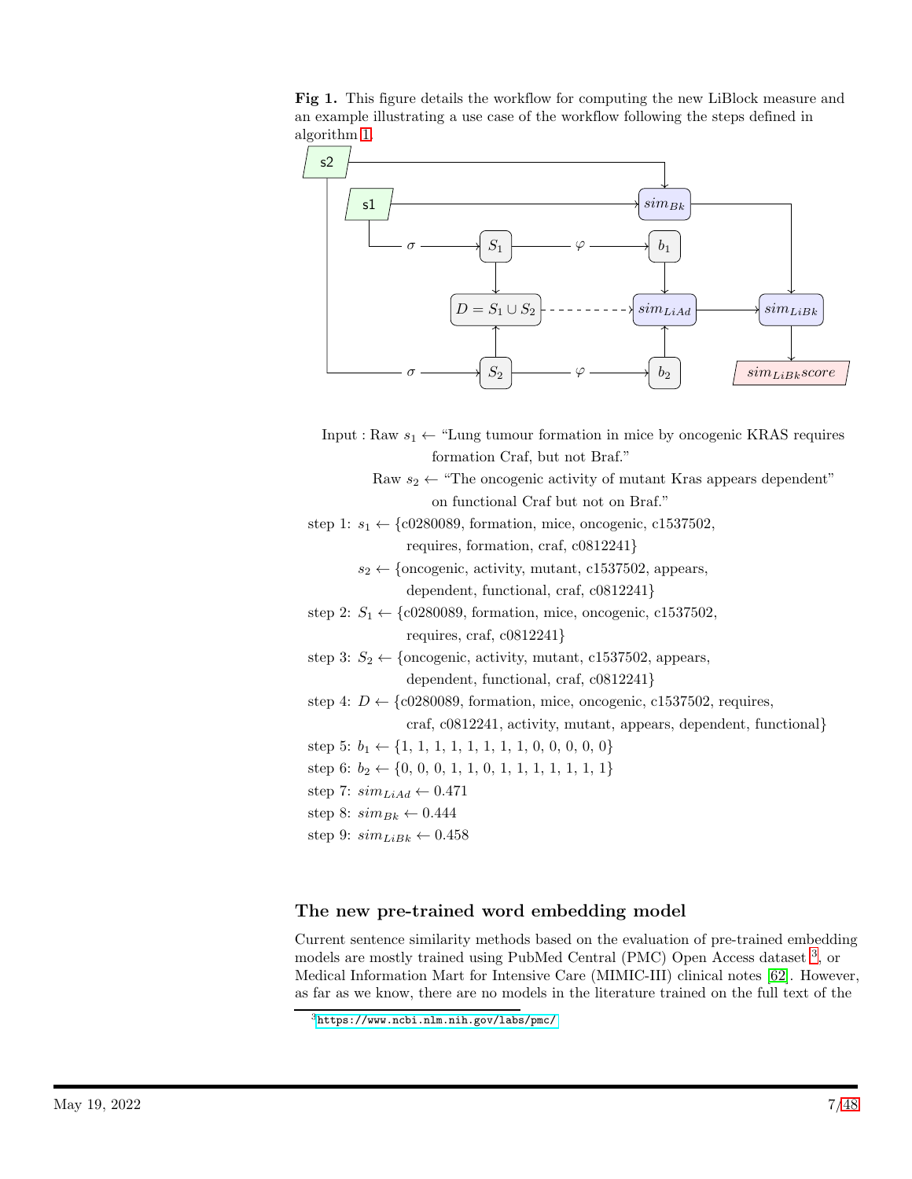**Fig 1.** This figure details the workflow for computing the new LiBlock measure and an example illustrating a use case of the workflow following the steps defined in algorithm 1.

Input : Raw $s_1 \leftarrow$ "Lung tumour formation in mice by oncogenic KRAS requires formation Craf, but not Braf."

Raw $s_2 \leftarrow$ "The oncogenic activity of mutant Kras appears dependent" on functional Craf but not on Braf."

step 1: $s_1 \leftarrow$ {c0280089, formation, mice, oncogenic, c1537502, requires, formation, craf, c0812241}

$s_2 \leftarrow$ {oncogenic, activity, mutant, c1537502, appears, dependent, functional, craf, c0812241}

step 2: $S_1 \leftarrow$ {c0280089, formation, mice, oncogenic, c1537502, requires, craf, c0812241}

step 3: $S_2 \leftarrow$ {oncogenic, activity, mutant, c1537502, appears, dependent, functional, craf, c0812241}

step 4: $D \leftarrow$ {c0280089, formation, mice, oncogenic, c1537502, requires, craf, c0812241, activity, mutant, appears, dependent, functional}

step 5: $b_1 \leftarrow$ {1, 1, 1, 1, 1, 1, 1, 1, 0, 0, 0, 0, 0}

step 6: $b_2 \leftarrow$ {0, 0, 0, 1, 1, 0, 1, 1, 1, 1, 1, 1, 1}

step 7: $sim_{LiAd} \leftarrow 0.471$

step 8: $sim_{Bk} \leftarrow 0.444$

step 9: $sim_{LiBk} \leftarrow 0.458$

## The new pre-trained word embedding model

Current sentence similarity methods based on the evaluation of pre-trained embedding models are mostly trained using PubMed Central (PMC) Open Access dataset [3], or Medical Information Mart for Intensive Care (MIMIC-III) clinical notes [62]. However, as far as we know, there are no models in the literature trained on the full text of the

[3] https://www.ncbi.nlm.nih.gov/labs/pmc/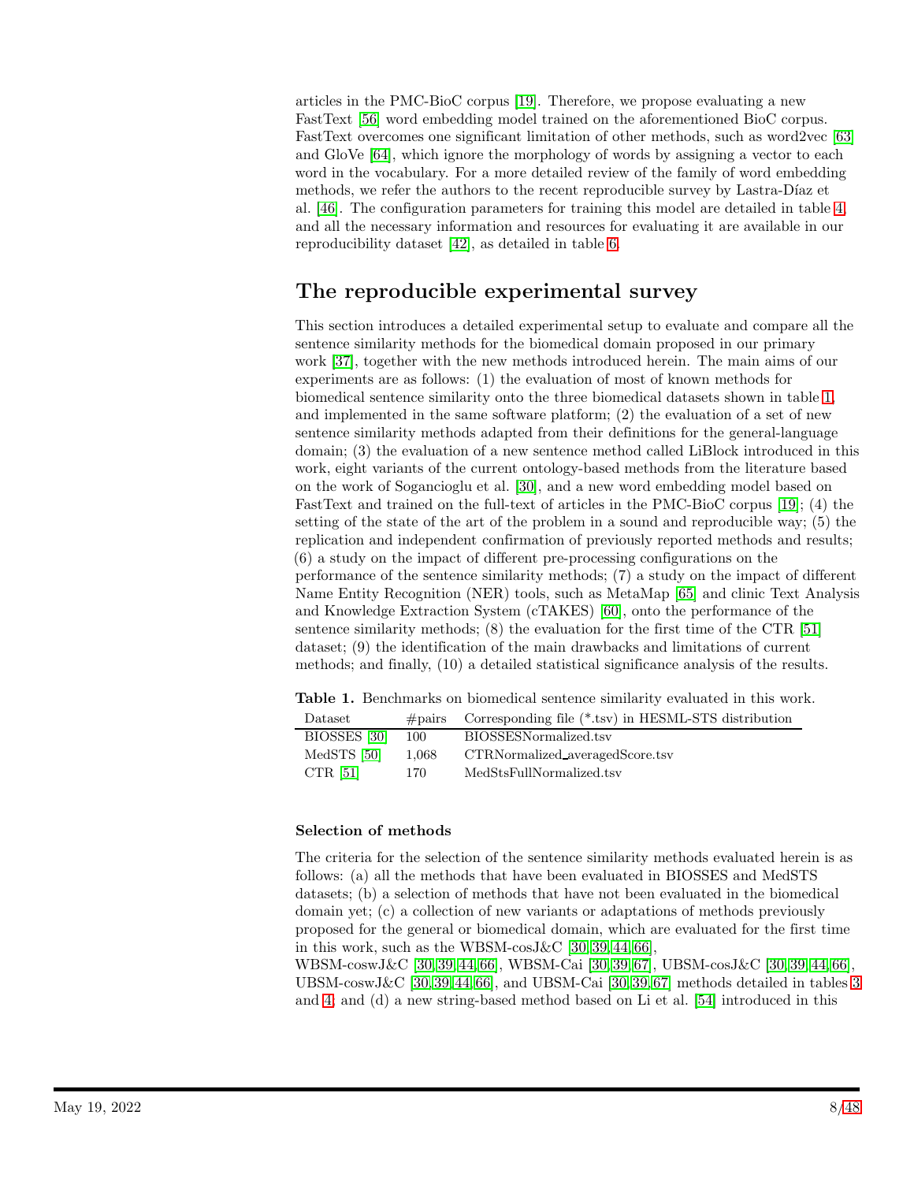articles in the PMC-BioC corpus [19]. Therefore, we propose evaluating a new FastText [56] word embedding model trained on the aforementioned BioC corpus. FastText overcomes one significant limitation of other methods, such as word2vec [63] and GloVe [64], which ignore the morphology of words by assigning a vector to each word in the vocabulary. For a more detailed review of the family of word embedding methods, we refer the authors to the recent reproducible survey by Lastra-Díaz et al. [46]. The configuration parameters for training this model are detailed in table 4, and all the necessary information and resources for evaluating it are available in our reproducibility dataset [42], as detailed in table 6.

## The reproducible experimental survey

This section introduces a detailed experimental setup to evaluate and compare all the sentence similarity methods for the biomedical domain proposed in our primary work [37], together with the new methods introduced herein. The main aims of our experiments are as follows: (1) the evaluation of most of known methods for biomedical sentence similarity onto the three biomedical datasets shown in table 1, and implemented in the same software platform; (2) the evaluation of a set of new sentence similarity methods adapted from their definitions for the general-language domain; (3) the evaluation of a new sentence method called LiBlock introduced in this work, eight variants of the current ontology-based methods from the literature based on the work of Sogancioglu et al. [30], and a new word embedding model based on FastText and trained on the full-text of articles in the PMC-BioC corpus [19]; (4) the setting of the state of the art of the problem in a sound and reproducible way; (5) the replication and independent confirmation of previously reported methods and results; (6) a study on the impact of different pre-processing configurations on the performance of the sentence similarity methods; (7) a study on the impact of different Name Entity Recognition (NER) tools, such as MetaMap [65] and clinic Text Analysis and Knowledge Extraction System (cTAKES) [60], onto the performance of the sentence similarity methods; (8) the evaluation for the first time of the CTR [51] dataset; (9) the identification of the main drawbacks and limitations of current methods; and finally, (10) a detailed statistical significance analysis of the results.

**Table 1.** Benchmarks on biomedical sentence similarity evaluated in this work.

| Dataset | #pairs | Corresponding file (*.tsv) in HESML-STS distribution |
|---|---|---|
| BIOSSES [30] | 100 | BIOSSESNormalized.tsv |
| MedSTS [50] | 1,068 | CTRNormalized_averagedScore.tsv |
| CTR [51] | 170 | MedStsFullNormalized.tsv |

### Selection of methods

The criteria for the selection of the sentence similarity methods evaluated herein is as follows: (a) all the methods that have been evaluated in BIOSSES and MedSTS datasets; (b) a selection of methods that have not been evaluated in the biomedical domain yet; (c) a collection of new variants or adaptations of methods previously proposed for the general or biomedical domain, which are evaluated for the first time in this work, such as the WBSM-cosJ&C [30,39,44,66], WBSM-coswJ&C [30,39,44,66], WBSM-Cai [30,39,67], UBSM-cosJ&C [30,39,44,66], UBSM-coswJ&C [30,39,44,66], and UBSM-Cai [30,39,67] methods detailed in tables 3 and 4; and (d) a new string-based method based on Li et al. [54] introduced in this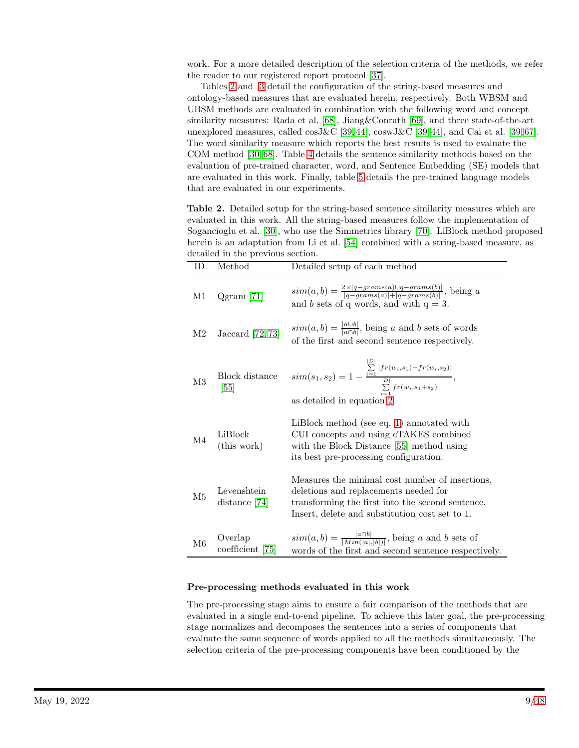work. For a more detailed description of the selection criteria of the methods, we refer the reader to our registered report protocol [37].

Tables 2 and 3 detail the configuration of the string-based measures and ontology-based measures that are evaluated herein, respectively. Both WBSM and UBSM methods are evaluated in combination with the following word and concept similarity measures: Rada et al. [68], Jiang&Conrath [69], and three state-of-the-art unexplored measures, called cosJ&C [39,44], coswJ&C [39,44], and Cai et al. [39,67]. The word similarity measure which reports the best results is used to evaluate the COM method [30,68]. Table 4 details the sentence similarity methods based on the evaluation of pre-trained character, word, and Sentence Embedding (SE) models that are evaluated in this work. Finally, table 5 details the pre-trained language models that are evaluated in our experiments.

**Table 2.** Detailed setup for the string-based sentence similarity measures which are evaluated in this work. All the string-based measures follow the implementation of Sogancioglu et al. [30], who use the Simmetrics library [70]. LiBlock method proposed herein is an adaptation from Li et al. [54] combined with a string-based measure, as detailed in the previous section.

| ID | Method | Detailed setup of each method |
|---|---|---|
| M1 | Qgram [71] | $sim(a,b) = \frac{2 \times \lvert q-grams(a) \cup q-grams(b) \rvert}{\lvert q-grams(a) \rvert + \lvert q-grams(b) \rvert}$, being $a$ and $b$ sets of q words, and with q = 3. |
| M2 | Jaccard [72,73] | $sim(a,b) = \frac{\lvert a \cup b \rvert}{\lvert a \cap b \rvert}$, being $a$ and $b$ sets of words of the first and second sentence respectively. |
| M3 | Block distance [55] | $sim(s_1,s_2) = 1 - \frac{\sum_{i=1}^{\lvert D \rvert} \lvert fr(w_i,s_1) - fr(w_i,s_2) \rvert}{\sum_{i=1}^{\lvert D \rvert} fr(w_i,s_1+s_2)}$, as detailed in equation 2. |
| M4 | LiBlock (this work) | LiBlock method (see eq. 1) annotated with CUI concepts and using cTAKES combined with the Block Distance [55] method using its best pre-processing configuration. |
| M5 | Levenshtein distance [74] | Measures the minimal cost number of insertions, deletions and replacements needed for transforming the first into the second sentence. Insert, delete and substitution cost set to 1. |
| M6 | Overlap coefficient [75] | $sim(a,b) = \frac{\lvert a \cap b \rvert}{\lvert Min(\lvert a \rvert, \lvert b \rvert) \rvert}$, being $a$ and $b$ sets of words of the first and second sentence respectively. |

### Pre-processing methods evaluated in this work

The pre-processing stage aims to ensure a fair comparison of the methods that are evaluated in a single end-to-end pipeline. To achieve this later goal, the pre-processing stage normalizes and decomposes the sentences into a series of components that evaluate the same sequence of words applied to all the methods simultaneously. The selection criteria of the pre-processing components have been conditioned by the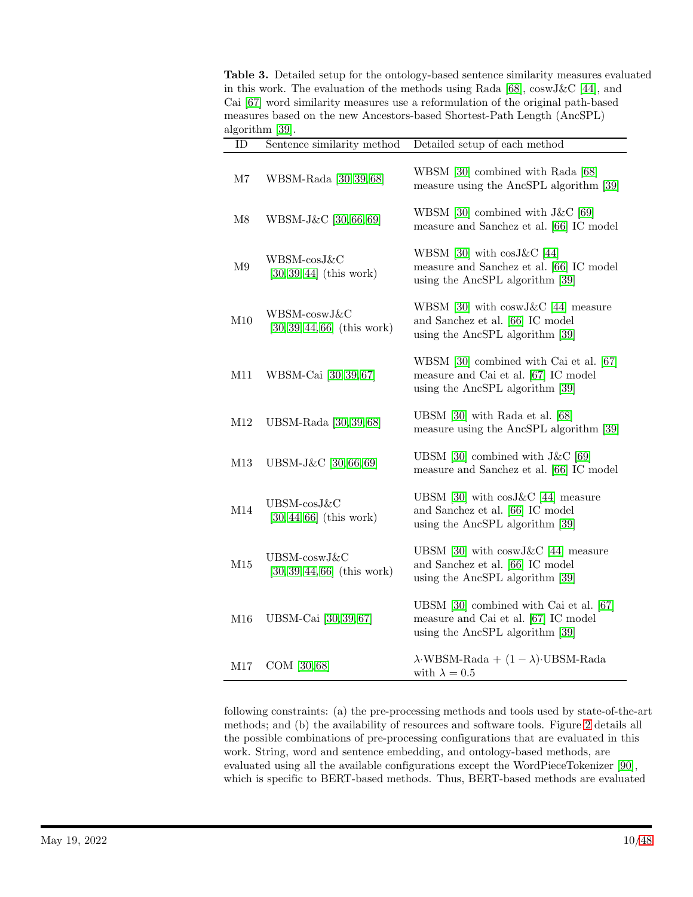**Table 3.** Detailed setup for the ontology-based sentence similarity measures evaluated in this work. The evaluation of the methods using Rada [68], coswJ&C [44], and Cai [67] word similarity measures use a reformulation of the original path-based measures based on the new Ancestors-based Shortest-Path Length (AncSPL) algorithm [39].

| ID | Sentence similarity method | Detailed setup of each method |
|---|---|---|
| M7 | WBSM-Rada [30,39,68] | WBSM [30] combined with Rada [68] measure using the AncSPL algorithm [39] |
| M8 | WBSM-J&C [30,66,69] | WBSM [30] combined with J&C [69] measure and Sanchez et al. [66] IC model |
| M9 | WBSM-cosJ&C [30,39,44] (this work) | WBSM [30] with cosJ&C [44] measure and Sanchez et al. [66] IC model using the AncSPL algorithm [39] |
| M10 | WBSM-coswJ&C [30,39,44,66] (this work) | WBSM [30] with coswJ&C [44] measure and Sanchez et al. [66] IC model using the AncSPL algorithm [39] |
| M11 | WBSM-Cai [30,39,67] | WBSM [30] combined with Cai et al. [67] measure and Cai et al. [67] IC model using the AncSPL algorithm [39] |
| M12 | UBSM-Rada [30,39,68] | UBSM [30] with Rada et al. [68] measure using the AncSPL algorithm [39] |
| M13 | UBSM-J&C [30,66,69] | UBSM [30] combined with J&C [69] measure and Sanchez et al. [66] IC model |
| M14 | UBSM-cosJ&C [30,44,66] (this work) | UBSM [30] with cosJ&C [44] measure and Sanchez et al. [66] IC model using the AncSPL algorithm [39] |
| M15 | UBSM-coswJ&C [30,39,44,66] (this work) | UBSM [30] with coswJ&C [44] measure and Sanchez et al. [66] IC model using the AncSPL algorithm [39] |
| M16 | UBSM-Cai [30,39,67] | UBSM [30] combined with Cai et al. [67] measure and Cai et al. [67] IC model using the AncSPL algorithm [39] |
| M17 | COM [30,68] | $\lambda$·WBSM-Rada + $(1-\lambda)$·UBSM-Rada with $\lambda = 0.5$ |

following constraints: (a) the pre-processing methods and tools used by state-of-the-art methods; and (b) the availability of resources and software tools. Figure 2 details all the possible combinations of pre-processing configurations that are evaluated in this work. String, word and sentence embedding, and ontology-based methods, are evaluated using all the available configurations except the WordPieceTokenizer [90], which is specific to BERT-based methods. Thus, BERT-based methods are evaluated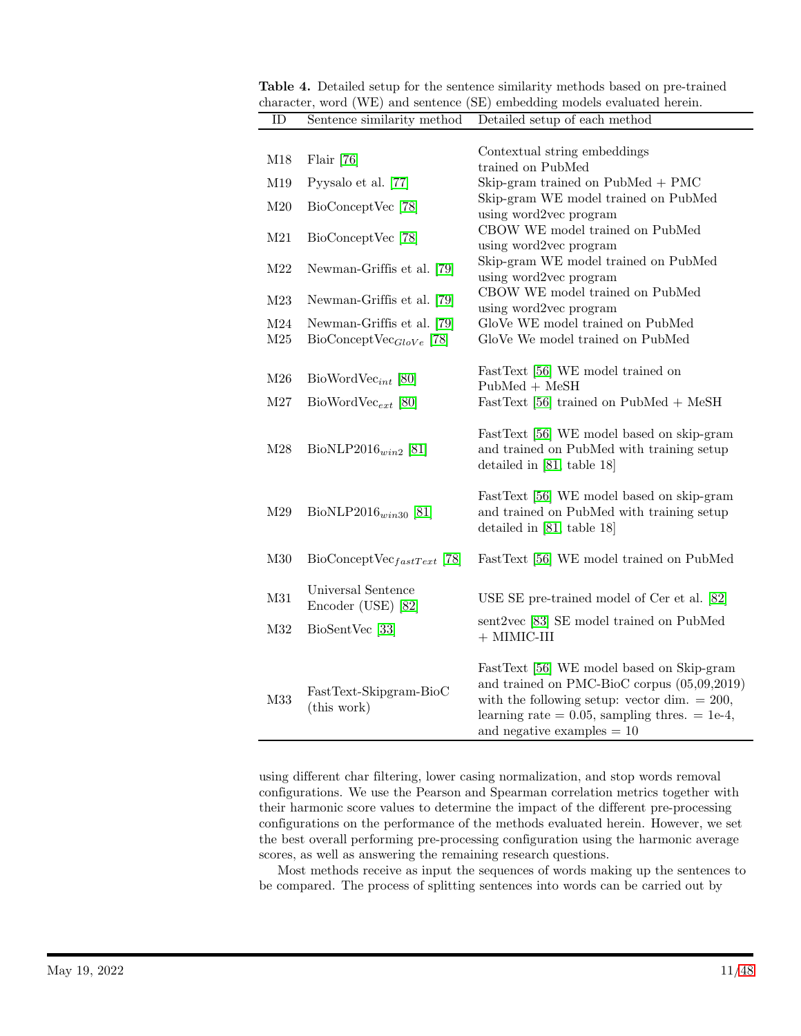**Table 4.** Detailed setup for the sentence similarity methods based on pre-trained character, word (WE) and sentence (SE) embedding models evaluated herein.

| ID | Sentence similarity method | Detailed setup of each method |
|---|---|---|
| M18 | Flair [76] | Contextual string embeddings trained on PubMed |
| M19 | Pyysalo et al. [77] | Skip-gram trained on PubMed + PMC |
| M20 | BioConceptVec [78] | Skip-gram WE model trained on PubMed using word2vec program |
| M21 | BioConceptVec [78] | CBOW WE model trained on PubMed using word2vec program |
| M22 | Newman-Griffis et al. [79] | Skip-gram WE model trained on PubMed using word2vec program |
| M23 | Newman-Griffis et al. [79] | CBOW WE model trained on PubMed using word2vec program |
| M24 | Newman-Griffis et al. [79] | GloVe WE model trained on PubMed |
| M25 | BioConceptVec$_{GloVe}$ [78] | GloVe We model trained on PubMed |
| M26 | BioWordVec$_{int}$ [80] | FastText [56] WE model trained on PubMed + MeSH |
| M27 | BioWordVec$_{ext}$ [80] | FastText [56] trained on PubMed + MeSH |
| M28 | BioNLP2016$_{win2}$ [81] | FastText [56] WE model based on skip-gram and trained on PubMed with training setup detailed in [81, table 18] |
| M29 | BioNLP2016$_{win30}$ [81] | FastText [56] WE model based on skip-gram and trained on PubMed with training setup detailed in [81, table 18] |
| M30 | BioConceptVec$_{fastText}$ [78] | FastText [56] WE model trained on PubMed |
| M31 | Universal Sentence Encoder (USE) [82] | USE SE pre-trained model of Cer et al. [82] |
| M32 | BioSentVec [33] | sent2vec [83] SE model trained on PubMed + MIMIC-III |
| M33 | FastText-Skipgram-BioC (this work) | FastText [56] WE model based on Skip-gram and trained on PMC-BioC corpus (05,09,2019) with the following setup: vector dim. = 200, learning rate = 0.05, sampling thres. = 1e-4, and negative examples = 10 |

using different char filtering, lower casing normalization, and stop words removal configurations. We use the Pearson and Spearman correlation metrics together with their harmonic score values to determine the impact of the different pre-processing configurations on the performance of the methods evaluated herein. However, we set the best overall performing pre-processing configuration using the harmonic average scores, as well as answering the remaining research questions.

Most methods receive as input the sequences of words making up the sentences to be compared. The process of splitting sentences into words can be carried out by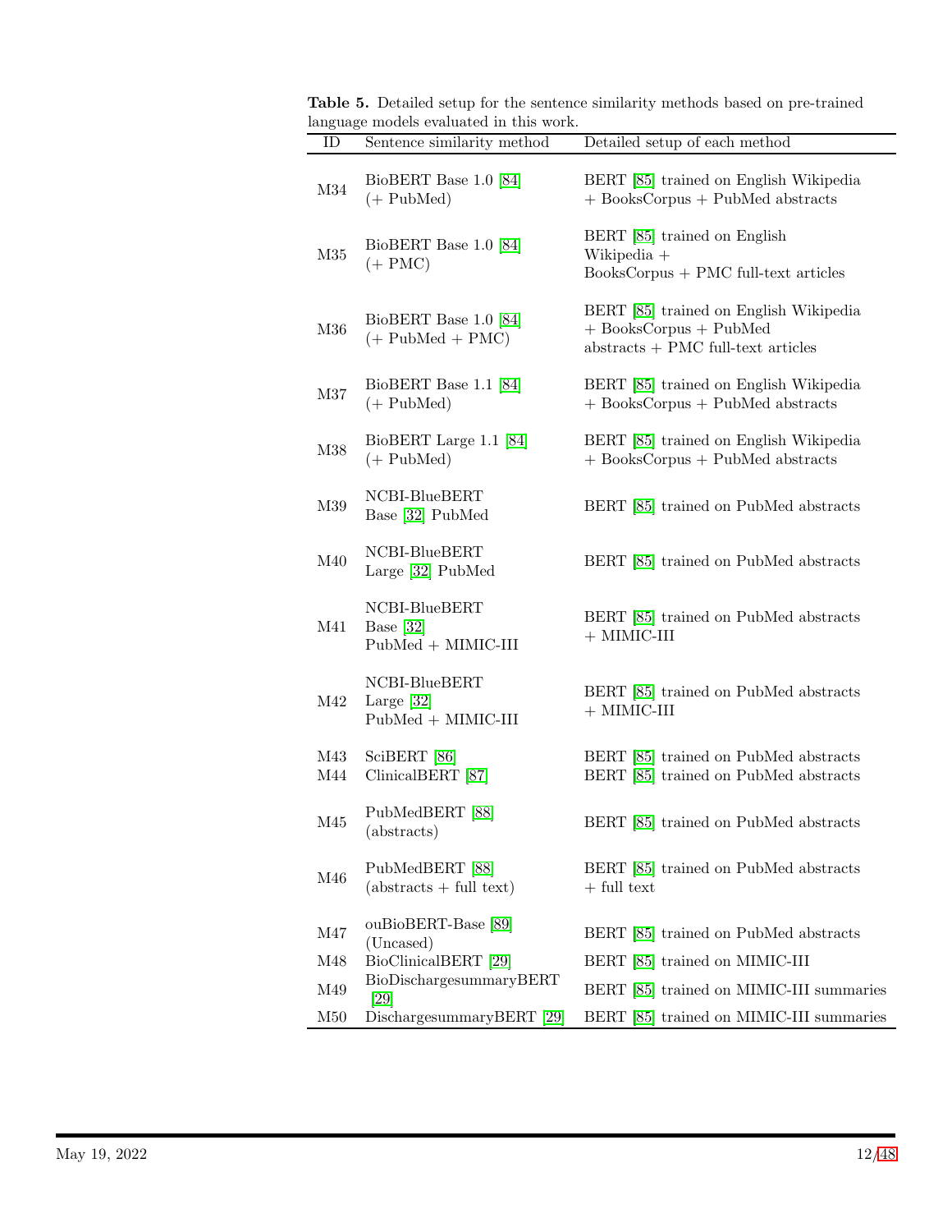**Table 5.** Detailed setup for the sentence similarity methods based on pre-trained language models evaluated in this work.

| ID | Sentence similarity method | Detailed setup of each method |
|---|---|---|
| M34 | BioBERT Base 1.0 [84] (+ PubMed) | BERT [85] trained on English Wikipedia + BooksCorpus + PubMed abstracts |
| M35 | BioBERT Base 1.0 [84] (+ PMC) | BERT [85] trained on English Wikipedia + BooksCorpus + PMC full-text articles |
| M36 | BioBERT Base 1.0 [84] (+ PubMed + PMC) | BERT [85] trained on English Wikipedia + BooksCorpus + PubMed abstracts + PMC full-text articles |
| M37 | BioBERT Base 1.1 [84] (+ PubMed) | BERT [85] trained on English Wikipedia + BooksCorpus + PubMed abstracts |
| M38 | BioBERT Large 1.1 [84] (+ PubMed) | BERT [85] trained on English Wikipedia + BooksCorpus + PubMed abstracts |
| M39 | NCBI-BlueBERT Base [32] PubMed | BERT [85] trained on PubMed abstracts |
| M40 | NCBI-BlueBERT Large [32] PubMed | BERT [85] trained on PubMed abstracts |
| M41 | NCBI-BlueBERT Base [32] PubMed + MIMIC-III | BERT [85] trained on PubMed abstracts + MIMIC-III |
| M42 | NCBI-BlueBERT Large [32] PubMed + MIMIC-III | BERT [85] trained on PubMed abstracts + MIMIC-III |
| M43 | SciBERT [86] | BERT [85] trained on PubMed abstracts |
| M44 | ClinicalBERT [87] | BERT [85] trained on PubMed abstracts |
| M45 | PubMedBERT [88] (abstracts) | BERT [85] trained on PubMed abstracts |
| M46 | PubMedBERT [88] (abstracts + full text) | BERT [85] trained on PubMed abstracts + full text |
| M47 | ouBioBERT-Base [89] (Uncased) | BERT [85] trained on PubMed abstracts |
| M48 | BioClinicalBERT [29] | BERT [85] trained on MIMIC-III |
| M49 | BioDischargesummaryBERT [29] | BERT [85] trained on MIMIC-III summaries |
| M50 | DischargesummaryBERT [29] | BERT [85] trained on MIMIC-III summaries |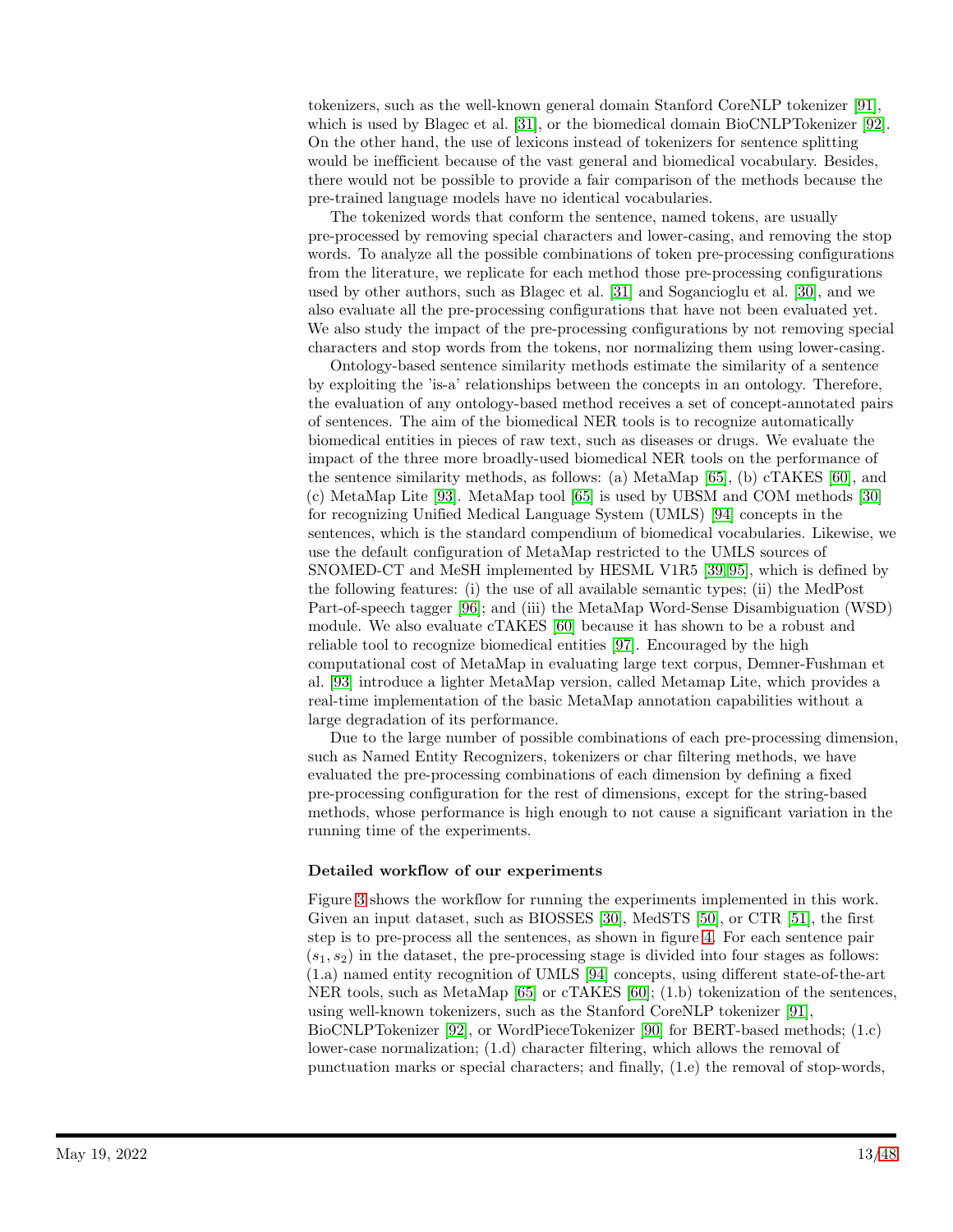tokenizers, such as the well-known general domain Stanford CoreNLP tokenizer [91], which is used by Blagec et al. [31], or the biomedical domain BioCNLPTokenizer [92]. On the other hand, the use of lexicons instead of tokenizers for sentence splitting would be inefficient because of the vast general and biomedical vocabulary. Besides, there would not be possible to provide a fair comparison of the methods because the pre-trained language models have no identical vocabularies.

The tokenized words that conform the sentence, named tokens, are usually pre-processed by removing special characters and lower-casing, and removing the stop words. To analyze all the possible combinations of token pre-processing configurations from the literature, we replicate for each method those pre-processing configurations used by other authors, such as Blagec et al. [31] and Sogancioglu et al. [30], and we also evaluate all the pre-processing configurations that have not been evaluated yet. We also study the impact of the pre-processing configurations by not removing special characters and stop words from the tokens, nor normalizing them using lower-casing.

Ontology-based sentence similarity methods estimate the similarity of a sentence by exploiting the 'is-a' relationships between the concepts in an ontology. Therefore, the evaluation of any ontology-based method receives a set of concept-annotated pairs of sentences. The aim of the biomedical NER tools is to recognize automatically biomedical entities in pieces of raw text, such as diseases or drugs. We evaluate the impact of the three more broadly-used biomedical NER tools on the performance of the sentence similarity methods, as follows: (a) MetaMap [65], (b) cTAKES [60], and (c) MetaMap Lite [93]. MetaMap tool [65] is used by UBSM and COM methods [30] for recognizing Unified Medical Language System (UMLS) [94] concepts in the sentences, which is the standard compendium of biomedical vocabularies. Likewise, we use the default configuration of MetaMap restricted to the UMLS sources of SNOMED-CT and MeSH implemented by HESML V1R5 [39,95], which is defined by the following features: (i) the use of all available semantic types; (ii) the MedPost Part-of-speech tagger [96]; and (iii) the MetaMap Word-Sense Disambiguation (WSD) module. We also evaluate cTAKES [60] because it has shown to be a robust and reliable tool to recognize biomedical entities [97]. Encouraged by the high computational cost of MetaMap in evaluating large text corpus, Demner-Fushman et al. [93] introduce a lighter MetaMap version, called Metamap Lite, which provides a real-time implementation of the basic MetaMap annotation capabilities without a large degradation of its performance.

Due to the large number of possible combinations of each pre-processing dimension, such as Named Entity Recognizers, tokenizers or char filtering methods, we have evaluated the pre-processing combinations of each dimension by defining a fixed pre-processing configuration for the rest of dimensions, except for the string-based methods, whose performance is high enough to not cause a significant variation in the running time of the experiments.

### Detailed workflow of our experiments

Figure 3 shows the workflow for running the experiments implemented in this work. Given an input dataset, such as BIOSSES [30], MedSTS [50], or CTR [51], the first step is to pre-process all the sentences, as shown in figure 4. For each sentence pair $(s_1, s_2)$ in the dataset, the pre-processing stage is divided into four stages as follows: (1.a) named entity recognition of UMLS [94] concepts, using different state-of-the-art NER tools, such as MetaMap [65] or cTAKES [60]; (1.b) tokenization of the sentences, using well-known tokenizers, such as the Stanford CoreNLP tokenizer [91], BioCNLPTokenizer [92], or WordPieceTokenizer [90] for BERT-based methods; (1.c) lower-case normalization; (1.d) character filtering, which allows the removal of punctuation marks or special characters; and finally, (1.e) the removal of stop-words,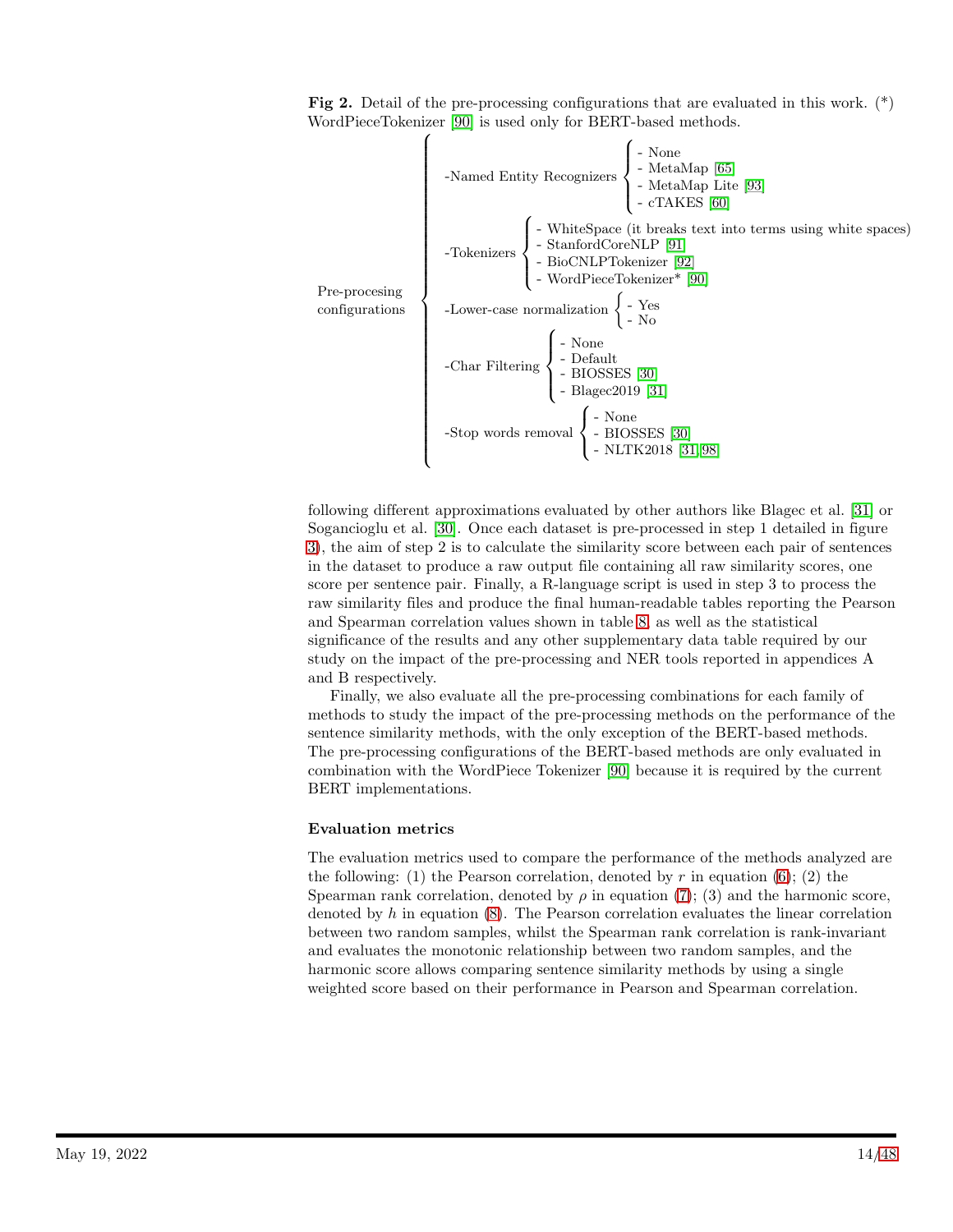**Fig 2.** Detail of the pre-processing configurations that are evaluated in this work. (*) WordPieceTokenizer [90] is used only for BERT-based methods.

Pre-procesing configurations

- -Named Entity Recognizers
  - None
  - MetaMap [65]
  - MetaMap Lite [93]
  - cTAKES [60]
- -Tokenizers
  - WhiteSpace (it breaks text into terms using white spaces)
  - StanfordCoreNLP [91]
  - BioCNLPTokenizer [92]
  - WordPieceTokenizer* [90]
- -Lower-case normalization
  - Yes
  - No
- -Char Filtering
  - None
  - Default
  - BIOSSES [30]
  - Blagec2019 [31]
- -Stop words removal
  - None
  - BIOSSES [30]
  - NLTK2018 [31, 98]

following different approximations evaluated by other authors like Blagec et al. [31] or Sogancioglu et al. [30]. Once each dataset is pre-processed in step 1 detailed in figure 3), the aim of step 2 is to calculate the similarity score between each pair of sentences in the dataset to produce a raw output file containing all raw similarity scores, one score per sentence pair. Finally, a R-language script is used in step 3 to process the raw similarity files and produce the final human-readable tables reporting the Pearson and Spearman correlation values shown in table 8, as well as the statistical significance of the results and any other supplementary data table required by our study on the impact of the pre-processing and NER tools reported in appendices A and B respectively.

Finally, we also evaluate all the pre-processing combinations for each family of methods to study the impact of the pre-processing methods on the performance of the sentence similarity methods, with the only exception of the BERT-based methods. The pre-processing configurations of the BERT-based methods are only evaluated in combination with the WordPiece Tokenizer [90] because it is required by the current BERT implementations.

### Evaluation metrics

The evaluation metrics used to compare the performance of the methods analyzed are the following: (1) the Pearson correlation, denoted by $r$ in equation (6); (2) the Spearman rank correlation, denoted by $\rho$ in equation (7); (3) and the harmonic score, denoted by $h$ in equation (8). The Pearson correlation evaluates the linear correlation between two random samples, whilst the Spearman rank correlation is rank-invariant and evaluates the monotonic relationship between two random samples, and the harmonic score allows comparing sentence similarity methods by using a single weighted score based on their performance in Pearson and Spearman correlation.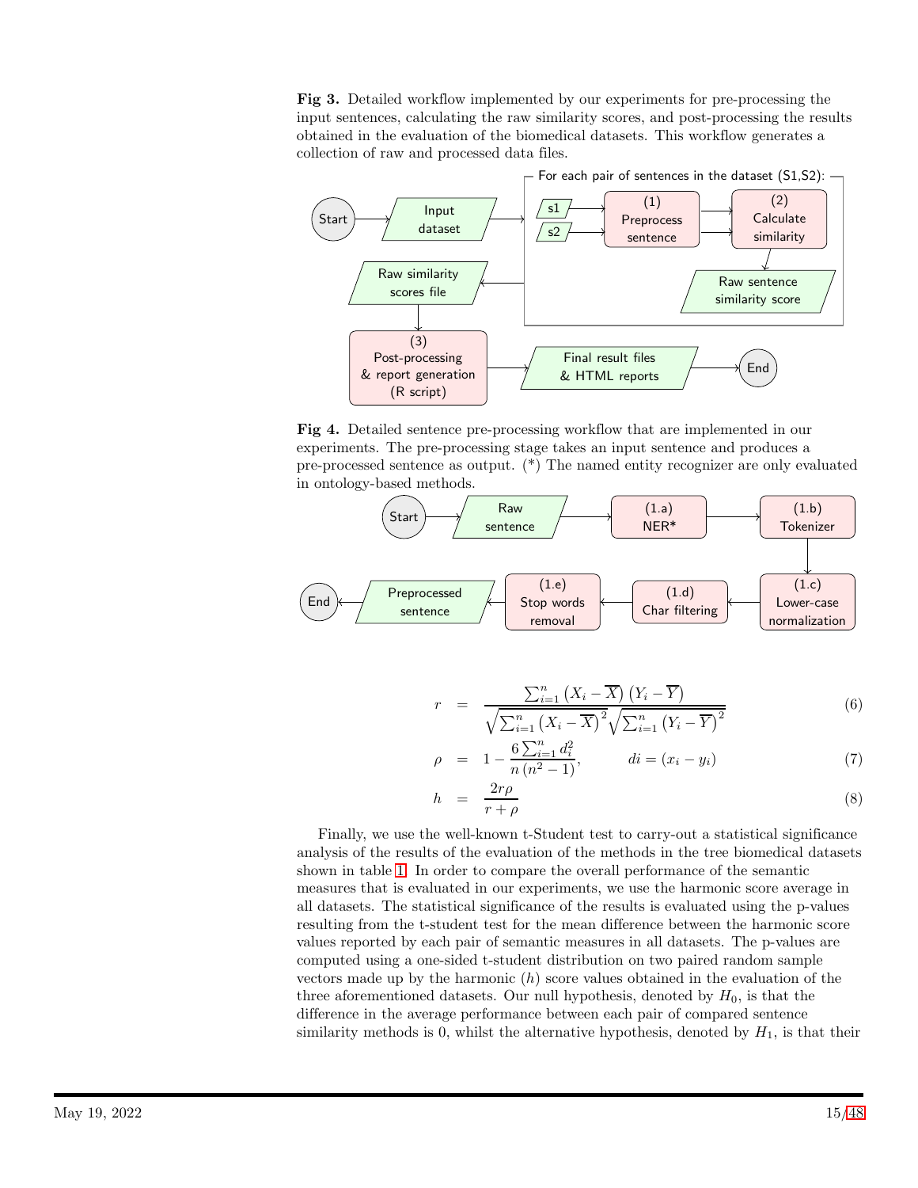**Fig 3.** Detailed workflow implemented by our experiments for pre-processing the input sentences, calculating the raw similarity scores, and post-processing the results obtained in the evaluation of the biomedical datasets. This workflow generates a collection of raw and processed data files.

**Fig 4.** Detailed sentence pre-processing workflow that are implemented in our experiments. The pre-processing stage takes an input sentence and produces a pre-processed sentence as output. (*) The named entity recognizer are only evaluated in ontology-based methods.

$$r = \frac{\sum_{i=1}^{n}\left(X_i - \overline{X}\right)\left(Y_i - \overline{Y}\right)}{\sqrt{\sum_{i=1}^{n}\left(X_i - \overline{X}\right)^2}\sqrt{\sum_{i=1}^{n}\left(Y_i - \overline{Y}\right)^2}} \tag{6}$$

$$\rho = 1 - \frac{6\sum_{i=1}^{n} d_i^2}{n\left(n^2 - 1\right)}, \qquad di = (x_i - y_i) \tag{7}$$

$$h = \frac{2r\rho}{r + \rho} \tag{8}$$

Finally, we use the well-known t-Student test to carry-out a statistical significance analysis of the results of the evaluation of the methods in the tree biomedical datasets shown in table 1. In order to compare the overall performance of the semantic measures that is evaluated in our experiments, we use the harmonic score average in all datasets. The statistical significance of the results is evaluated using the p-values resulting from the t-student test for the mean difference between the harmonic score values reported by each pair of semantic measures in all datasets. The p-values are computed using a one-sided t-student distribution on two paired random sample vectors made up by the harmonic ($h$) score values obtained in the evaluation of the three aforementioned datasets. Our null hypothesis, denoted by $H_0$, is that the difference in the average performance between each pair of compared sentence similarity methods is 0, whilst the alternative hypothesis, denoted by $H_1$, is that their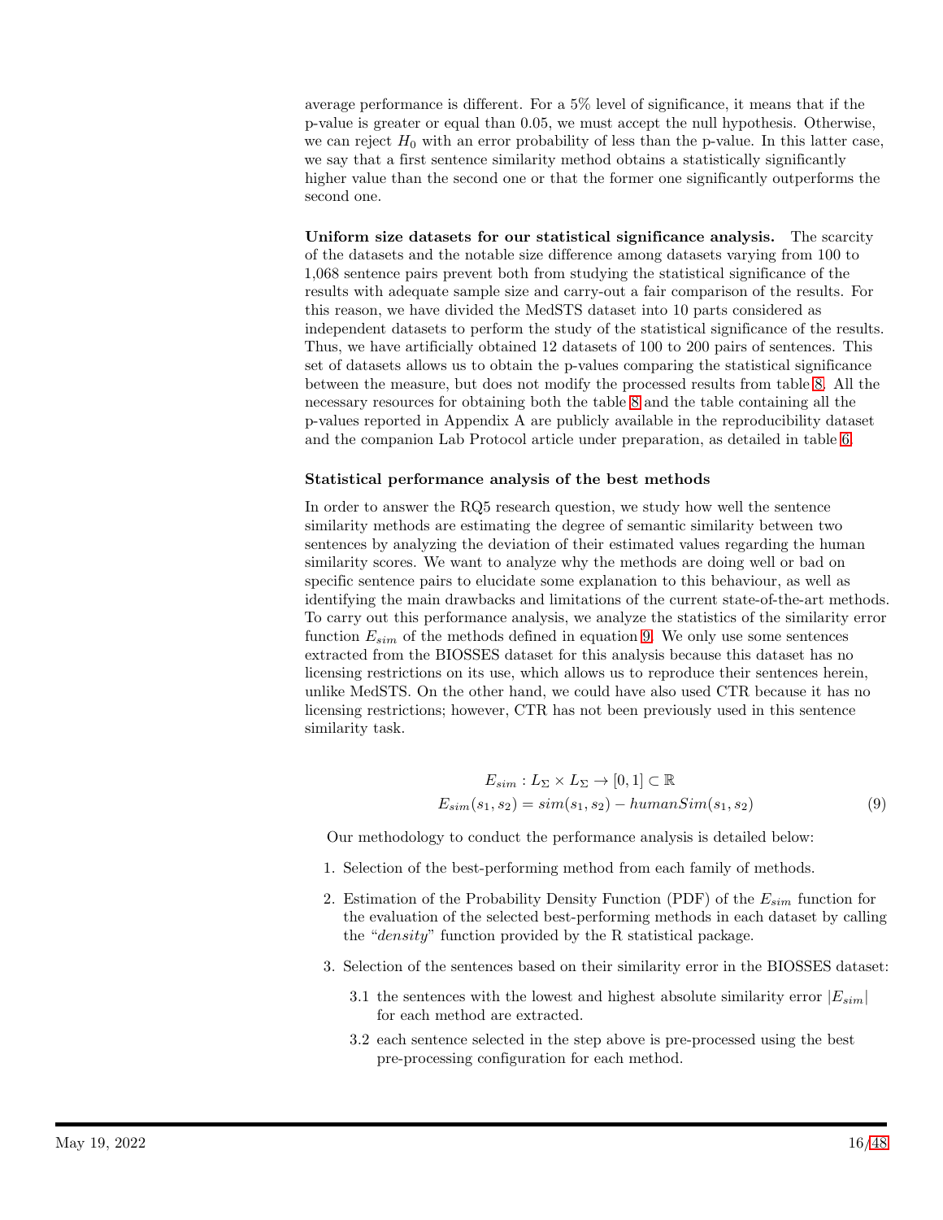average performance is different. For a 5% level of significance, it means that if the p-value is greater or equal than 0.05, we must accept the null hypothesis. Otherwise, we can reject $H_0$ with an error probability of less than the p-value. In this latter case, we say that a first sentence similarity method obtains a statistically significantly higher value than the second one or that the former one significantly outperforms the second one.

**Uniform size datasets for our statistical significance analysis.** The scarcity of the datasets and the notable size difference among datasets varying from 100 to 1,068 sentence pairs prevent both from studying the statistical significance of the results with adequate sample size and carry-out a fair comparison of the results. For this reason, we have divided the MedSTS dataset into 10 parts considered as independent datasets to perform the study of the statistical significance of the results. Thus, we have artificially obtained 12 datasets of 100 to 200 pairs of sentences. This set of datasets allows us to obtain the p-values comparing the statistical significance between the measure, but does not modify the processed results from table 8. All the necessary resources for obtaining both the table 8 and the table containing all the p-values reported in Appendix A are publicly available in the reproducibility dataset and the companion Lab Protocol article under preparation, as detailed in table 6.

### Statistical performance analysis of the best methods

In order to answer the RQ5 research question, we study how well the sentence similarity methods are estimating the degree of semantic similarity between two sentences by analyzing the deviation of their estimated values regarding the human similarity scores. We want to analyze why the methods are doing well or bad on specific sentence pairs to elucidate some explanation to this behaviour, as well as identifying the main drawbacks and limitations of the current state-of-the-art methods. To carry out this performance analysis, we analyze the statistics of the similarity error function $E_{sim}$ of the methods defined in equation 9. We only use some sentences extracted from the BIOSSES dataset for this analysis because this dataset has no licensing restrictions on its use, which allows us to reproduce their sentences herein, unlike MedSTS. On the other hand, we could have also used CTR because it has no licensing restrictions; however, CTR has not been previously used in this sentence similarity task.

$$
\begin{aligned}
E_{sim} &: L_{\Sigma} \times L_{\Sigma} \rightarrow [0,1] \subset \mathbb{R} \\
E_{sim}(s_1, s_2) &= sim(s_1, s_2) - humanSim(s_1, s_2)
\end{aligned}
\tag{9}
$$

Our methodology to conduct the performance analysis is detailed below:

1. Selection of the best-performing method from each family of methods.
2. Estimation of the Probability Density Function (PDF) of the $E_{sim}$ function for the evaluation of the selected best-performing methods in each dataset by calling the "*density*" function provided by the R statistical package.
3. Selection of the sentences based on their similarity error in the BIOSSES dataset:
   - 3.1 the sentences with the lowest and highest absolute similarity error $|E_{sim}|$ for each method are extracted.
   - 3.2 each sentence selected in the step above is pre-processed using the best pre-processing configuration for each method.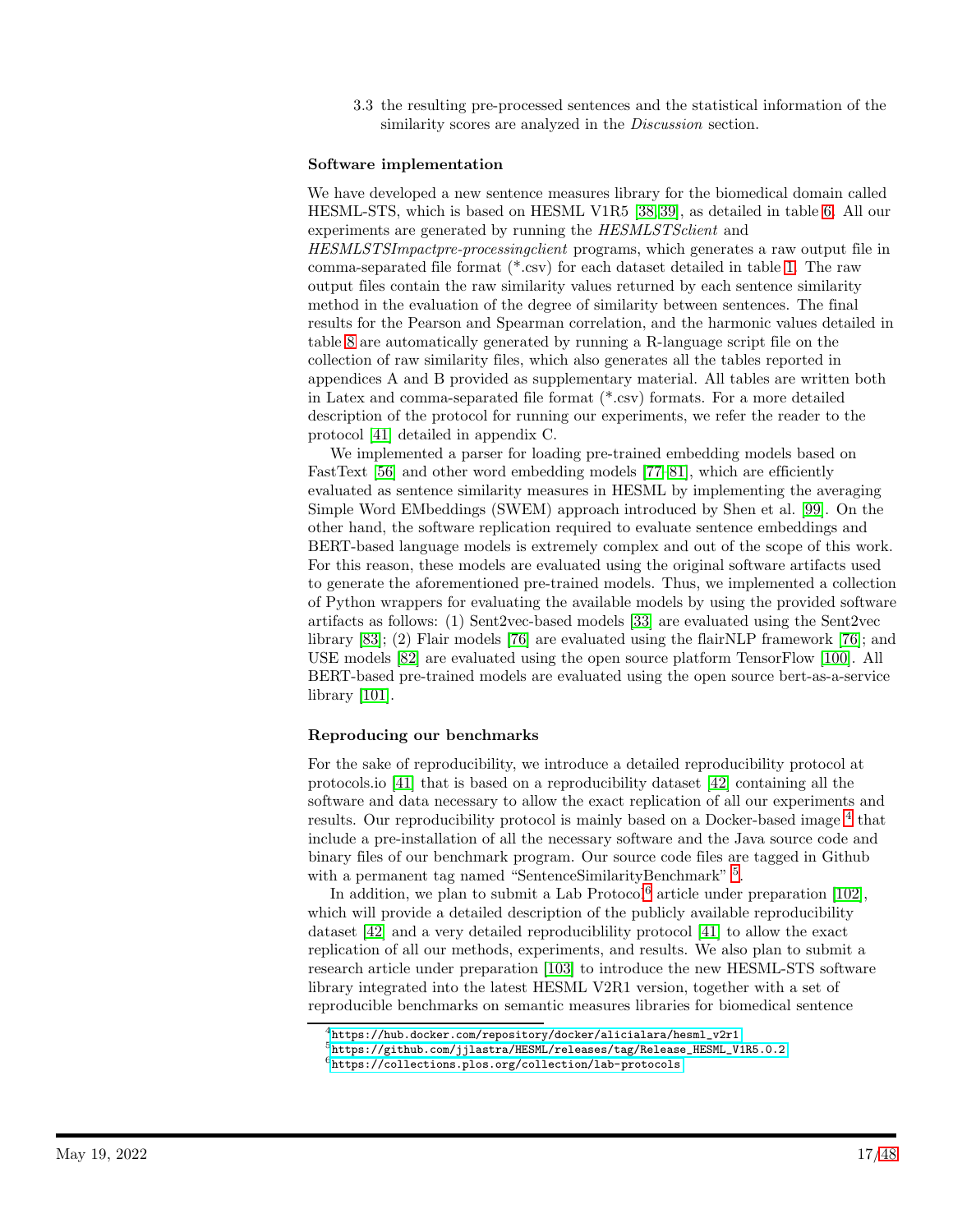3.3 the resulting pre-processed sentences and the statistical information of the similarity scores are analyzed in the *Discussion* section.

### Software implementation

We have developed a new sentence measures library for the biomedical domain called HESML-STS, which is based on HESML V1R5 [38,39], as detailed in table 6. All our experiments are generated by running the *HESMLSTSclient* and *HESMLSTSImpactpre-processingclient* programs, which generates a raw output file in comma-separated file format (*.csv) for each dataset detailed in table 1. The raw output files contain the raw similarity values returned by each sentence similarity method in the evaluation of the degree of similarity between sentences. The final results for the Pearson and Spearman correlation, and the harmonic values detailed in table 8 are automatically generated by running a R-language script file on the collection of raw similarity files, which also generates all the tables reported in appendices A and B provided as supplementary material. All tables are written both in Latex and comma-separated file format (*.csv) formats. For a more detailed description of the protocol for running our experiments, we refer the reader to the protocol [41] detailed in appendix C.

We implemented a parser for loading pre-trained embedding models based on FastText [56] and other word embedding models [77–81], which are efficiently evaluated as sentence similarity measures in HESML by implementing the averaging Simple Word EMbeddings (SWEM) approach introduced by Shen et al. [99]. On the other hand, the software replication required to evaluate sentence embeddings and BERT-based language models is extremely complex and out of the scope of this work. For this reason, these models are evaluated using the original software artifacts used to generate the aforementioned pre-trained models. Thus, we implemented a collection of Python wrappers for evaluating the available models by using the provided software artifacts as follows: (1) Sent2vec-based models [33] are evaluated using the Sent2vec library [83]; (2) Flair models [76] are evaluated using the flairNLP framework [76]; and USE models [82] are evaluated using the open source platform TensorFlow [100]. All BERT-based pre-trained models are evaluated using the open source bert-as-a-service library [101].

### Reproducing our benchmarks

For the sake of reproducibility, we introduce a detailed reproducibility protocol at protocols.io [41] that is based on a reproducibility dataset [42] containing all the software and data necessary to allow the exact replication of all our experiments and results. Our reproducibility protocol is mainly based on a Docker-based image [4] that include a pre-installation of all the necessary software and the Java source code and binary files of our benchmark program. Our source code files are tagged in Github with a permanent tag named "SentenceSimilarityBenchmark" [5].

In addition, we plan to submit a Lab Protocol[6] article under preparation [102], which will provide a detailed description of the publicly available reproducibility dataset [42] and a very detailed reproduciblility protocol [41] to allow the exact replication of all our methods, experiments, and results. We also plan to submit a research article under preparation [103] to introduce the new HESML-STS software library integrated into the latest HESML V2R1 version, together with a set of reproducible benchmarks on semantic measures libraries for biomedical sentence

[4] https://hub.docker.com/repository/docker/alicialara/hesml_v2r1

[5] https://github.com/jjlastra/HESML/releases/tag/Release_HESML_V1R5.0.2

[6] https://collections.plos.org/collection/lab-protocols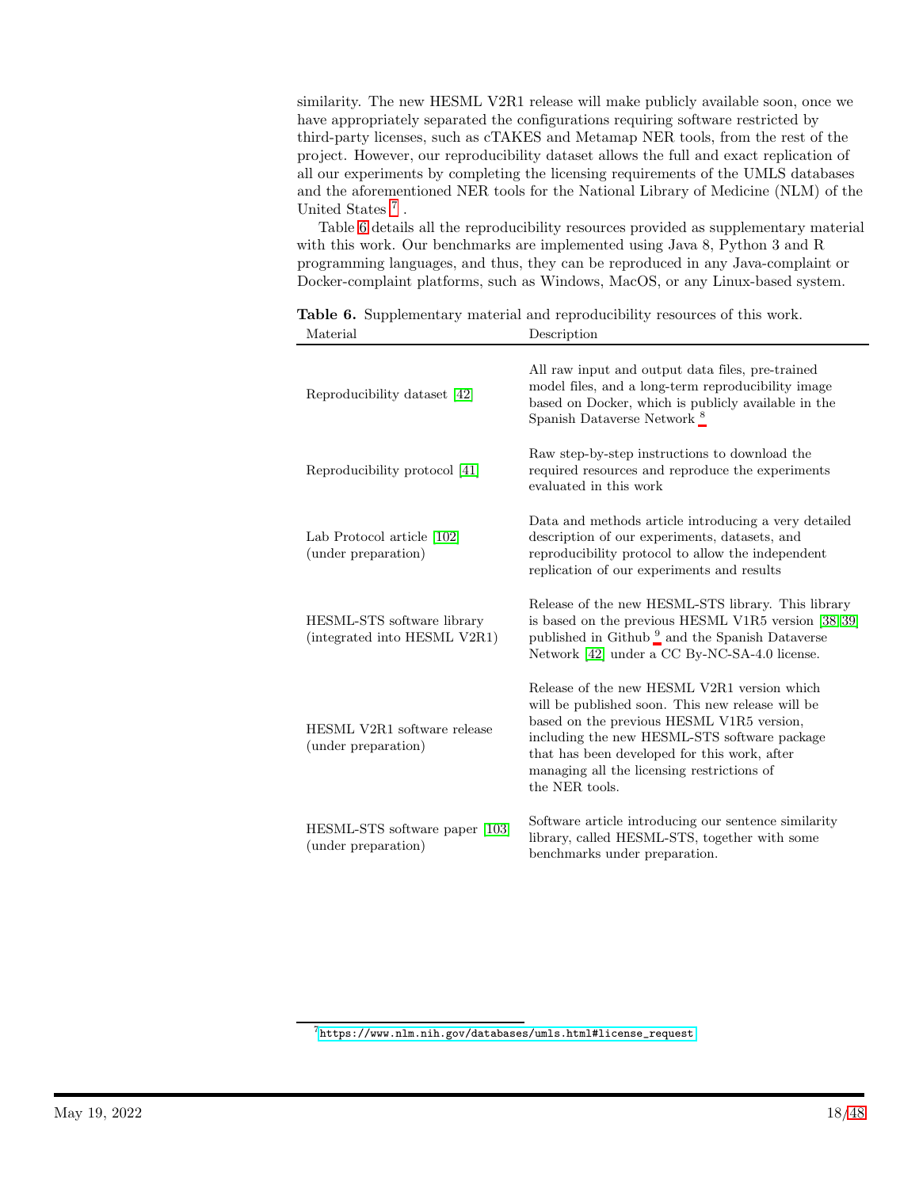similarity. The new HESML V2R1 release will make publicly available soon, once we have appropriately separated the configurations requiring software restricted by third-party licenses, such as cTAKES and Metamap NER tools, from the rest of the project. However, our reproducibility dataset allows the full and exact replication of all our experiments by completing the licensing requirements of the UMLS databases and the aforementioned NER tools for the National Library of Medicine (NLM) of the United States [7] .

Table 6 details all the reproducibility resources provided as supplementary material with this work. Our benchmarks are implemented using Java 8, Python 3 and R programming languages, and thus, they can be reproduced in any Java-complaint or Docker-complaint platforms, such as Windows, MacOS, or any Linux-based system.

**Table 6.** Supplementary material and reproducibility resources of this work.

| Material | Description |
|---|---|
| Reproducibility dataset [42] | All raw input and output data files, pre-trained model files, and a long-term reproducibility image based on Docker, which is publicly available in the Spanish Dataverse Network [8] |
| Reproducibility protocol [41] | Raw step-by-step instructions to download the required resources and reproduce the experiments evaluated in this work |
| Lab Protocol article [102] (under preparation) | Data and methods article introducing a very detailed description of our experiments, datasets, and reproducibility protocol to allow the independent replication of our experiments and results |
| HESML-STS software library (integrated into HESML V2R1) | Release of the new HESML-STS library. This library is based on the previous HESML V1R5 version [38, 39] published in Github [9] and the Spanish Dataverse Network [42] under a CC By-NC-SA-4.0 license. |
| HESML V2R1 software release (under preparation) | Release of the new HESML V2R1 version which will be published soon. This new release will be based on the previous HESML V1R5 version, including the new HESML-STS software package that has been developed for this work, after managing all the licensing restrictions of the NER tools. |
| HESML-STS software paper [103] (under preparation) | Software article introducing our sentence similarity library, called HESML-STS, together with some benchmarks under preparation. |

[7] https://www.nlm.nih.gov/databases/umls.html#license_request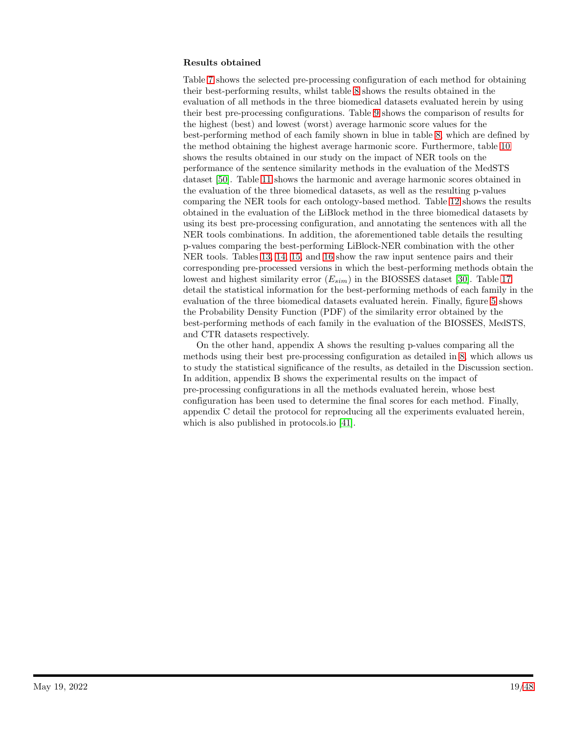### Results obtained

Table 7 shows the selected pre-processing configuration of each method for obtaining their best-performing results, whilst table 8 shows the results obtained in the evaluation of all methods in the three biomedical datasets evaluated herein by using their best pre-processing configurations. Table 9 shows the comparison of results for the highest (best) and lowest (worst) average harmonic score values for the best-performing method of each family shown in blue in table 8, which are defined by the method obtaining the highest average harmonic score. Furthermore, table 10 shows the results obtained in our study on the impact of NER tools on the performance of the sentence similarity methods in the evaluation of the MedSTS dataset [50]. Table 11 shows the harmonic and average harmonic scores obtained in the evaluation of the three biomedical datasets, as well as the resulting p-values comparing the NER tools for each ontology-based method. Table 12 shows the results obtained in the evaluation of the LiBlock method in the three biomedical datasets by using its best pre-processing configuration, and annotating the sentences with all the NER tools combinations. In addition, the aforementioned table details the resulting p-values comparing the best-performing LiBlock-NER combination with the other NER tools. Tables 13, 14, 15, and 16 show the raw input sentence pairs and their corresponding pre-processed versions in which the best-performing methods obtain the lowest and highest similarity error ($E_{sim}$) in the BIOSSES dataset [30]. Table 17 detail the statistical information for the best-performing methods of each family in the evaluation of the three biomedical datasets evaluated herein. Finally, figure 5 shows the Probability Density Function (PDF) of the similarity error obtained by the best-performing methods of each family in the evaluation of the BIOSSES, MedSTS, and CTR datasets respectively.

On the other hand, appendix A shows the resulting p-values comparing all the methods using their best pre-processing configuration as detailed in 8, which allows us to study the statistical significance of the results, as detailed in the Discussion section. In addition, appendix B shows the experimental results on the impact of pre-processing configurations in all the methods evaluated herein, whose best configuration has been used to determine the final scores for each method. Finally, appendix C detail the protocol for reproducing all the experiments evaluated herein, which is also published in protocols.io [41].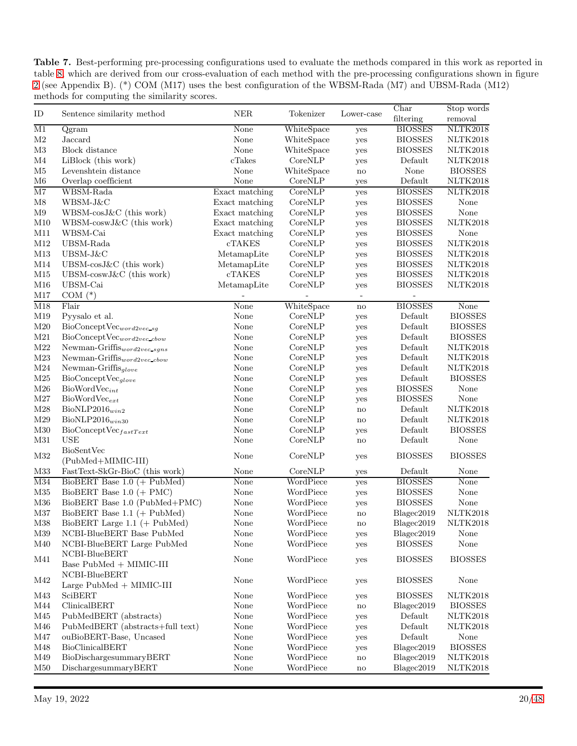**Table 7.** Best-performing pre-processing configurations used to evaluate the methods compared in this work as reported in table 8, which are derived from our cross-evaluation of each method with the pre-processing configurations shown in figure 2 (see Appendix B). (*) COM (M17) uses the best configuration of the WBSM-Rada (M7) and UBSM-Rada (M12) methods for computing the similarity scores.

| ID | Sentence similarity method | NER | Tokenizer | Lower-case | Char filtering | Stop words removal |
|---|---|---|---|---|---|---|
| M1 | Qgram | None | WhiteSpace | yes | BIOSSES | NLTK2018 |
| M2 | Jaccard | None | WhiteSpace | yes | BIOSSES | NLTK2018 |
| M3 | Block distance | None | WhiteSpace | yes | BIOSSES | NLTK2018 |
| M4 | LiBlock (this work) | cTakes | CoreNLP | yes | Default | NLTK2018 |
| M5 | Levenshtein distance | None | WhiteSpace | no | None | BIOSSES |
| M6 | Overlap coefficient | None | CoreNLP | yes | Default | NLTK2018 |
| M7 | WBSM-Rada | Exact matching | CoreNLP | yes | BIOSSES | NLTK2018 |
| M8 | WBSM-J&C | Exact matching | CoreNLP | yes | BIOSSES | None |
| M9 | WBSM-cosJ&C (this work) | Exact matching | CoreNLP | yes | BIOSSES | None |
| M10 | WBSM-coswJ&C (this work) | Exact matching | CoreNLP | yes | BIOSSES | NLTK2018 |
| M11 | WBSM-Cai | Exact matching | CoreNLP | yes | BIOSSES | None |
| M12 | UBSM-Rada | cTAKES | CoreNLP | yes | BIOSSES | NLTK2018 |
| M13 | UBSM-J&C | MetamapLite | CoreNLP | yes | BIOSSES | NLTK2018 |
| M14 | UBSM-cosJ&C (this work) | MetamapLite | CoreNLP | yes | BIOSSES | NLTK2018 |
| M15 | UBSM-coswJ&C (this work) | cTAKES | CoreNLP | yes | BIOSSES | NLTK2018 |
| M16 | UBSM-Cai | MetamapLite | CoreNLP | yes | BIOSSES | NLTK2018 |
| M17 | COM (*) | - | - | - | - | |
| M18 | Flair | None | WhiteSpace | no | BIOSSES | None |
| M19 | Pyysalo et al. | None | CoreNLP | yes | Default | BIOSSES |
| M20 | BioConceptVec$_{word2vec\_sg}$ | None | CoreNLP | yes | Default | BIOSSES |
| M21 | BioConceptVec$_{word2vec\_cbow}$ | None | CoreNLP | yes | Default | BIOSSES |
| M22 | Newman-Griffis$_{word2vec\_sgns}$ | None | CoreNLP | yes | Default | NLTK2018 |
| M23 | Newman-Griffis$_{word2vec\_cbow}$ | None | CoreNLP | yes | Default | NLTK2018 |
| M24 | Newman-Griffis$_{glove}$ | None | CoreNLP | yes | Default | NLTK2018 |
| M25 | BioConceptVec$_{glove}$ | None | CoreNLP | yes | Default | BIOSSES |
| M26 | BioWordVec$_{int}$ | None | CoreNLP | yes | BIOSSES | None |
| M27 | BioWordVec$_{ext}$ | None | CoreNLP | yes | BIOSSES | None |
| M28 | BioNLP2016$_{win2}$ | None | CoreNLP | no | Default | NLTK2018 |
| M29 | BioNLP2016$_{win30}$ | None | CoreNLP | no | Default | NLTK2018 |
| M30 | BioConceptVec$_{fastText}$ | None | CoreNLP | yes | Default | BIOSSES |
| M31 | USE | None | CoreNLP | no | Default | None |
| M32 | BioSentVec (PubMed+MIMIC-III) | None | CoreNLP | yes | BIOSSES | BIOSSES |
| M33 | FastText-SkGr-BioC (this work) | None | CoreNLP | yes | Default | None |
| M34 | BioBERT Base 1.0 (+ PubMed) | None | WordPiece | yes | BIOSSES | None |
| M35 | BioBERT Base 1.0 (+ PMC) | None | WordPiece | yes | BIOSSES | None |
| M36 | BioBERT Base 1.0 (PubMed+PMC) | None | WordPiece | yes | BIOSSES | None |
| M37 | BioBERT Base 1.1 (+ PubMed) | None | WordPiece | no | Blagec2019 | NLTK2018 |
| M38 | BioBERT Large 1.1 (+ PubMed) | None | WordPiece | no | Blagec2019 | NLTK2018 |
| M39 | NCBI-BlueBERT Base PubMed | None | WordPiece | yes | Blagec2019 | None |
| M40 | NCBI-BlueBERT Large PubMed | None | WordPiece | yes | BIOSSES | None |
| M41 | NCBI-BlueBERT Base PubMed + MIMIC-III | None | WordPiece | yes | BIOSSES | BIOSSES |
| M42 | NCBI-BlueBERT Large PubMed + MIMIC-III | None | WordPiece | yes | BIOSSES | None |
| M43 | SciBERT | None | WordPiece | yes | BIOSSES | NLTK2018 |
| M44 | ClinicalBERT | None | WordPiece | no | Blagec2019 | BIOSSES |
| M45 | PubMedBERT (abstracts) | None | WordPiece | yes | Default | NLTK2018 |
| M46 | PubMedBERT (abstracts+full text) | None | WordPiece | yes | Default | NLTK2018 |
| M47 | ouBioBERT-Base, Uncased | None | WordPiece | yes | Default | None |
| M48 | BioClinicalBERT | None | WordPiece | yes | Blagec2019 | BIOSSES |
| M49 | BioDischargesummaryBERT | None | WordPiece | no | Blagec2019 | NLTK2018 |
| M50 | DischargesummaryBERT | None | WordPiece | no | Blagec2019 | NLTK2018 |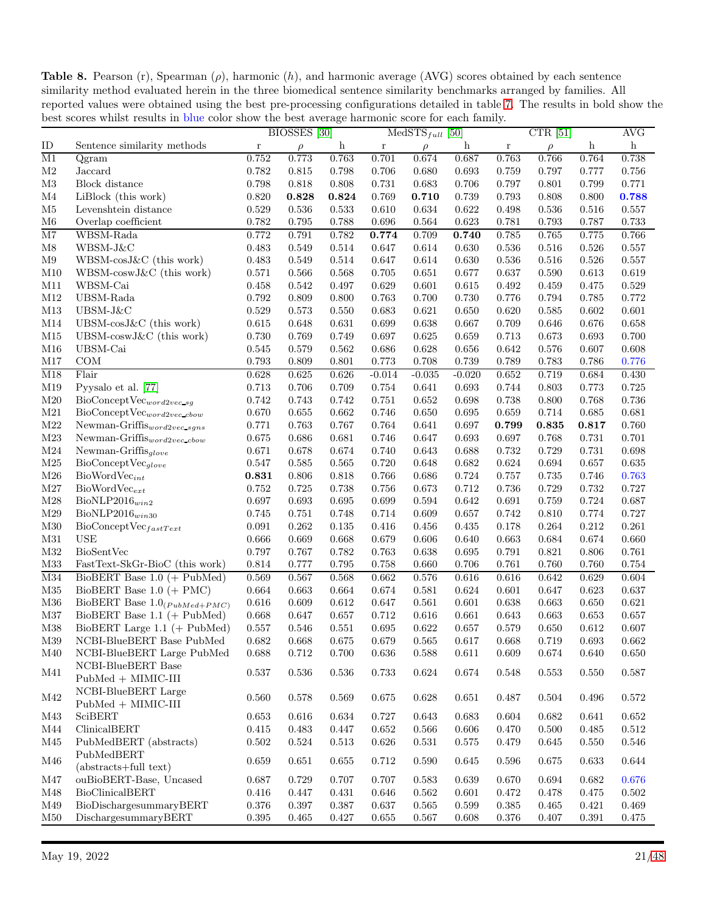**Table 8.** Pearson (r), Spearman ($\rho$), harmonic ($h$), and harmonic average (AVG) scores obtained by each sentence similarity method evaluated herein in the three biomedical sentence similarity benchmarks arranged by families. All reported values were obtained using the best pre-processing configurations detailed in table 7. The results in bold show the best scores whilst results in blue color show the best average harmonic score for each family.

| | | BIOSSES [30] | | | $\text{MedSTS}_{full}$ [50] | | | CTR [51] | | | AVG |
|---|---|---|---|---|---|---|---|---|---|---|---|
| ID | Sentence similarity methods | r | $\rho$ | h | r | $\rho$ | h | r | $\rho$ | h | h |
| M1 | Qgram | 0.752 | 0.773 | 0.763 | 0.701 | 0.674 | 0.687 | 0.763 | 0.766 | 0.764 | 0.738 |
| M2 | Jaccard | 0.782 | 0.815 | 0.798 | 0.706 | 0.680 | 0.693 | 0.759 | 0.797 | 0.777 | 0.756 |
| M3 | Block distance | 0.798 | 0.818 | 0.808 | 0.731 | 0.683 | 0.706 | 0.797 | 0.801 | 0.799 | 0.771 |
| M4 | LiBlock (this work) | 0.820 | **0.828** | **0.824** | 0.769 | **0.710** | 0.739 | 0.793 | 0.808 | 0.800 | **0.788** |
| M5 | Levenshtein distance | 0.529 | 0.536 | 0.533 | 0.610 | 0.634 | 0.622 | 0.498 | 0.536 | 0.516 | 0.557 |
| M6 | Overlap coefficient | 0.782 | 0.795 | 0.788 | 0.696 | 0.564 | 0.623 | 0.781 | 0.793 | 0.787 | 0.733 |
| M7 | WBSM-Rada | 0.772 | 0.791 | 0.782 | **0.774** | 0.709 | **0.740** | 0.785 | 0.765 | 0.775 | 0.766 |
| M8 | WBSM-J&C | 0.483 | 0.549 | 0.514 | 0.647 | 0.614 | 0.630 | 0.536 | 0.516 | 0.526 | 0.557 |
| M9 | WBSM-cosJ&C (this work) | 0.483 | 0.549 | 0.514 | 0.647 | 0.614 | 0.630 | 0.536 | 0.516 | 0.526 | 0.557 |
| M10 | WBSM-coswJ&C (this work) | 0.571 | 0.566 | 0.568 | 0.705 | 0.651 | 0.677 | 0.637 | 0.590 | 0.613 | 0.619 |
| M11 | WBSM-Cai | 0.458 | 0.542 | 0.497 | 0.629 | 0.601 | 0.615 | 0.492 | 0.459 | 0.475 | 0.529 |
| M12 | UBSM-Rada | 0.792 | 0.809 | 0.800 | 0.763 | 0.700 | 0.730 | 0.776 | 0.794 | 0.785 | 0.772 |
| M13 | UBSM-J&C | 0.529 | 0.573 | 0.550 | 0.683 | 0.621 | 0.650 | 0.620 | 0.585 | 0.602 | 0.601 |
| M14 | UBSM-cosJ&C (this work) | 0.615 | 0.648 | 0.631 | 0.699 | 0.638 | 0.667 | 0.709 | 0.646 | 0.676 | 0.658 |
| M15 | UBSM-coswJ&C (this work) | 0.730 | 0.769 | 0.749 | 0.697 | 0.625 | 0.659 | 0.713 | 0.673 | 0.693 | 0.700 |
| M16 | UBSM-Cai | 0.545 | 0.579 | 0.562 | 0.686 | 0.628 | 0.656 | 0.642 | 0.576 | 0.607 | 0.608 |
| M17 | COM | 0.793 | 0.809 | 0.801 | 0.773 | 0.708 | 0.739 | 0.789 | 0.783 | 0.786 | 0.776 |
| M18 | Flair | 0.628 | 0.625 | 0.626 | -0.014 | -0.035 | -0.020 | 0.652 | 0.719 | 0.684 | 0.430 |
| M19 | Pyysalo et al. [77] | 0.713 | 0.706 | 0.709 | 0.754 | 0.641 | 0.693 | 0.744 | 0.803 | 0.773 | 0.725 |
| M20 | $\text{BioConceptVec}_{word2vec\_sg}$ | 0.742 | 0.743 | 0.742 | 0.751 | 0.652 | 0.698 | 0.738 | 0.800 | 0.768 | 0.736 |
| M21 | $\text{BioConceptVec}_{word2vec\_cbow}$ | 0.670 | 0.655 | 0.662 | 0.746 | 0.650 | 0.695 | 0.659 | 0.714 | 0.685 | 0.681 |
| M22 | $\text{Newman-Griffis}_{word2vec\_sgns}$ | 0.771 | 0.763 | 0.767 | 0.764 | 0.641 | 0.697 | **0.799** | **0.835** | **0.817** | 0.760 |
| M23 | $\text{Newman-Griffis}_{word2vec\_cbow}$ | 0.675 | 0.686 | 0.681 | 0.746 | 0.647 | 0.693 | 0.697 | 0.768 | 0.731 | 0.701 |
| M24 | $\text{Newman-Griffis}_{glove}$ | 0.671 | 0.678 | 0.674 | 0.740 | 0.643 | 0.688 | 0.732 | 0.729 | 0.731 | 0.698 |
| M25 | $\text{BioConceptVec}_{glove}$ | 0.547 | 0.585 | 0.565 | 0.720 | 0.648 | 0.682 | 0.624 | 0.694 | 0.657 | 0.635 |
| M26 | $\text{BioWordVec}_{int}$ | **0.831** | 0.806 | 0.818 | 0.766 | 0.686 | 0.724 | 0.757 | 0.735 | 0.746 | 0.763 |
| M27 | $\text{BioWordVec}_{ext}$ | 0.752 | 0.725 | 0.738 | 0.756 | 0.673 | 0.712 | 0.736 | 0.729 | 0.732 | 0.727 |
| M28 | $\text{BioNLP2016}_{win2}$ | 0.697 | 0.693 | 0.695 | 0.699 | 0.594 | 0.642 | 0.691 | 0.759 | 0.724 | 0.687 |
| M29 | $\text{BioNLP2016}_{win30}$ | 0.745 | 0.751 | 0.748 | 0.714 | 0.609 | 0.657 | 0.742 | 0.810 | 0.774 | 0.727 |
| M30 | $\text{BioConceptVec}_{fastText}$ | 0.091 | 0.262 | 0.135 | 0.416 | 0.456 | 0.435 | 0.178 | 0.264 | 0.212 | 0.261 |
| M31 | USE | 0.666 | 0.669 | 0.668 | 0.679 | 0.606 | 0.640 | 0.663 | 0.684 | 0.674 | 0.660 |
| M32 | BioSentVec | 0.797 | 0.767 | 0.782 | 0.763 | 0.638 | 0.695 | 0.791 | 0.821 | 0.806 | 0.761 |
| M33 | FastText-SkGr-BioC (this work) | 0.814 | 0.777 | 0.795 | 0.758 | 0.660 | 0.706 | 0.761 | 0.760 | 0.760 | 0.754 |
| M34 | BioBERT Base 1.0 (+ PubMed) | 0.569 | 0.567 | 0.568 | 0.662 | 0.576 | 0.616 | 0.616 | 0.642 | 0.629 | 0.604 |
| M35 | BioBERT Base 1.0 (+ PMC) | 0.664 | 0.663 | 0.664 | 0.674 | 0.581 | 0.624 | 0.601 | 0.647 | 0.623 | 0.637 |
| M36 | BioBERT Base $1.0_{(PubMed+PMC)}$ | 0.616 | 0.609 | 0.612 | 0.647 | 0.561 | 0.601 | 0.638 | 0.663 | 0.650 | 0.621 |
| M37 | BioBERT Base 1.1 (+ PubMed) | 0.668 | 0.647 | 0.657 | 0.712 | 0.616 | 0.661 | 0.643 | 0.663 | 0.653 | 0.657 |
| M38 | BioBERT Large 1.1 (+ PubMed) | 0.557 | 0.546 | 0.551 | 0.695 | 0.622 | 0.657 | 0.579 | 0.650 | 0.612 | 0.607 |
| M39 | NCBI-BlueBERT Base PubMed | 0.682 | 0.668 | 0.675 | 0.679 | 0.565 | 0.617 | 0.668 | 0.719 | 0.693 | 0.662 |
| M40 | NCBI-BlueBERT Large PubMed | 0.688 | 0.712 | 0.700 | 0.636 | 0.588 | 0.611 | 0.609 | 0.674 | 0.640 | 0.650 |
| M41 | NCBI-BlueBERT Base PubMed + MIMIC-III | 0.537 | 0.536 | 0.536 | 0.733 | 0.624 | 0.674 | 0.548 | 0.553 | 0.550 | 0.587 |
| M42 | NCBI-BlueBERT Large PubMed + MIMIC-III | 0.560 | 0.578 | 0.569 | 0.675 | 0.628 | 0.651 | 0.487 | 0.504 | 0.496 | 0.572 |
| M43 | SciBERT | 0.653 | 0.616 | 0.634 | 0.727 | 0.643 | 0.683 | 0.604 | 0.682 | 0.641 | 0.652 |
| M44 | ClinicalBERT | 0.415 | 0.483 | 0.447 | 0.652 | 0.566 | 0.606 | 0.470 | 0.500 | 0.485 | 0.512 |
| M45 | PubMedBERT (abstracts) | 0.502 | 0.524 | 0.513 | 0.626 | 0.531 | 0.575 | 0.479 | 0.645 | 0.550 | 0.546 |
| M46 | PubMedBERT (abstracts+full text) | 0.659 | 0.651 | 0.655 | 0.712 | 0.590 | 0.645 | 0.596 | 0.675 | 0.633 | 0.644 |
| M47 | ouBioBERT-Base, Uncased | 0.687 | 0.729 | 0.707 | 0.707 | 0.583 | 0.639 | 0.670 | 0.694 | 0.682 | 0.676 |
| M48 | BioClinicalBERT | 0.416 | 0.447 | 0.431 | 0.646 | 0.562 | 0.601 | 0.472 | 0.478 | 0.475 | 0.502 |
| M49 | BioDischargesummaryBERT | 0.376 | 0.397 | 0.387 | 0.637 | 0.565 | 0.599 | 0.385 | 0.465 | 0.421 | 0.469 |
| M50 | DischargesummaryBERT | 0.395 | 0.465 | 0.427 | 0.655 | 0.567 | 0.608 | 0.376 | 0.407 | 0.391 | 0.475 |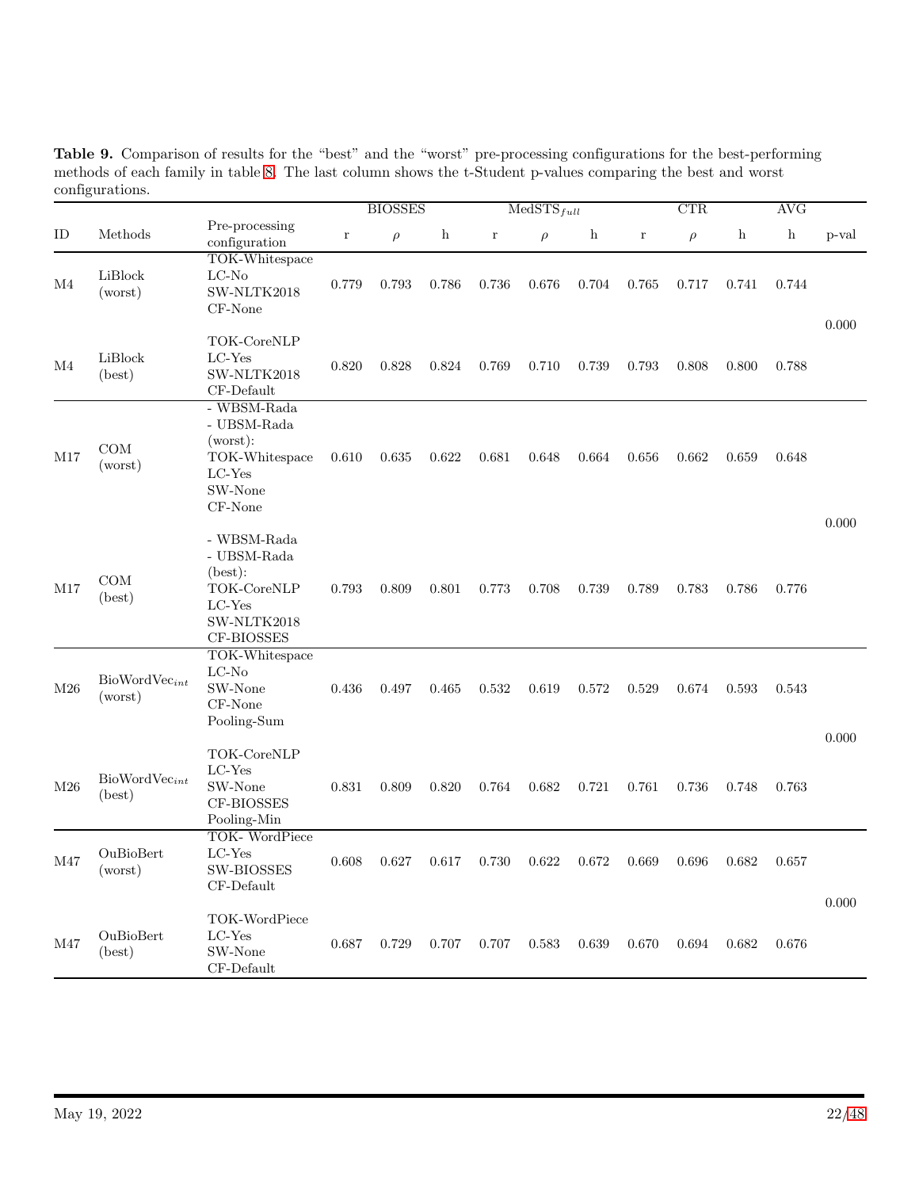**Table 9.** Comparison of results for the "best" and the "worst" pre-processing configurations for the best-performing methods of each family in table 8. The last column shows the t-Student p-values comparing the best and worst configurations.

| | | | BIOSSES | | | $MedSTS_{full}$ | | | CTR | | | AVG | |
|---|---|---|---|---|---|---|---|---|---|---|---|---|---|
| ID | Methods | Pre-processing configuration | r | $\rho$ | h | r | $\rho$ | h | r | $\rho$ | h | h | p-val |
| M4 | LiBlock (worst) | TOK-Whitespace LC-No SW-NLTK2018 CF-None | 0.779 | 0.793 | 0.786 | 0.736 | 0.676 | 0.704 | 0.765 | 0.717 | 0.741 | 0.744 | 0.000 |
| M4 | LiBlock (best) | TOK-CoreNLP LC-Yes SW-NLTK2018 CF-Default | 0.820 | 0.828 | 0.824 | 0.769 | 0.710 | 0.739 | 0.793 | 0.808 | 0.800 | 0.788 | |
| M17 | COM (worst) | - WBSM-Rada - UBSM-Rada (worst): TOK-Whitespace LC-Yes SW-None CF-None | 0.610 | 0.635 | 0.622 | 0.681 | 0.648 | 0.664 | 0.656 | 0.662 | 0.659 | 0.648 | 0.000 |
| M17 | COM (best) | - WBSM-Rada - UBSM-Rada (best): TOK-CoreNLP LC-Yes SW-NLTK2018 CF-BIOSSES | 0.793 | 0.809 | 0.801 | 0.773 | 0.708 | 0.739 | 0.789 | 0.783 | 0.786 | 0.776 | |
| M26 | $BioWordVec_{int}$ (worst) | TOK-Whitespace LC-No SW-None CF-None Pooling-Sum | 0.436 | 0.497 | 0.465 | 0.532 | 0.619 | 0.572 | 0.529 | 0.674 | 0.593 | 0.543 | 0.000 |
| M26 | $BioWordVec_{int}$ (best) | TOK-CoreNLP LC-Yes SW-None CF-BIOSSES Pooling-Min | 0.831 | 0.809 | 0.820 | 0.764 | 0.682 | 0.721 | 0.761 | 0.736 | 0.748 | 0.763 | |
| M47 | OuBioBert (worst) | TOK- WordPiece LC-Yes SW-BIOSSES CF-Default | 0.608 | 0.627 | 0.617 | 0.730 | 0.622 | 0.672 | 0.669 | 0.696 | 0.682 | 0.657 | 0.000 |
| M47 | OuBioBert (best) | TOK-WordPiece LC-Yes SW-None CF-Default | 0.687 | 0.729 | 0.707 | 0.707 | 0.583 | 0.639 | 0.670 | 0.694 | 0.682 | 0.676 | |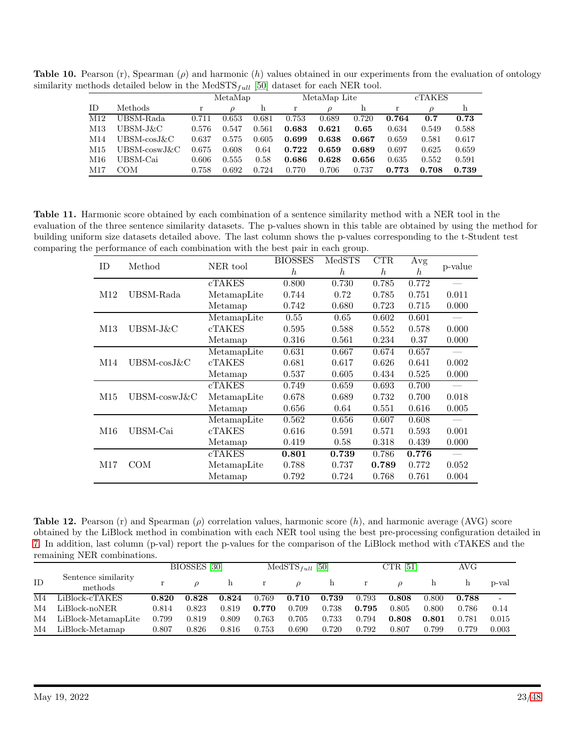**Table 10.** Pearson (r), Spearman ($\rho$) and harmonic ($h$) values obtained in our experiments from the evaluation of ontology similarity methods detailed below in the MedSTS$_{full}$ [50] dataset for each NER tool.

| | | MetaMap | | | MetaMap Lite | | | cTAKES | | |
|---|---|---|---|---|---|---|---|---|---|---|
| ID | Methods | r | $\rho$ | h | r | $\rho$ | h | r | $\rho$ | h |
| M12 | UBSM-Rada | 0.711 | 0.653 | 0.681 | 0.753 | 0.689 | 0.720 | **0.764** | **0.7** | **0.73** |
| M13 | UBSM-J&C | 0.576 | 0.547 | 0.561 | **0.683** | **0.621** | **0.65** | 0.634 | 0.549 | 0.588 |
| M14 | UBSM-cosJ&C | 0.637 | 0.575 | 0.605 | **0.699** | **0.638** | **0.667** | 0.659 | 0.581 | 0.617 |
| M15 | UBSM-coswJ&C | 0.675 | 0.608 | 0.64 | **0.722** | **0.659** | **0.689** | 0.697 | 0.625 | 0.659 |
| M16 | UBSM-Cai | 0.606 | 0.555 | 0.58 | **0.686** | **0.628** | **0.656** | 0.635 | 0.552 | 0.591 |
| M17 | COM | 0.758 | 0.692 | 0.724 | 0.770 | 0.706 | 0.737 | **0.773** | **0.708** | **0.739** |

**Table 11.** Harmonic score obtained by each combination of a sentence similarity method with a NER tool in the evaluation of the three sentence similarity datasets. The p-values shown in this table are obtained by using the method for building uniform size datasets detailed above. The last column shows the p-values corresponding to the t-Student test comparing the performance of each combination with the best pair in each group.

| ID | Method | NER tool | BIOSSES $h$ | MedSTS $h$ | CTR $h$ | Avg $h$ | p-value |
|---|---|---|---|---|---|---|---|
| M12 | UBSM-Rada | cTAKES | 0.800 | 0.730 | 0.785 | 0.772 | — |
| | | MetamapLite | 0.744 | 0.72 | 0.785 | 0.751 | 0.011 |
| | | Metamap | 0.742 | 0.680 | 0.723 | 0.715 | 0.000 |
| M13 | UBSM-J&C | MetamapLite | 0.55 | 0.65 | 0.602 | 0.601 | — |
| | | cTAKES | 0.595 | 0.588 | 0.552 | 0.578 | 0.000 |
| | | Metamap | 0.316 | 0.561 | 0.234 | 0.37 | 0.000 |
| M14 | UBSM-cosJ&C | MetamapLite | 0.631 | 0.667 | 0.674 | 0.657 | — |
| | | cTAKES | 0.681 | 0.617 | 0.626 | 0.641 | 0.002 |
| | | Metamap | 0.537 | 0.605 | 0.434 | 0.525 | 0.000 |
| M15 | UBSM-coswJ&C | cTAKES | 0.749 | 0.659 | 0.693 | 0.700 | — |
| | | MetamapLite | 0.678 | 0.689 | 0.732 | 0.700 | 0.018 |
| | | Metamap | 0.656 | 0.64 | 0.551 | 0.616 | 0.005 |
| M16 | UBSM-Cai | MetamapLite | 0.562 | 0.656 | 0.607 | 0.608 | — |
| | | cTAKES | 0.616 | 0.591 | 0.571 | 0.593 | 0.001 |
| | | Metamap | 0.419 | 0.58 | 0.318 | 0.439 | 0.000 |
| M17 | COM | cTAKES | **0.801** | **0.739** | 0.786 | **0.776** | — |
| | | MetamapLite | 0.788 | 0.737 | **0.789** | 0.772 | 0.052 |
| | | Metamap | 0.792 | 0.724 | 0.768 | 0.761 | 0.004 |

**Table 12.** Pearson (r) and Spearman ($\rho$) correlation values, harmonic score ($h$), and harmonic average (AVG) score obtained by the LiBlock method in combination with each NER tool using the best pre-processing configuration detailed in 7. In addition, last column (p-val) report the p-values for the comparison of the LiBlock method with cTAKES and the remaining NER combinations.

| | | BIOSSES [30] | | | MedSTS$_{full}$ [50] | | | CTR [51] | | | AVG | |
|---|---|---|---|---|---|---|---|---|---|---|---|---|
| ID | Sentence similarity methods | r | $\rho$ | h | r | $\rho$ | h | r | $\rho$ | h | h | p-val |
| M4 | LiBlock-cTAKES | **0.820** | **0.828** | **0.824** | 0.769 | **0.710** | **0.739** | 0.793 | **0.808** | 0.800 | **0.788** | - |
| M4 | LiBlock-noNER | 0.814 | 0.823 | 0.819 | **0.770** | 0.709 | 0.738 | **0.795** | 0.805 | 0.800 | 0.786 | 0.14 |
| M4 | LiBlock-MetamapLite | 0.799 | 0.819 | 0.809 | 0.763 | 0.705 | 0.733 | 0.794 | **0.808** | **0.801** | 0.781 | 0.015 |
| M4 | LiBlock-Metamap | 0.807 | 0.826 | 0.816 | 0.753 | 0.690 | 0.720 | 0.792 | 0.807 | 0.799 | 0.779 | 0.003 |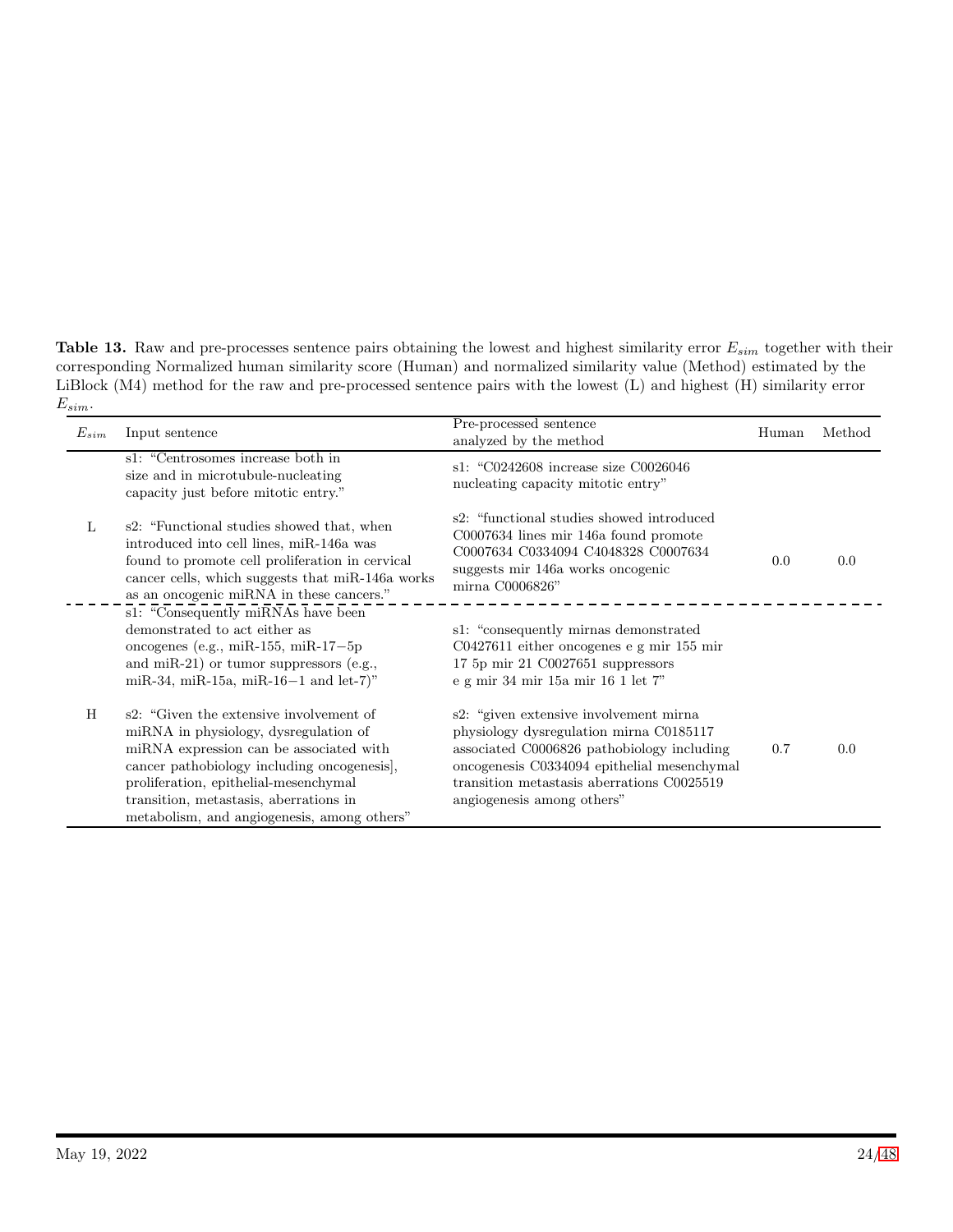**Table 13.** Raw and pre-processes sentence pairs obtaining the lowest and highest similarity error $E_{sim}$ together with their corresponding Normalized human similarity score (Human) and normalized similarity value (Method) estimated by the LiBlock (M4) method for the raw and pre-processed sentence pairs with the lowest (L) and highest (H) similarity error $E_{sim}$.

| $E_{sim}$ | Input sentence | Pre-processed sentence analyzed by the method | Human | Method |
|---|---|---|---|---|
| L | s1: "Centrosomes increase both in size and in microtubule-nucleating capacity just before mitotic entry." | s1: "C0242608 increase size C0026046 nucleating capacity mitotic entry" | | |
| | s2: "Functional studies showed that, when introduced into cell lines, miR-146a was found to promote cell proliferation in cervical cancer cells, which suggests that miR-146a works as an oncogenic miRNA in these cancers." | s2: "functional studies showed introduced C0007634 lines mir 146a found promote C0007634 C0334094 C4048328 C0007634 suggests mir 146a works oncogenic mirna C0006826" | 0.0 | 0.0 |
| H | s1: "Consequently miRNAs have been demonstrated to act either as oncogenes (e.g., miR-155, miR-17−5p and miR-21) or tumor suppressors (e.g., miR-34, miR-15a, miR-16−1 and let-7)" | s1: "consequently mirnas demonstrated C0427611 either oncogenes e g mir 155 mir 17 5p mir 21 C0027651 suppressors e g mir 34 mir 15a mir 16 1 let 7" | | |
| | s2: "Given the extensive involvement of miRNA in physiology, dysregulation of miRNA expression can be associated with cancer pathobiology including oncogenesis], proliferation, epithelial-mesenchymal transition, metastasis, aberrations in metabolism, and angiogenesis, among others" | s2: "given extensive involvement mirna physiology dysregulation mirna C0185117 associated C0006826 pathobiology including oncogenesis C0334094 epithelial mesenchymal transition metastasis aberrations C0025519 angiogenesis among others" | 0.7 | 0.0 |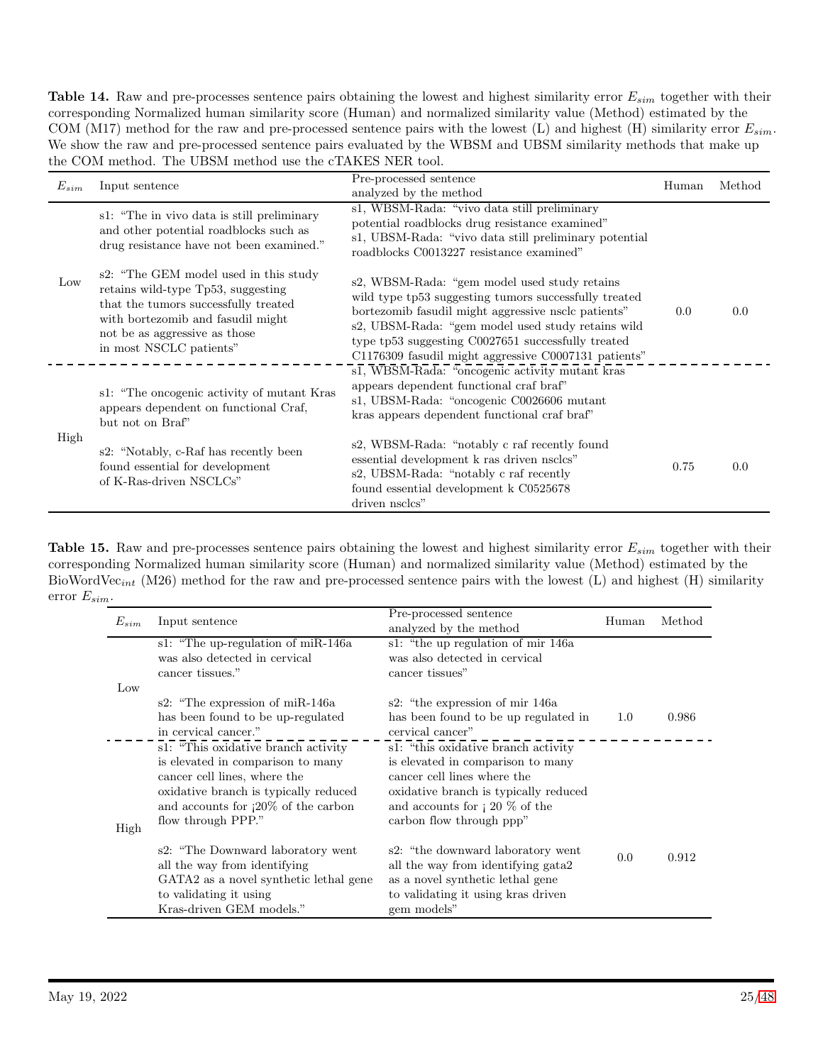**Table 14.** Raw and pre-processes sentence pairs obtaining the lowest and highest similarity error $E_{sim}$ together with their corresponding Normalized human similarity score (Human) and normalized similarity value (Method) estimated by the COM (M17) method for the raw and pre-processed sentence pairs with the lowest (L) and highest (H) similarity error $E_{sim}$. We show the raw and pre-processed sentence pairs evaluated by the WBSM and UBSM similarity methods that make up the COM method. The UBSM method use the cTAKES NER tool.

| $E_{sim}$ | Input sentence | Pre-processed sentence analyzed by the method | Human | Method |
|---|---|---|---|---|
| Low | s1: "The in vivo data is still preliminary and other potential roadblocks such as drug resistance have not been examined." <br><br> s2: "The GEM model used in this study retains wild-type Tp53, suggesting that the tumors successfully treated with bortezomib and fasudil might not be as aggressive as those in most NSCLC patients" | s1, WBSM-Rada: "vivo data still preliminary potential roadblocks drug resistance examined" <br> s1, UBSM-Rada: "vivo data still preliminary potential roadblocks C0013227 resistance examined" <br><br> s2, WBSM-Rada: "gem model used study retains wild type tp53 suggesting tumors successfully treated bortezomib fasudil might aggressive nsclc patients" <br> s2, UBSM-Rada: "gem model used study retains wild type tp53 suggesting C0027651 successfully treated C1176309 fasudil might aggressive C0007131 patients" | 0.0 | 0.0 |
| High | s1: "The oncogenic activity of mutant Kras appears dependent on functional Craf, but not on Braf" <br><br> s2: "Notably, c-Raf has recently been found essential for development of K-Ras-driven NSCLCs" | s1, WBSM-Rada: "oncogenic activity mutant kras appears dependent functional craf braf" <br> s1, UBSM-Rada: "oncogenic C0026606 mutant kras appears dependent functional craf braf" <br><br> s2, WBSM-Rada: "notably c raf recently found essential development k ras driven nsclcs" <br> s2, UBSM-Rada: "notably c raf recently found essential development k C0525678 driven nsclcs" | 0.75 | 0.0 |

**Table 15.** Raw and pre-processes sentence pairs obtaining the lowest and highest similarity error $E_{sim}$ together with their corresponding Normalized human similarity score (Human) and normalized similarity value (Method) estimated by the BioWordVec$_{int}$ (M26) method for the raw and pre-processed sentence pairs with the lowest (L) and highest (H) similarity error $E_{sim}$.

| $E_{sim}$ | Input sentence | Pre-processed sentence analyzed by the method | Human | Method |
|---|---|---|---|---|
| Low | s1: "The up-regulation of miR-146a was also detected in cervical cancer tissues." <br><br> s2: "The expression of miR-146a has been found to be up-regulated in cervical cancer." | s1: "the up regulation of mir 146a was also detected in cervical cancer tissues" <br><br> s2: "the expression of mir 146a has been found to be up regulated in cervical cancer" | 1.0 | 0.986 |
| High | s1: "This oxidative branch activity is elevated in comparison to many cancer cell lines, where the oxidative branch is typically reduced and accounts for ¡20% of the carbon flow through PPP." <br><br> s2: "The Downward laboratory went all the way from identifying GATA2 as a novel synthetic lethal gene to validating it using Kras-driven GEM models." | s1: "this oxidative branch activity is elevated in comparison to many cancer cell lines where the oxidative branch is typically reduced and accounts for ¡ 20 % of the carbon flow through ppp" <br><br> s2: "the downward laboratory went all the way from identifying gata2 as a novel synthetic lethal gene to validating it using kras driven gem models" | 0.0 | 0.912 |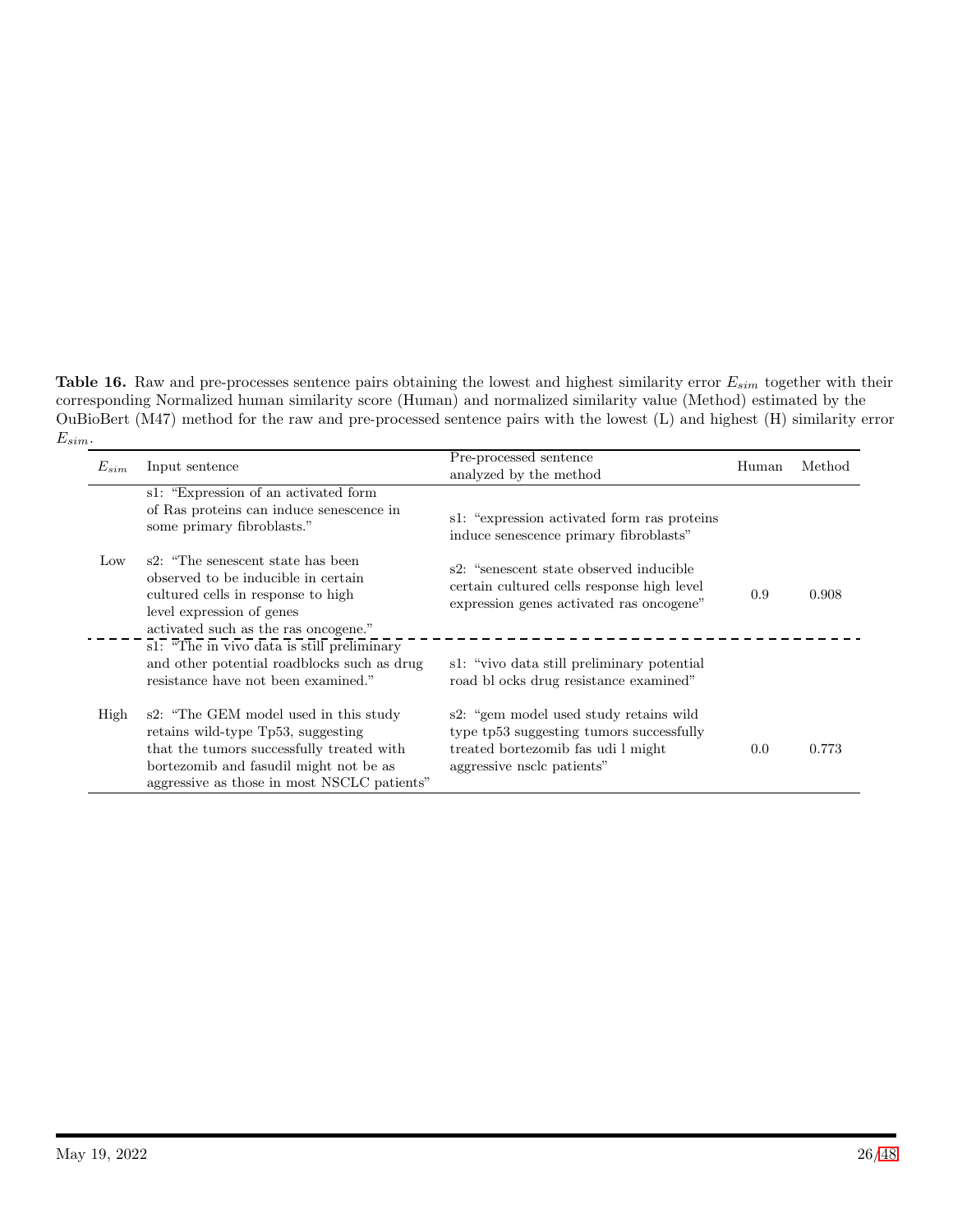**Table 16.** Raw and pre-processes sentence pairs obtaining the lowest and highest similarity error $E_{sim}$ together with their corresponding Normalized human similarity score (Human) and normalized similarity value (Method) estimated by the OuBioBert (M47) method for the raw and pre-processed sentence pairs with the lowest (L) and highest (H) similarity error $E_{sim}$.

| $E_{sim}$ | Input sentence | Pre-processed sentence analyzed by the method | Human | Method |
|---|---|---|---|---|
| Low | s1: "Expression of an activated form of Ras proteins can induce senescence in some primary fibroblasts." s2: "The senescent state has been observed to be inducible in certain cultured cells in response to high level expression of genes activated such as the ras oncogene." | s1: "expression activated form ras proteins induce senescence primary fibroblasts" s2: "senescent state observed inducible certain cultured cells response high level expression genes activated ras oncogene" | 0.9 | 0.908 |
| High | s1: "The in vivo data is still preliminary and other potential roadblocks such as drug resistance have not been examined." s2: "The GEM model used in this study retains wild-type Tp53, suggesting that the tumors successfully treated with bortezomib and fasudil might not be as aggressive as those in most NSCLC patients" | s1: "vivo data still preliminary potential road bl ocks drug resistance examined" s2: "gem model used study retains wild type tp53 suggesting tumors successfully treated bortezomib fas udi l might aggressive nsclc patients" | 0.0 | 0.773 |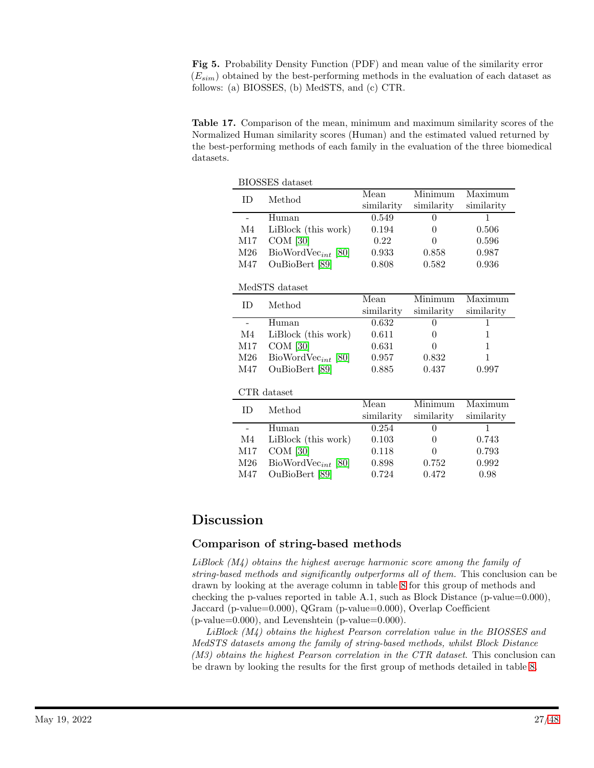**Fig 5.** Probability Density Function (PDF) and mean value of the similarity error ($E_{sim}$) obtained by the best-performing methods in the evaluation of each dataset as follows: (a) BIOSSES, (b) MedSTS, and (c) CTR.

**Table 17.** Comparison of the mean, minimum and maximum similarity scores of the Normalized Human similarity scores (Human) and the estimated valued returned by the best-performing methods of each family in the evaluation of the three biomedical datasets.

BIOSSES dataset

| ID | Method | Mean similarity | Minimum similarity | Maximum similarity |
|---|---|---|---|---|
| - | Human | 0.549 | 0 | 1 |
| M4 | LiBlock (this work) | 0.194 | 0 | 0.506 |
| M17 | COM [30] | 0.22 | 0 | 0.596 |
| M26 | BioWordVec$_{int}$ [80] | 0.933 | 0.858 | 0.987 |
| M47 | OuBioBert [89] | 0.808 | 0.582 | 0.936 |

MedSTS dataset

| ID | Method | Mean similarity | Minimum similarity | Maximum similarity |
|---|---|---|---|---|
| - | Human | 0.632 | 0 | 1 |
| M4 | LiBlock (this work) | 0.611 | 0 | 1 |
| M17 | COM [30] | 0.631 | 0 | 1 |
| M26 | BioWordVec$_{int}$ [80] | 0.957 | 0.832 | 1 |
| M47 | OuBioBert [89] | 0.885 | 0.437 | 0.997 |

CTR dataset

| ID | Method | Mean similarity | Minimum similarity | Maximum similarity |
|---|---|---|---|---|
| - | Human | 0.254 | 0 | 1 |
| M4 | LiBlock (this work) | 0.103 | 0 | 0.743 |
| M17 | COM [30] | 0.118 | 0 | 0.793 |
| M26 | BioWordVec$_{int}$ [80] | 0.898 | 0.752 | 0.992 |
| M47 | OuBioBert [89] | 0.724 | 0.472 | 0.98 |

# Discussion

## Comparison of string-based methods

*LiBlock (M4) obtains the highest average harmonic score among the family of string-based methods and significantly outperforms all of them.* This conclusion can be drawn by looking at the average column in table 8 for this group of methods and checking the p-values reported in table A.1, such as Block Distance (p-value=0.000), Jaccard (p-value=0.000), QGram (p-value=0.000), Overlap Coefficient (p-value=0.000), and Levenshtein (p-value=0.000).

*LiBlock (M4) obtains the highest Pearson correlation value in the BIOSSES and MedSTS datasets among the family of string-based methods, whilst Block Distance (M3) obtains the highest Pearson correlation in the CTR dataset.* This conclusion can be drawn by looking the results for the first group of methods detailed in table 8.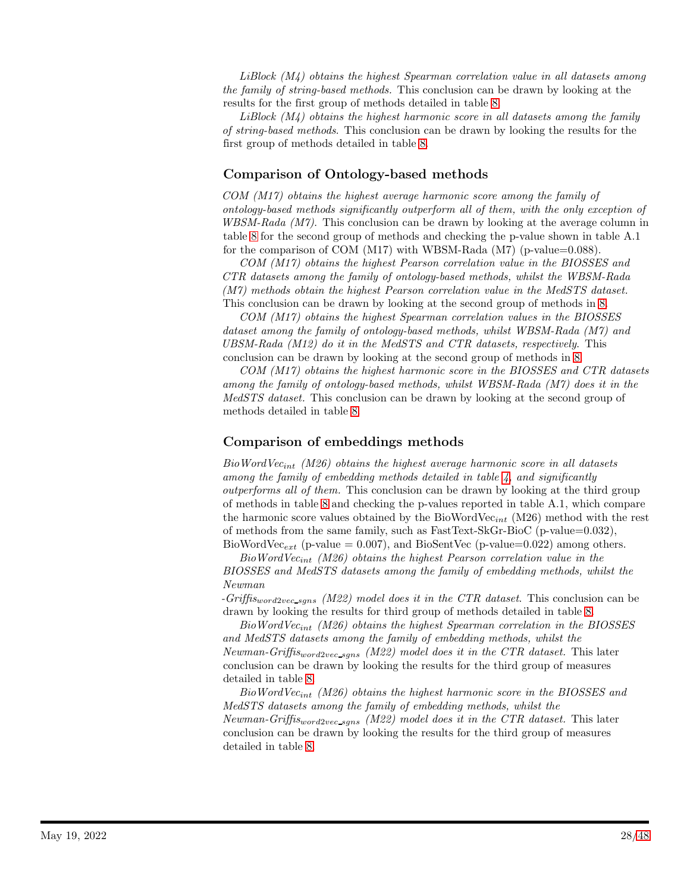*LiBlock (M4) obtains the highest Spearman correlation value in all datasets among the family of string-based methods.* This conclusion can be drawn by looking at the results for the first group of methods detailed in table 8.

*LiBlock (M4) obtains the highest harmonic score in all datasets among the family of string-based methods*. This conclusion can be drawn by looking the results for the first group of methods detailed in table 8.

### Comparison of Ontology-based methods

*COM (M17) obtains the highest average harmonic score among the family of ontology-based methods significantly outperform all of them, with the only exception of WBSM-Rada (M7).* This conclusion can be drawn by looking at the average column in table 8 for the second group of methods and checking the p-value shown in table A.1 for the comparison of COM (M17) with WBSM-Rada (M7) (p-value=0.088).

*COM (M17) obtains the highest Pearson correlation value in the BIOSSES and CTR datasets among the family of ontology-based methods, whilst the WBSM-Rada (M7) methods obtain the highest Pearson correlation value in the MedSTS dataset.* This conclusion can be drawn by looking at the second group of methods in 8.

*COM (M17) obtains the highest Spearman correlation values in the BIOSSES dataset among the family of ontology-based methods, whilst WBSM-Rada (M7) and UBSM-Rada (M12) do it in the MedSTS and CTR datasets, respectively*. This conclusion can be drawn by looking at the second group of methods in 8.

*COM (M17) obtains the highest harmonic score in the BIOSSES and CTR datasets among the family of ontology-based methods, whilst WBSM-Rada (M7) does it in the MedSTS dataset.* This conclusion can be drawn by looking at the second group of methods detailed in table 8.

### Comparison of embeddings methods

*BioWordVec$_{int}$ (M26) obtains the highest average harmonic score in all datasets among the family of embedding methods detailed in table 4, and significantly outperforms all of them.* This conclusion can be drawn by looking at the third group of methods in table 8 and checking the p-values reported in table A.1, which compare the harmonic score values obtained by the BioWordVec$_{int}$ (M26) method with the rest of methods from the same family, such as FastText-SkGr-BioC (p-value=0.032), BioWordVec$_{ext}$ (p-value = 0.007), and BioSentVec (p-value=0.022) among others.

*BioWordVec$_{int}$ (M26) obtains the highest Pearson correlation value in the BIOSSES and MedSTS datasets among the family of embedding methods, whilst the Newman-Griffis$_{word2vec\_sgns}$ (M22) model does it in the CTR dataset*. This conclusion can be drawn by looking the results for third group of methods detailed in table 8.

*BioWordVec$_{int}$ (M26) obtains the highest Spearman correlation in the BIOSSES and MedSTS datasets among the family of embedding methods, whilst the Newman-Griffis$_{word2vec\_sgns}$ (M22) model does it in the CTR dataset.* This later conclusion can be drawn by looking the results for the third group of measures detailed in table 8.

*BioWordVec$_{int}$ (M26) obtains the highest harmonic score in the BIOSSES and MedSTS datasets among the family of embedding methods, whilst the Newman-Griffis$_{word2vec\_sgns}$ (M22) model does it in the CTR dataset.* This later conclusion can be drawn by looking the results for the third group of measures detailed in table 8.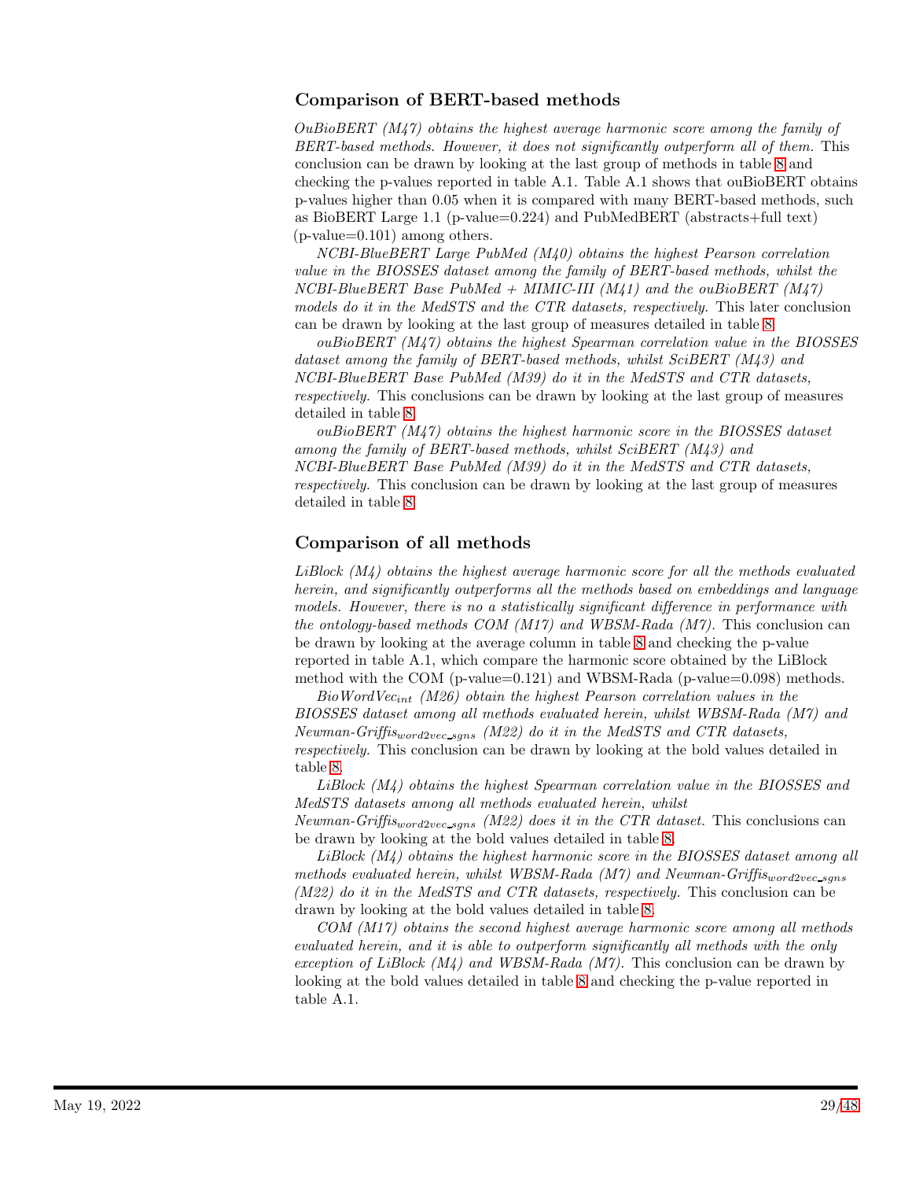### Comparison of BERT-based methods

*OuBioBERT (M47) obtains the highest average harmonic score among the family of BERT-based methods. However, it does not significantly outperform all of them.* This conclusion can be drawn by looking at the last group of methods in table 8 and checking the p-values reported in table A.1. Table A.1 shows that ouBioBERT obtains p-values higher than 0.05 when it is compared with many BERT-based methods, such as BioBERT Large 1.1 (p-value=0.224) and PubMedBERT (abstracts+full text) (p-value=0.101) among others.

*NCBI-BlueBERT Large PubMed (M40) obtains the highest Pearson correlation value in the BIOSSES dataset among the family of BERT-based methods, whilst the NCBI-BlueBERT Base PubMed + MIMIC-III (M41) and the ouBioBERT (M47) models do it in the MedSTS and the CTR datasets, respectively.* This later conclusion can be drawn by looking at the last group of measures detailed in table 8.

*ouBioBERT (M47) obtains the highest Spearman correlation value in the BIOSSES dataset among the family of BERT-based methods, whilst SciBERT (M43) and NCBI-BlueBERT Base PubMed (M39) do it in the MedSTS and CTR datasets, respectively.* This conclusions can be drawn by looking at the last group of measures detailed in table 8.

*ouBioBERT (M47) obtains the highest harmonic score in the BIOSSES dataset among the family of BERT-based methods, whilst SciBERT (M43) and NCBI-BlueBERT Base PubMed (M39) do it in the MedSTS and CTR datasets, respectively.* This conclusion can be drawn by looking at the last group of measures detailed in table 8.

### Comparison of all methods

*LiBlock (M4) obtains the highest average harmonic score for all the methods evaluated herein, and significantly outperforms all the methods based on embeddings and language models. However, there is no a statistically significant difference in performance with the ontology-based methods COM (M17) and WBSM-Rada (M7).* This conclusion can be drawn by looking at the average column in table 8 and checking the p-value reported in table A.1, which compare the harmonic score obtained by the LiBlock method with the COM (p-value=0.121) and WBSM-Rada (p-value=0.098) methods.

*BioWordVec$_{int}$ (M26) obtain the highest Pearson correlation values in the BIOSSES dataset among all methods evaluated herein, whilst WBSM-Rada (M7) and Newman-Griffis$_{word2vec\_sgns}$ (M22) do it in the MedSTS and CTR datasets, respectively.* This conclusion can be drawn by looking at the bold values detailed in table 8.

*LiBlock (M4) obtains the highest Spearman correlation value in the BIOSSES and MedSTS datasets among all methods evaluated herein, whilst Newman-Griffis$_{word2vec\_sgns}$ (M22) does it in the CTR dataset.* This conclusions can be drawn by looking at the bold values detailed in table 8.

*LiBlock (M4) obtains the highest harmonic score in the BIOSSES dataset among all methods evaluated herein, whilst WBSM-Rada (M7) and Newman-Griffis$_{word2vec\_sgns}$ (M22) do it in the MedSTS and CTR datasets, respectively.* This conclusion can be drawn by looking at the bold values detailed in table 8.

*COM (M17) obtains the second highest average harmonic score among all methods evaluated herein, and it is able to outperform significantly all methods with the only exception of LiBlock (M4) and WBSM-Rada (M7).* This conclusion can be drawn by looking at the bold values detailed in table 8 and checking the p-value reported in table A.1.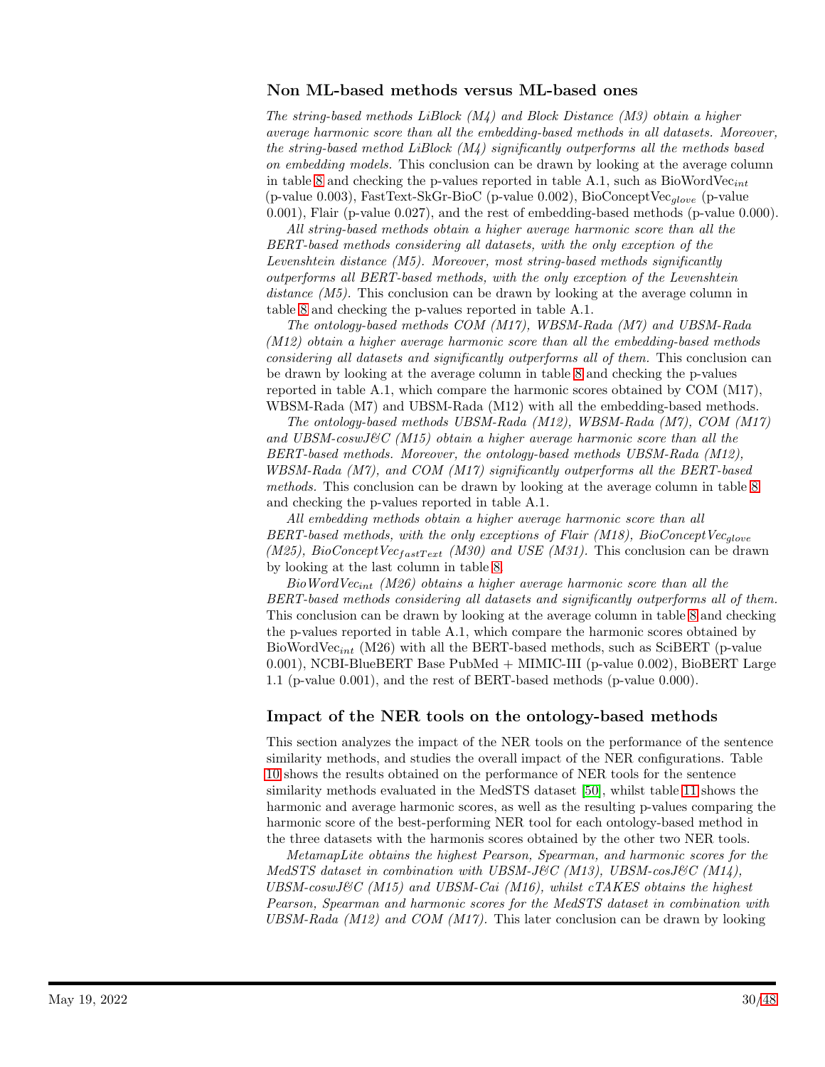## Non ML-based methods versus ML-based ones

*The string-based methods LiBlock (M4) and Block Distance (M3) obtain a higher average harmonic score than all the embedding-based methods in all datasets. Moreover, the string-based method LiBlock (M4) significantly outperforms all the methods based on embedding models.* This conclusion can be drawn by looking at the average column in table 8 and checking the p-values reported in table A.1, such as BioWordVec$_{int}$ (p-value 0.003), FastText-SkGr-BioC (p-value 0.002), BioConceptVec$_{glove}$ (p-value 0.001), Flair (p-value 0.027), and the rest of embedding-based methods (p-value 0.000).

*All string-based methods obtain a higher average harmonic score than all the BERT-based methods considering all datasets, with the only exception of the Levenshtein distance (M5). Moreover, most string-based methods significantly outperforms all BERT-based methods, with the only exception of the Levenshtein distance (M5).* This conclusion can be drawn by looking at the average column in table 8 and checking the p-values reported in table A.1.

*The ontology-based methods COM (M17), WBSM-Rada (M7) and UBSM-Rada (M12) obtain a higher average harmonic score than all the embedding-based methods considering all datasets and significantly outperforms all of them.* This conclusion can be drawn by looking at the average column in table 8 and checking the p-values reported in table A.1, which compare the harmonic scores obtained by COM (M17), WBSM-Rada (M7) and UBSM-Rada (M12) with all the embedding-based methods.

*The ontology-based methods UBSM-Rada (M12), WBSM-Rada (M7), COM (M17) and UBSM-coswJ&C (M15) obtain a higher average harmonic score than all the BERT-based methods. Moreover, the ontology-based methods UBSM-Rada (M12), WBSM-Rada (M7), and COM (M17) significantly outperforms all the BERT-based methods.* This conclusion can be drawn by looking at the average column in table 8 and checking the p-values reported in table A.1.

*All embedding methods obtain a higher average harmonic score than all BERT-based methods, with the only exceptions of Flair (M18), BioConceptVec$_{glove}$ (M25), BioConceptVec$_{fastText}$ (M30) and USE (M31).* This conclusion can be drawn by looking at the last column in table 8.

*BioWordVec$_{int}$ (M26) obtains a higher average harmonic score than all the BERT-based methods considering all datasets and significantly outperforms all of them.* This conclusion can be drawn by looking at the average column in table 8 and checking the p-values reported in table A.1, which compare the harmonic scores obtained by BioWordVec$_{int}$ (M26) with all the BERT-based methods, such as SciBERT (p-value 0.001), NCBI-BlueBERT Base PubMed + MIMIC-III (p-value 0.002), BioBERT Large 1.1 (p-value 0.001), and the rest of BERT-based methods (p-value 0.000).

## Impact of the NER tools on the ontology-based methods

This section analyzes the impact of the NER tools on the performance of the sentence similarity methods, and studies the overall impact of the NER configurations. Table 10 shows the results obtained on the performance of NER tools for the sentence similarity methods evaluated in the MedSTS dataset [50], whilst table 11 shows the harmonic and average harmonic scores, as well as the resulting p-values comparing the harmonic score of the best-performing NER tool for each ontology-based method in the three datasets with the harmonis scores obtained by the other two NER tools.

*MetamapLite obtains the highest Pearson, Spearman, and harmonic scores for the MedSTS dataset in combination with UBSM-J&C (M13), UBSM-cosJ&C (M14), UBSM-coswJ&C (M15) and UBSM-Cai (M16), whilst cTAKES obtains the highest Pearson, Spearman and harmonic scores for the MedSTS dataset in combination with UBSM-Rada (M12) and COM (M17).* This later conclusion can be drawn by looking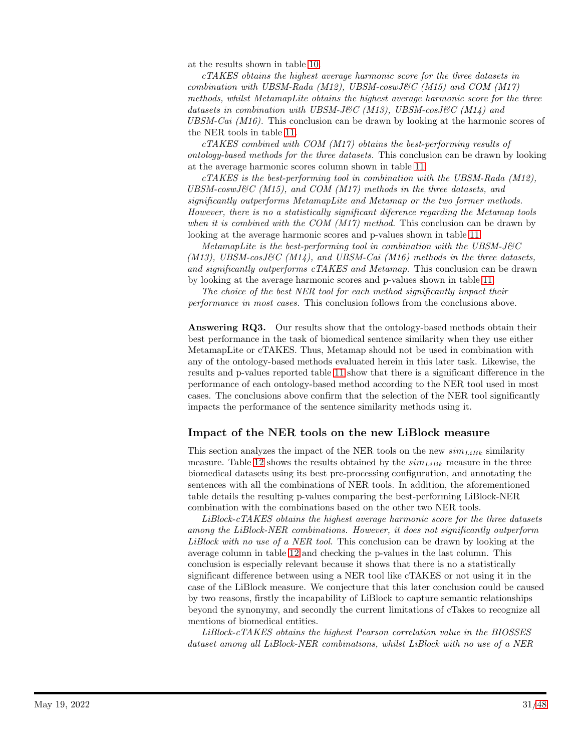at the results shown in table 10.

*cTAKES obtains the highest average harmonic score for the three datasets in combination with UBSM-Rada (M12), UBSM-coswJ&C (M15) and COM (M17) methods, whilst MetamapLite obtains the highest average harmonic score for the three datasets in combination with UBSM-J&C (M13), UBSM-cosJ&C (M14) and UBSM-Cai (M16).* This conclusion can be drawn by looking at the harmonic scores of the NER tools in table 11.

*cTAKES combined with COM (M17) obtains the best-performing results of ontology-based methods for the three datasets.* This conclusion can be drawn by looking at the average harmonic scores column shown in table 11.

*cTAKES is the best-performing tool in combination with the UBSM-Rada (M12), UBSM-coswJ&C (M15), and COM (M17) methods in the three datasets, and significantly outperforms MetamapLite and Metamap or the two former methods. However, there is no a statistically significant diference regarding the Metamap tools when it is combined with the COM (M17) method.* This conclusion can be drawn by looking at the average harmonic scores and p-values shown in table 11.

*MetamapLite is the best-performing tool in combination with the UBSM-J&C (M13), UBSM-cosJ&C (M14), and UBSM-Cai (M16) methods in the three datasets, and significantly outperforms cTAKES and Metamap.* This conclusion can be drawn by looking at the average harmonic scores and p-values shown in table 11.

*The choice of the best NER tool for each method significantly impact their performance in most cases.* This conclusion follows from the conclusions above.

**Answering RQ3.** Our results show that the ontology-based methods obtain their best performance in the task of biomedical sentence similarity when they use either MetamapLite or cTAKES. Thus, Metamap should not be used in combination with any of the ontology-based methods evaluated herein in this later task. Likewise, the results and p-values reported table 11 show that there is a significant difference in the performance of each ontology-based method according to the NER tool used in most cases. The conclusions above confirm that the selection of the NER tool significantly impacts the performance of the sentence similarity methods using it.

## Impact of the NER tools on the new LiBlock measure

This section analyzes the impact of the NER tools on the new $sim_{LiBk}$ similarity measure. Table 12 shows the results obtained by the $sim_{LiBk}$ measure in the three biomedical datasets using its best pre-processing configuration, and annotating the sentences with all the combinations of NER tools. In addition, the aforementioned table details the resulting p-values comparing the best-performing LiBlock-NER combination with the combinations based on the other two NER tools.

*LiBlock-cTAKES obtains the highest average harmonic score for the three datasets among the LiBlock-NER combinations. However, it does not significantly outperform LiBlock with no use of a NER tool.* This conclusion can be drawn by looking at the average column in table 12 and checking the p-values in the last column. This conclusion is especially relevant because it shows that there is no a statistically significant difference between using a NER tool like cTAKES or not using it in the case of the LiBlock measure. We conjecture that this later conclusion could be caused by two reasons, firstly the incapability of LiBlock to capture semantic relationships beyond the synonymy, and secondly the current limitations of cTakes to recognize all mentions of biomedical entities.

*LiBlock-cTAKES obtains the highest Pearson correlation value in the BIOSSES dataset among all LiBlock-NER combinations, whilst LiBlock with no use of a NER*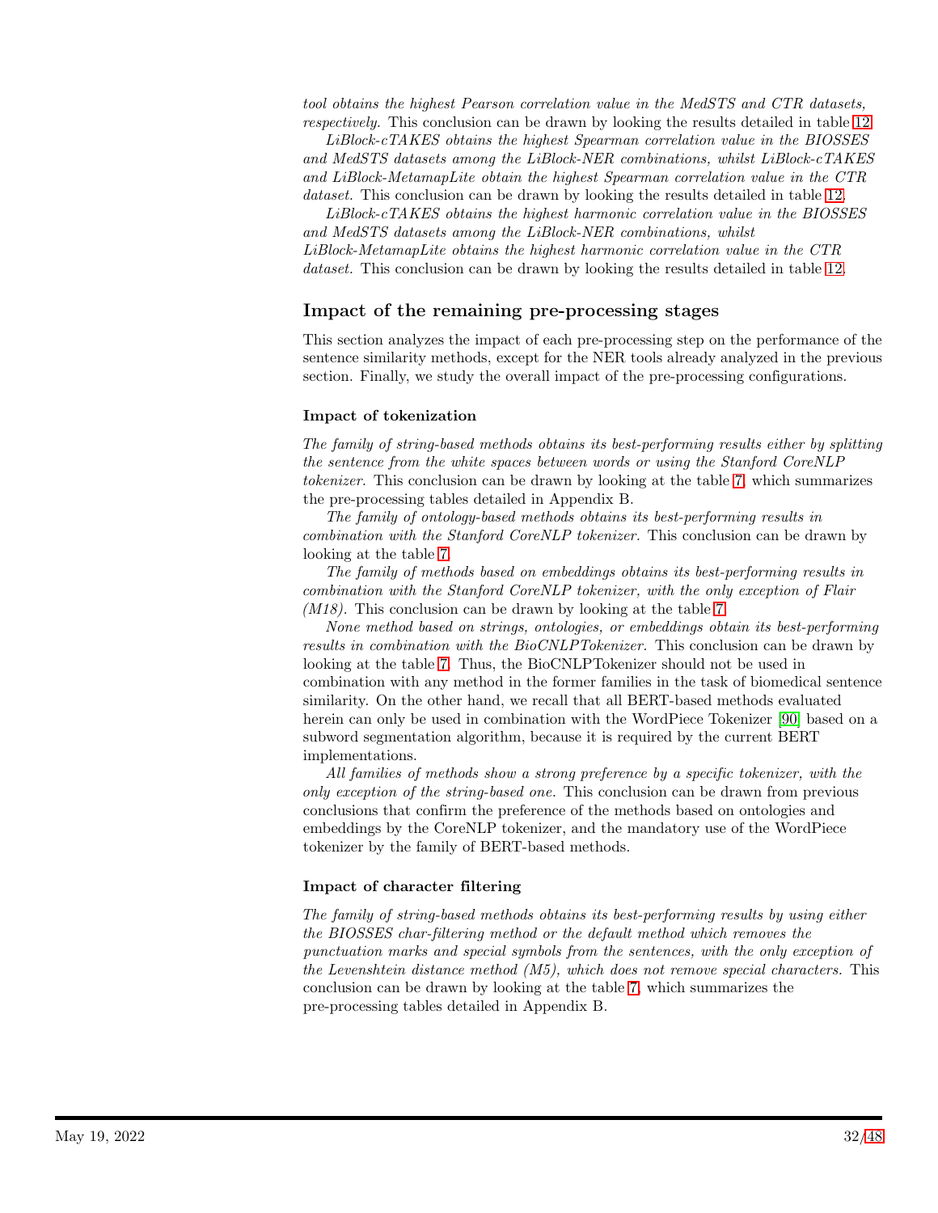*tool obtains the highest Pearson correlation value in the MedSTS and CTR datasets, respectively.* This conclusion can be drawn by looking the results detailed in table 12.

*LiBlock-cTAKES obtains the highest Spearman correlation value in the BIOSSES and MedSTS datasets among the LiBlock-NER combinations, whilst LiBlock-cTAKES and LiBlock-MetamapLite obtain the highest Spearman correlation value in the CTR dataset.* This conclusion can be drawn by looking the results detailed in table 12.

*LiBlock-cTAKES obtains the highest harmonic correlation value in the BIOSSES and MedSTS datasets among the LiBlock-NER combinations, whilst LiBlock-MetamapLite obtains the highest harmonic correlation value in the CTR dataset.* This conclusion can be drawn by looking the results detailed in table 12.

## Impact of the remaining pre-processing stages

This section analyzes the impact of each pre-processing step on the performance of the sentence similarity methods, except for the NER tools already analyzed in the previous section. Finally, we study the overall impact of the pre-processing configurations.

### Impact of tokenization

*The family of string-based methods obtains its best-performing results either by splitting the sentence from the white spaces between words or using the Stanford CoreNLP tokenizer.* This conclusion can be drawn by looking at the table 7, which summarizes the pre-processing tables detailed in Appendix B.

*The family of ontology-based methods obtains its best-performing results in combination with the Stanford CoreNLP tokenizer.* This conclusion can be drawn by looking at the table 7.

*The family of methods based on embeddings obtains its best-performing results in combination with the Stanford CoreNLP tokenizer, with the only exception of Flair (M18).* This conclusion can be drawn by looking at the table 7.

*None method based on strings, ontologies, or embeddings obtain its best-performing results in combination with the BioCNLPTokenizer.* This conclusion can be drawn by looking at the table 7. Thus, the BioCNLPTokenizer should not be used in combination with any method in the former families in the task of biomedical sentence similarity. On the other hand, we recall that all BERT-based methods evaluated herein can only be used in combination with the WordPiece Tokenizer [90] based on a subword segmentation algorithm, because it is required by the current BERT implementations.

*All families of methods show a strong preference by a specific tokenizer, with the only exception of the string-based one.* This conclusion can be drawn from previous conclusions that confirm the preference of the methods based on ontologies and embeddings by the CoreNLP tokenizer, and the mandatory use of the WordPiece tokenizer by the family of BERT-based methods.

### Impact of character filtering

*The family of string-based methods obtains its best-performing results by using either the BIOSSES char-filtering method or the default method which removes the punctuation marks and special symbols from the sentences, with the only exception of the Levenshtein distance method (M5), which does not remove special characters.* This conclusion can be drawn by looking at the table 7, which summarizes the pre-processing tables detailed in Appendix B.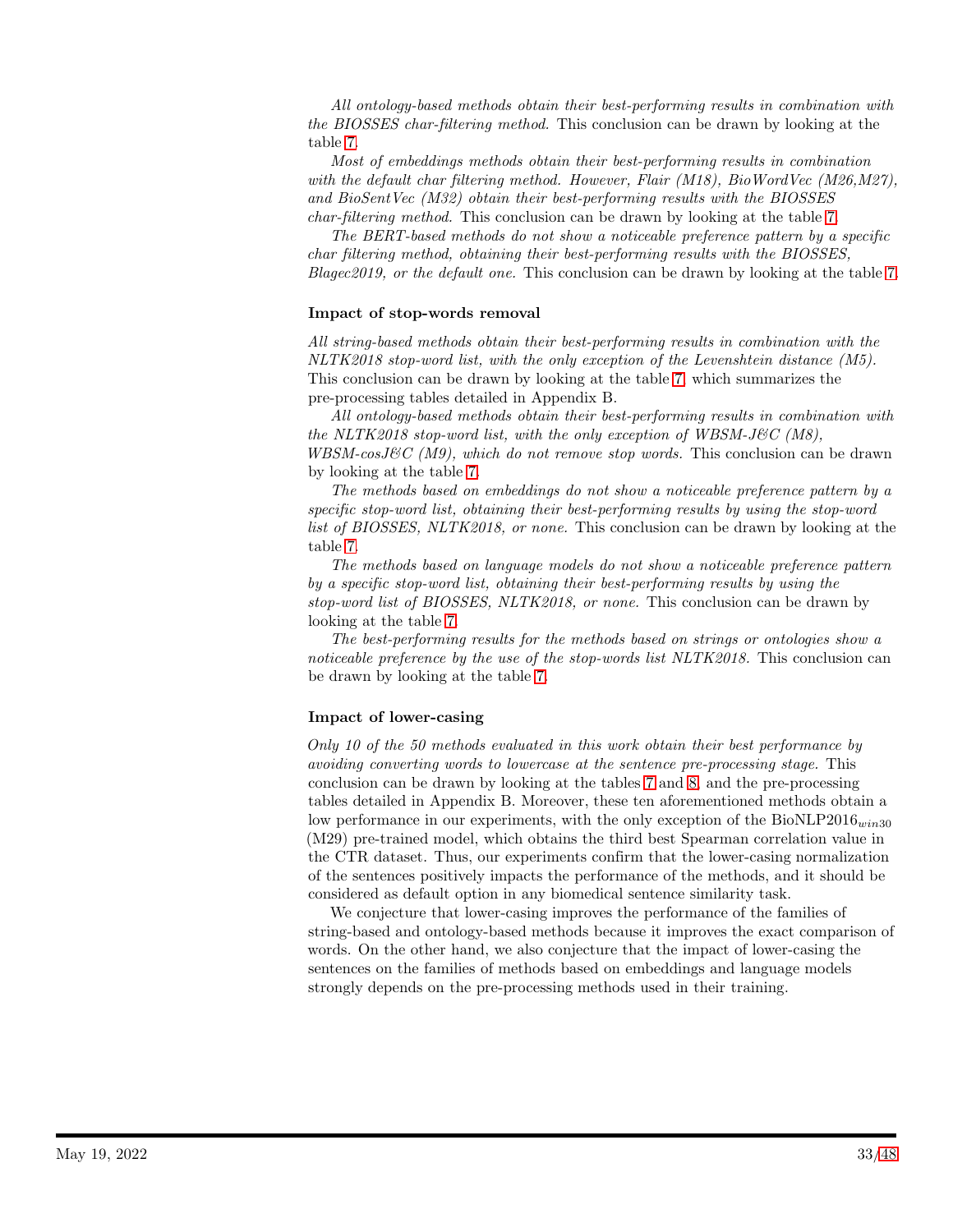*All ontology-based methods obtain their best-performing results in combination with the BIOSSES char-filtering method.* This conclusion can be drawn by looking at the table 7.

*Most of embeddings methods obtain their best-performing results in combination with the default char filtering method. However, Flair (M18), BioWordVec (M26,M27), and BioSentVec (M32) obtain their best-performing results with the BIOSSES char-filtering method.* This conclusion can be drawn by looking at the table 7.

*The BERT-based methods do not show a noticeable preference pattern by a specific char filtering method, obtaining their best-performing results with the BIOSSES, Blagec2019, or the default one.* This conclusion can be drawn by looking at the table 7.

### Impact of stop-words removal

*All string-based methods obtain their best-performing results in combination with the NLTK2018 stop-word list, with the only exception of the Levenshtein distance (M5).* This conclusion can be drawn by looking at the table 7, which summarizes the pre-processing tables detailed in Appendix B.

*All ontology-based methods obtain their best-performing results in combination with the NLTK2018 stop-word list, with the only exception of WBSM-J&C (M8), WBSM-cosJ&C (M9), which do not remove stop words.* This conclusion can be drawn by looking at the table 7.

*The methods based on embeddings do not show a noticeable preference pattern by a specific stop-word list, obtaining their best-performing results by using the stop-word list of BIOSSES, NLTK2018, or none.* This conclusion can be drawn by looking at the table 7.

*The methods based on language models do not show a noticeable preference pattern by a specific stop-word list, obtaining their best-performing results by using the stop-word list of BIOSSES, NLTK2018, or none.* This conclusion can be drawn by looking at the table 7.

*The best-performing results for the methods based on strings or ontologies show a noticeable preference by the use of the stop-words list NLTK2018.* This conclusion can be drawn by looking at the table 7.

### Impact of lower-casing

*Only 10 of the 50 methods evaluated in this work obtain their best performance by avoiding converting words to lowercase at the sentence pre-processing stage.* This conclusion can be drawn by looking at the tables 7 and 8, and the pre-processing tables detailed in Appendix B. Moreover, these ten aforementioned methods obtain a low performance in our experiments, with the only exception of the BioNLP2016$_{win30}$ (M29) pre-trained model, which obtains the third best Spearman correlation value in the CTR dataset. Thus, our experiments confirm that the lower-casing normalization of the sentences positively impacts the performance of the methods, and it should be considered as default option in any biomedical sentence similarity task.

We conjecture that lower-casing improves the performance of the families of string-based and ontology-based methods because it improves the exact comparison of words. On the other hand, we also conjecture that the impact of lower-casing the sentences on the families of methods based on embeddings and language models strongly depends on the pre-processing methods used in their training.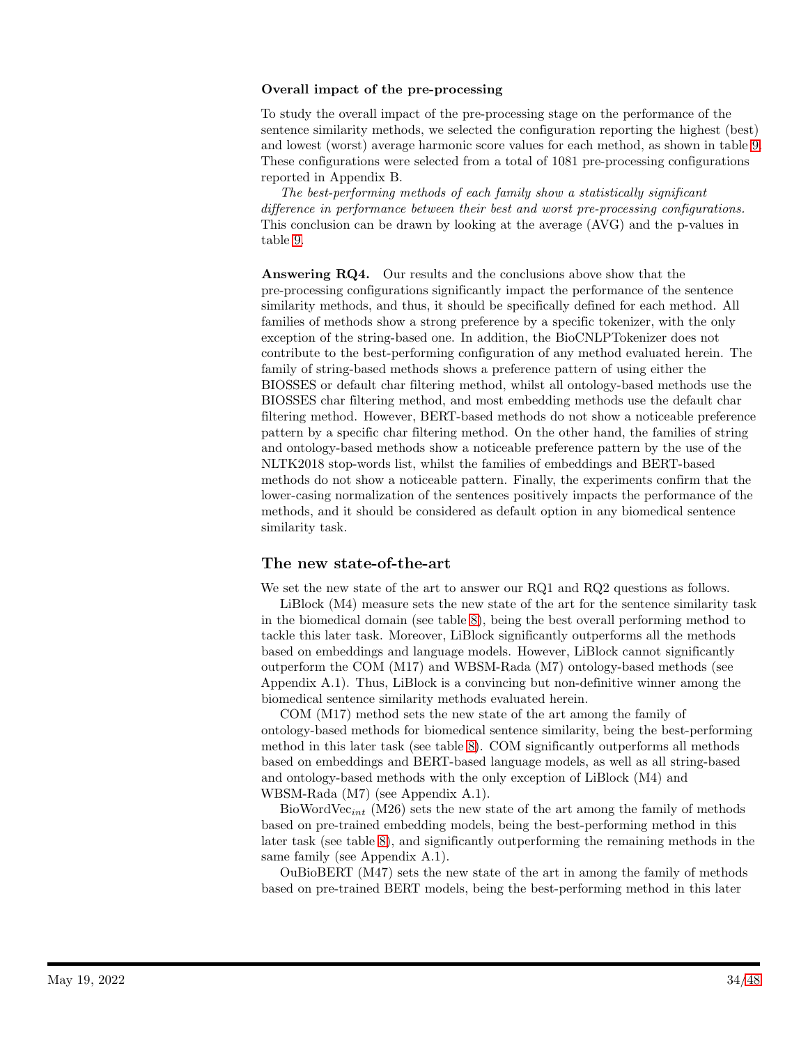**Overall impact of the pre-processing**

To study the overall impact of the pre-processing stage on the performance of the sentence similarity methods, we selected the configuration reporting the highest (best) and lowest (worst) average harmonic score values for each method, as shown in table 9. These configurations were selected from a total of 1081 pre-processing configurations reported in Appendix B.

*The best-performing methods of each family show a statistically significant difference in performance between their best and worst pre-processing configurations.* This conclusion can be drawn by looking at the average (AVG) and the p-values in table 9.

**Answering RQ4.** Our results and the conclusions above show that the pre-processing configurations significantly impact the performance of the sentence similarity methods, and thus, it should be specifically defined for each method. All families of methods show a strong preference by a specific tokenizer, with the only exception of the string-based one. In addition, the BioCNLPTokenizer does not contribute to the best-performing configuration of any method evaluated herein. The family of string-based methods shows a preference pattern of using either the BIOSSES or default char filtering method, whilst all ontology-based methods use the BIOSSES char filtering method, and most embedding methods use the default char filtering method. However, BERT-based methods do not show a noticeable preference pattern by a specific char filtering method. On the other hand, the families of string and ontology-based methods show a noticeable preference pattern by the use of the NLTK2018 stop-words list, whilst the families of embeddings and BERT-based methods do not show a noticeable pattern. Finally, the experiments confirm that the lower-casing normalization of the sentences positively impacts the performance of the methods, and it should be considered as default option in any biomedical sentence similarity task.

## The new state-of-the-art

We set the new state of the art to answer our RQ1 and RQ2 questions as follows.

LiBlock (M4) measure sets the new state of the art for the sentence similarity task in the biomedical domain (see table 8), being the best overall performing method to tackle this later task. Moreover, LiBlock significantly outperforms all the methods based on embeddings and language models. However, LiBlock cannot significantly outperform the COM (M17) and WBSM-Rada (M7) ontology-based methods (see Appendix A.1). Thus, LiBlock is a convincing but non-definitive winner among the biomedical sentence similarity methods evaluated herein.

COM (M17) method sets the new state of the art among the family of ontology-based methods for biomedical sentence similarity, being the best-performing method in this later task (see table 8). COM significantly outperforms all methods based on embeddings and BERT-based language models, as well as all string-based and ontology-based methods with the only exception of LiBlock (M4) and WBSM-Rada (M7) (see Appendix A.1).

BioWordVec$_{int}$ (M26) sets the new state of the art among the family of methods based on pre-trained embedding models, being the best-performing method in this later task (see table 8), and significantly outperforming the remaining methods in the same family (see Appendix A.1).

OuBioBERT (M47) sets the new state of the art in among the family of methods based on pre-trained BERT models, being the best-performing method in this later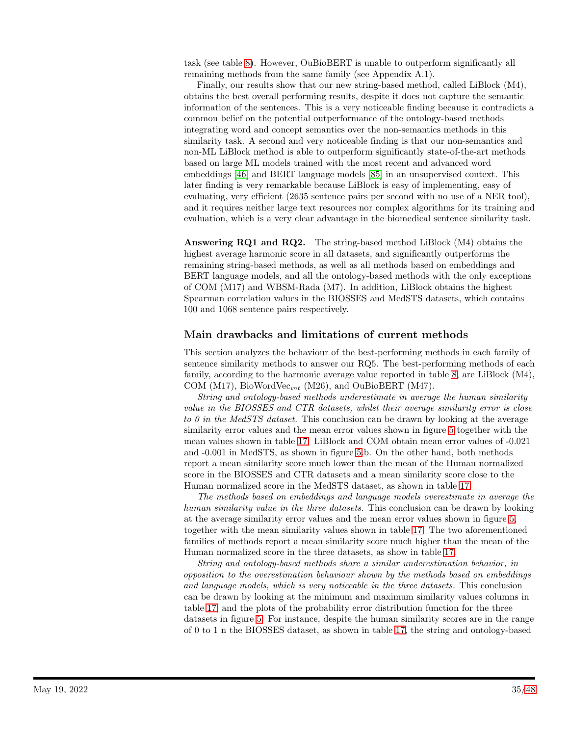task (see table 8). However, OuBioBERT is unable to outperform significantly all remaining methods from the same family (see Appendix A.1).

Finally, our results show that our new string-based method, called LiBlock (M4), obtains the best overall performing results, despite it does not capture the semantic information of the sentences. This is a very noticeable finding because it contradicts a common belief on the potential outperformance of the ontology-based methods integrating word and concept semantics over the non-semantics methods in this similarity task. A second and very noticeable finding is that our non-semantics and non-ML LiBlock method is able to outperform significantly state-of-the-art methods based on large ML models trained with the most recent and advanced word embeddings [46] and BERT language models [85] in an unsupervised context. This later finding is very remarkable because LiBlock is easy of implementing, easy of evaluating, very efficient (2635 sentence pairs per second with no use of a NER tool), and it requires neither large text resources nor complex algorithms for its training and evaluation, which is a very clear advantage in the biomedical sentence similarity task.

**Answering RQ1 and RQ2.** The string-based method LiBlock (M4) obtains the highest average harmonic score in all datasets, and significantly outperforms the remaining string-based methods, as well as all methods based on embeddings and BERT language models, and all the ontology-based methods with the only exceptions of COM (M17) and WBSM-Rada (M7). In addition, LiBlock obtains the highest Spearman correlation values in the BIOSSES and MedSTS datasets, which contains 100 and 1068 sentence pairs respectively.

## Main drawbacks and limitations of current methods

This section analyzes the behaviour of the best-performing methods in each family of sentence similarity methods to answer our RQ5. The best-performing methods of each family, according to the harmonic average value reported in table 8, are LiBlock (M4), COM (M17), BioWordVec$_{int}$ (M26), and OuBioBERT (M47).

*String and ontology-based methods underestimate in average the human similarity value in the BIOSSES and CTR datasets, whilst their average similarity error is close to 0 in the MedSTS dataset.* This conclusion can be drawn by looking at the average similarity error values and the mean error values shown in figure 5 together with the mean values shown in table 17. LiBlock and COM obtain mean error values of -0.021 and -0.001 in MedSTS, as shown in figure 5.b. On the other hand, both methods report a mean similarity score much lower than the mean of the Human normalized score in the BIOSSES and CTR datasets and a mean similarity score close to the Human normalized score in the MedSTS dataset, as shown in table 17.

*The methods based on embeddings and language models overestimate in average the human similarity value in the three datasets.* This conclusion can be drawn by looking at the average similarity error values and the mean error values shown in figure 5, together with the mean similarity values shown in table 17. The two aforementioned families of methods report a mean similarity score much higher than the mean of the Human normalized score in the three datasets, as show in table 17.

*String and ontology-based methods share a similar underestimation behavior, in opposition to the overestimation behaviour shown by the methods based on embeddings and language models, which is very noticeable in the three datasets.* This conclusion can be drawn by looking at the minimum and maximum similarity values columns in table 17, and the plots of the probability error distribution function for the three datasets in figure 5. For instance, despite the human similarity scores are in the range of 0 to 1 n the BIOSSES dataset, as shown in table 17, the string and ontology-based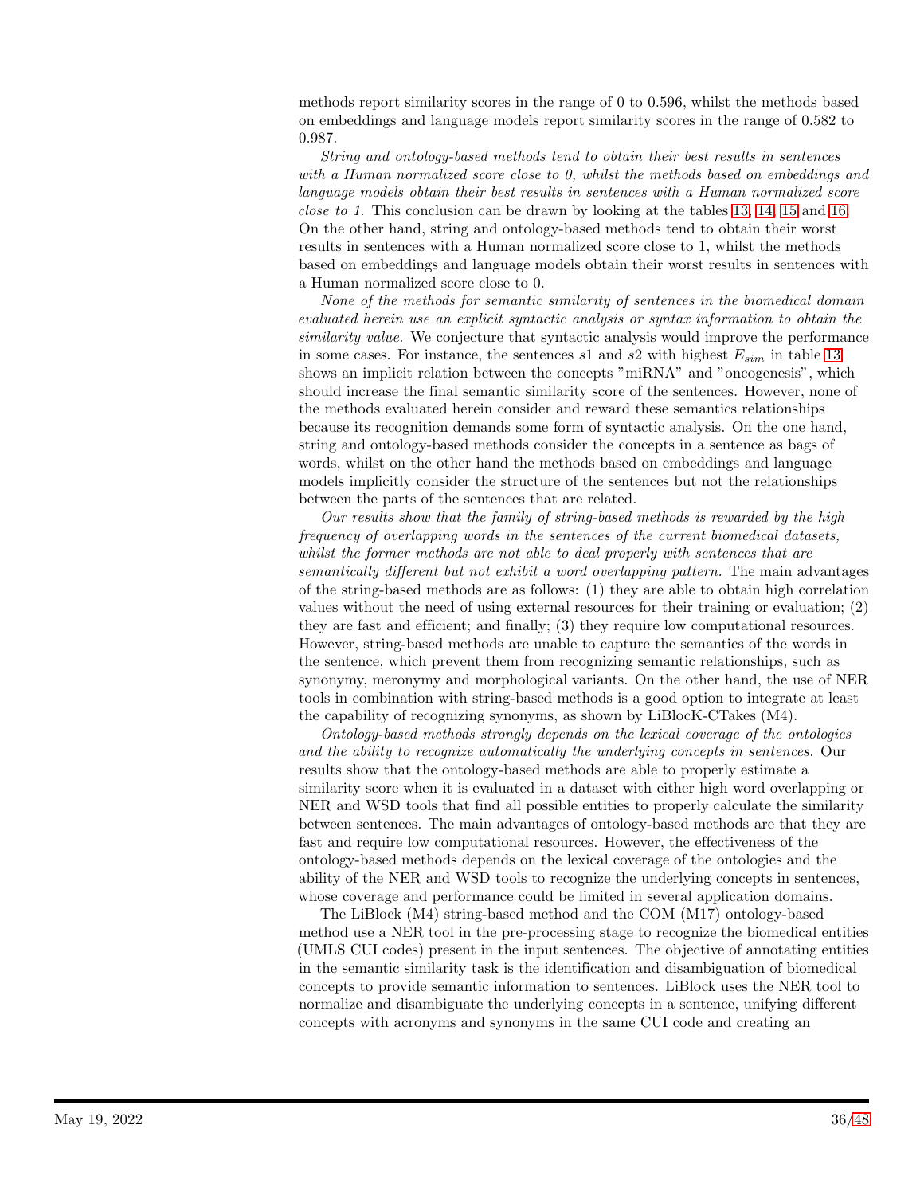methods report similarity scores in the range of 0 to 0.596, whilst the methods based on embeddings and language models report similarity scores in the range of 0.582 to 0.987.

*String and ontology-based methods tend to obtain their best results in sentences with a Human normalized score close to 0, whilst the methods based on embeddings and language models obtain their best results in sentences with a Human normalized score close to 1.* This conclusion can be drawn by looking at the tables 13, 14, 15 and 16. On the other hand, string and ontology-based methods tend to obtain their worst results in sentences with a Human normalized score close to 1, whilst the methods based on embeddings and language models obtain their worst results in sentences with a Human normalized score close to 0.

*None of the methods for semantic similarity of sentences in the biomedical domain evaluated herein use an explicit syntactic analysis or syntax information to obtain the similarity value.* We conjecture that syntactic analysis would improve the performance in some cases. For instance, the sentences $s1$ and $s2$ with highest $E_{sim}$ in table 13 shows an implicit relation between the concepts "miRNA" and "oncogenesis", which should increase the final semantic similarity score of the sentences. However, none of the methods evaluated herein consider and reward these semantics relationships because its recognition demands some form of syntactic analysis. On the one hand, string and ontology-based methods consider the concepts in a sentence as bags of words, whilst on the other hand the methods based on embeddings and language models implicitly consider the structure of the sentences but not the relationships between the parts of the sentences that are related.

*Our results show that the family of string-based methods is rewarded by the high frequency of overlapping words in the sentences of the current biomedical datasets, whilst the former methods are not able to deal properly with sentences that are semantically different but not exhibit a word overlapping pattern.* The main advantages of the string-based methods are as follows: (1) they are able to obtain high correlation values without the need of using external resources for their training or evaluation; (2) they are fast and efficient; and finally; (3) they require low computational resources. However, string-based methods are unable to capture the semantics of the words in the sentence, which prevent them from recognizing semantic relationships, such as synonymy, meronymy and morphological variants. On the other hand, the use of NER tools in combination with string-based methods is a good option to integrate at least the capability of recognizing synonyms, as shown by LiBlocK-CTakes (M4).

*Ontology-based methods strongly depends on the lexical coverage of the ontologies and the ability to recognize automatically the underlying concepts in sentences.* Our results show that the ontology-based methods are able to properly estimate a similarity score when it is evaluated in a dataset with either high word overlapping or NER and WSD tools that find all possible entities to properly calculate the similarity between sentences. The main advantages of ontology-based methods are that they are fast and require low computational resources. However, the effectiveness of the ontology-based methods depends on the lexical coverage of the ontologies and the ability of the NER and WSD tools to recognize the underlying concepts in sentences, whose coverage and performance could be limited in several application domains.

The LiBlock (M4) string-based method and the COM (M17) ontology-based method use a NER tool in the pre-processing stage to recognize the biomedical entities (UMLS CUI codes) present in the input sentences. The objective of annotating entities in the semantic similarity task is the identification and disambiguation of biomedical concepts to provide semantic information to sentences. LiBlock uses the NER tool to normalize and disambiguate the underlying concepts in a sentence, unifying different concepts with acronyms and synonyms in the same CUI code and creating an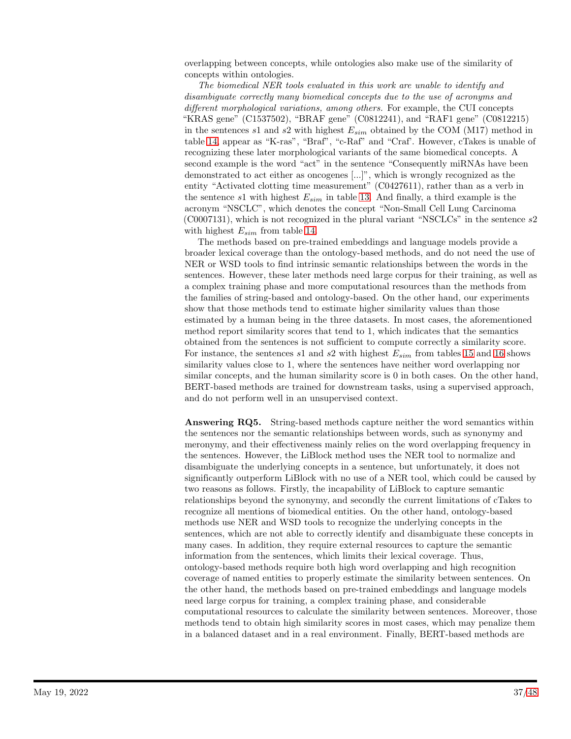overlapping between concepts, while ontologies also make use of the similarity of concepts within ontologies.

*The biomedical NER tools evaluated in this work are unable to identify and disambiguate correctly many biomedical concepts due to the use of acronyms and different morphological variations, among others.* For example, the CUI concepts "KRAS gene" (C1537502), "BRAF gene" (C0812241), and "RAF1 gene" (C0812215) in the sentences $s1$ and $s2$ with highest $E_{sim}$ obtained by the COM (M17) method in table 14, appear as "K-ras", "Braf", "c-Raf" and "Craf'. However, cTakes is unable of recognizing these later morphological variants of the same biomedical concepts. A second example is the word "act" in the sentence "Consequently miRNAs have been demonstrated to act either as oncogenes [...]", which is wrongly recognized as the entity "Activated clotting time measurement" (C0427611), rather than as a verb in the sentence $s1$ with highest $E_{sim}$ in table 13. And finally, a third example is the acronym "NSCLC", which denotes the concept "Non-Small Cell Lung Carcinoma (C0007131), which is not recognized in the plural variant "NSCLCs" in the sentence $s2$ with highest $E_{sim}$ from table 14.

The methods based on pre-trained embeddings and language models provide a broader lexical coverage than the ontology-based methods, and do not need the use of NER or WSD tools to find intrinsic semantic relationships between the words in the sentences. However, these later methods need large corpus for their training, as well as a complex training phase and more computational resources than the methods from the families of string-based and ontology-based. On the other hand, our experiments show that those methods tend to estimate higher similarity values than those estimated by a human being in the three datasets. In most cases, the aforementioned method report similarity scores that tend to 1, which indicates that the semantics obtained from the sentences is not sufficient to compute correctly a similarity score. For instance, the sentences $s1$ and $s2$ with highest $E_{sim}$ from tables 15 and 16 shows similarity values close to 1, where the sentences have neither word overlapping nor similar concepts, and the human similarity score is 0 in both cases. On the other hand, BERT-based methods are trained for downstream tasks, using a supervised approach, and do not perform well in an unsupervised context.

**Answering RQ5.** String-based methods capture neither the word semantics within the sentences nor the semantic relationships between words, such as synonymy and meronymy, and their effectiveness mainly relies on the word overlapping frequency in the sentences. However, the LiBlock method uses the NER tool to normalize and disambiguate the underlying concepts in a sentence, but unfortunately, it does not significantly outperform LiBlock with no use of a NER tool, which could be caused by two reasons as follows. Firstly, the incapability of LiBlock to capture semantic relationships beyond the synonymy, and secondly the current limitations of cTakes to recognize all mentions of biomedical entities. On the other hand, ontology-based methods use NER and WSD tools to recognize the underlying concepts in the sentences, which are not able to correctly identify and disambiguate these concepts in many cases. In addition, they require external resources to capture the semantic information from the sentences, which limits their lexical coverage. Thus, ontology-based methods require both high word overlapping and high recognition coverage of named entities to properly estimate the similarity between sentences. On the other hand, the methods based on pre-trained embeddings and language models need large corpus for training, a complex training phase, and considerable computational resources to calculate the similarity between sentences. Moreover, those methods tend to obtain high similarity scores in most cases, which may penalize them in a balanced dataset and in a real environment. Finally, BERT-based methods are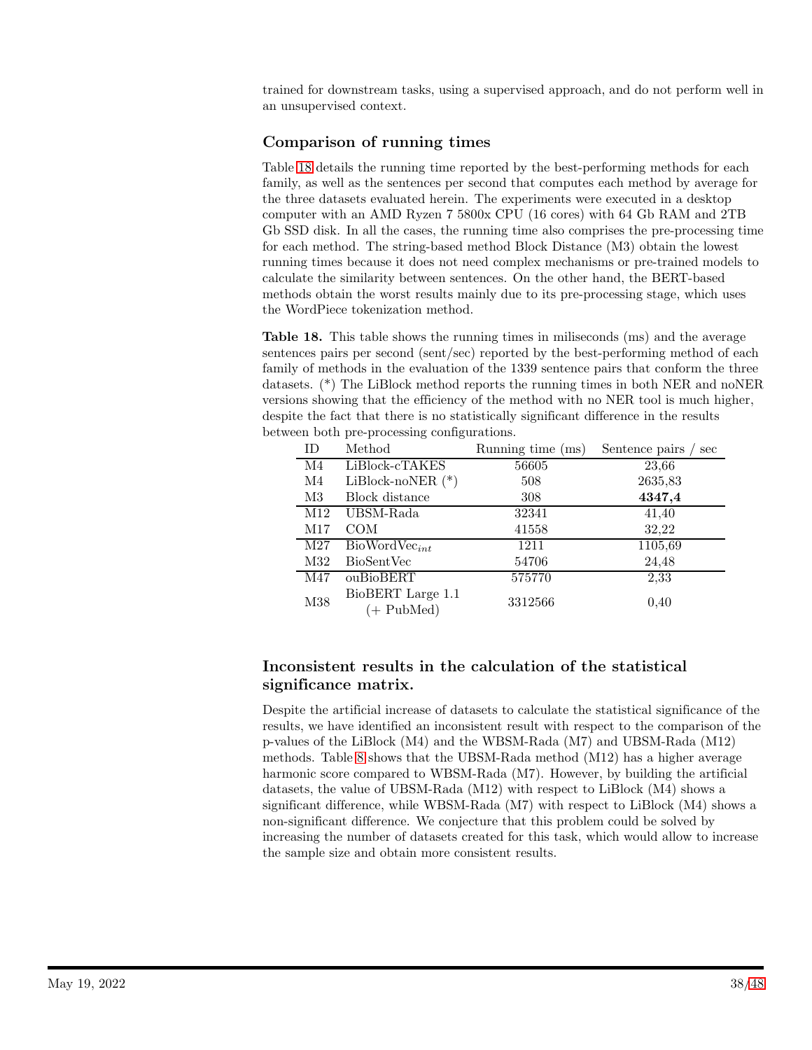trained for downstream tasks, using a supervised approach, and do not perform well in an unsupervised context.

## Comparison of running times

Table 18 details the running time reported by the best-performing methods for each family, as well as the sentences per second that computes each method by average for the three datasets evaluated herein. The experiments were executed in a desktop computer with an AMD Ryzen 7 5800x CPU (16 cores) with 64 Gb RAM and 2TB Gb SSD disk. In all the cases, the running time also comprises the pre-processing time for each method. The string-based method Block Distance (M3) obtain the lowest running times because it does not need complex mechanisms or pre-trained models to calculate the similarity between sentences. On the other hand, the BERT-based methods obtain the worst results mainly due to its pre-processing stage, which uses the WordPiece tokenization method.

**Table 18.** This table shows the running times in miliseconds (ms) and the average sentences pairs per second (sent/sec) reported by the best-performing method of each family of methods in the evaluation of the 1339 sentence pairs that conform the three datasets. (*) The LiBlock method reports the running times in both NER and noNER versions showing that the efficiency of the method with no NER tool is much higher, despite the fact that there is no statistically significant difference in the results between both pre-processing configurations.

| ID | Method | Running time (ms) | Sentence pairs / sec |
|---|---|---|---|
| M4 | LiBlock-cTAKES | 56605 | 23,66 |
| M4 | LiBlock-noNER (*) | 508 | 2635,83 |
| M3 | Block distance | 308 | **4347,4** |
| M12 | UBSM-Rada | 32341 | 41,40 |
| M17 | COM | 41558 | 32,22 |
| M27 | BioWordVec$_{int}$ | 1211 | 1105,69 |
| M32 | BioSentVec | 54706 | 24,48 |
| M47 | ouBioBERT | 575770 | 2,33 |
| M38 | BioBERT Large 1.1 (+ PubMed) | 3312566 | 0,40 |

## Inconsistent results in the calculation of the statistical significance matrix.

Despite the artificial increase of datasets to calculate the statistical significance of the results, we have identified an inconsistent result with respect to the comparison of the p-values of the LiBlock (M4) and the WBSM-Rada (M7) and UBSM-Rada (M12) methods. Table 8 shows that the UBSM-Rada method (M12) has a higher average harmonic score compared to WBSM-Rada (M7). However, by building the artificial datasets, the value of UBSM-Rada (M12) with respect to LiBlock (M4) shows a significant difference, while WBSM-Rada (M7) with respect to LiBlock (M4) shows a non-significant difference. We conjecture that this problem could be solved by increasing the number of datasets created for this task, which would allow to increase the sample size and obtain more consistent results.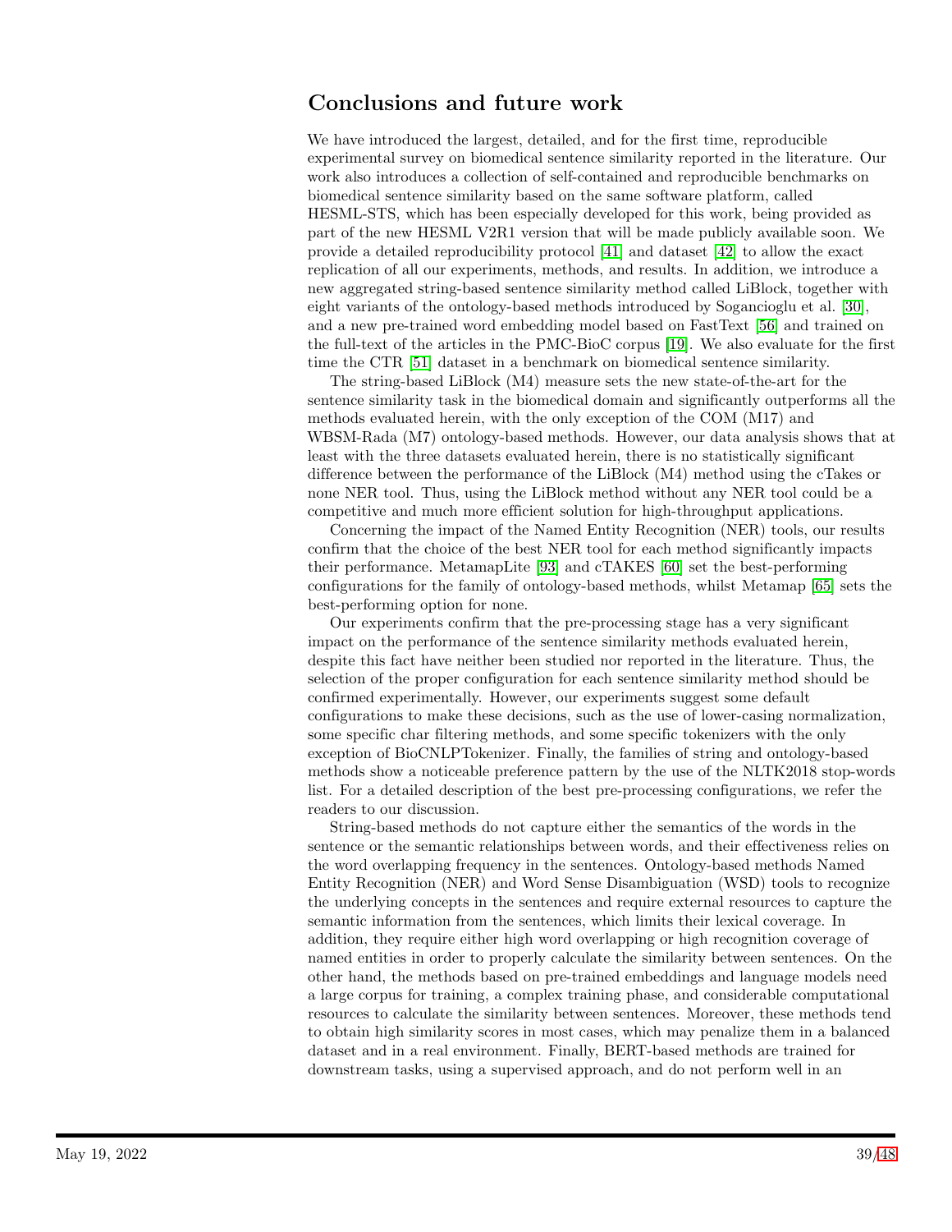## Conclusions and future work

We have introduced the largest, detailed, and for the first time, reproducible experimental survey on biomedical sentence similarity reported in the literature. Our work also introduces a collection of self-contained and reproducible benchmarks on biomedical sentence similarity based on the same software platform, called HESML-STS, which has been especially developed for this work, being provided as part of the new HESML V2R1 version that will be made publicly available soon. We provide a detailed reproducibility protocol [41] and dataset [42] to allow the exact replication of all our experiments, methods, and results. In addition, we introduce a new aggregated string-based sentence similarity method called LiBlock, together with eight variants of the ontology-based methods introduced by Sogancioglu et al. [30], and a new pre-trained word embedding model based on FastText [56] and trained on the full-text of the articles in the PMC-BioC corpus [19]. We also evaluate for the first time the CTR [51] dataset in a benchmark on biomedical sentence similarity.

The string-based LiBlock (M4) measure sets the new state-of-the-art for the sentence similarity task in the biomedical domain and significantly outperforms all the methods evaluated herein, with the only exception of the COM (M17) and WBSM-Rada (M7) ontology-based methods. However, our data analysis shows that at least with the three datasets evaluated herein, there is no statistically significant difference between the performance of the LiBlock (M4) method using the cTakes or none NER tool. Thus, using the LiBlock method without any NER tool could be a competitive and much more efficient solution for high-throughput applications.

Concerning the impact of the Named Entity Recognition (NER) tools, our results confirm that the choice of the best NER tool for each method significantly impacts their performance. MetamapLite [93] and cTAKES [60] set the best-performing configurations for the family of ontology-based methods, whilst Metamap [65] sets the best-performing option for none.

Our experiments confirm that the pre-processing stage has a very significant impact on the performance of the sentence similarity methods evaluated herein, despite this fact have neither been studied nor reported in the literature. Thus, the selection of the proper configuration for each sentence similarity method should be confirmed experimentally. However, our experiments suggest some default configurations to make these decisions, such as the use of lower-casing normalization, some specific char filtering methods, and some specific tokenizers with the only exception of BioCNLPTokenizer. Finally, the families of string and ontology-based methods show a noticeable preference pattern by the use of the NLTK2018 stop-words list. For a detailed description of the best pre-processing configurations, we refer the readers to our discussion.

String-based methods do not capture either the semantics of the words in the sentence or the semantic relationships between words, and their effectiveness relies on the word overlapping frequency in the sentences. Ontology-based methods Named Entity Recognition (NER) and Word Sense Disambiguation (WSD) tools to recognize the underlying concepts in the sentences and require external resources to capture the semantic information from the sentences, which limits their lexical coverage. In addition, they require either high word overlapping or high recognition coverage of named entities in order to properly calculate the similarity between sentences. On the other hand, the methods based on pre-trained embeddings and language models need a large corpus for training, a complex training phase, and considerable computational resources to calculate the similarity between sentences. Moreover, these methods tend to obtain high similarity scores in most cases, which may penalize them in a balanced dataset and in a real environment. Finally, BERT-based methods are trained for downstream tasks, using a supervised approach, and do not perform well in an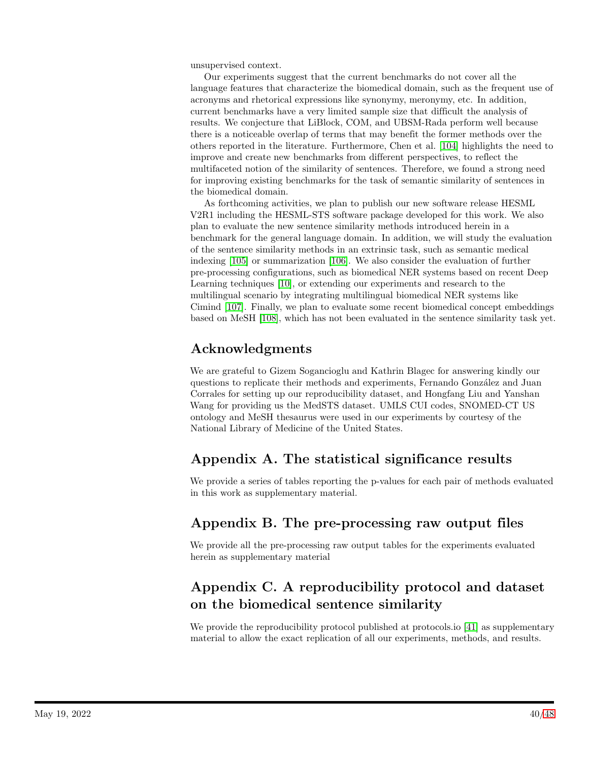unsupervised context.

Our experiments suggest that the current benchmarks do not cover all the language features that characterize the biomedical domain, such as the frequent use of acronyms and rhetorical expressions like synonymy, meronymy, etc. In addition, current benchmarks have a very limited sample size that difficult the analysis of results. We conjecture that LiBlock, COM, and UBSM-Rada perform well because there is a noticeable overlap of terms that may benefit the former methods over the others reported in the literature. Furthermore, Chen et al. [104] highlights the need to improve and create new benchmarks from different perspectives, to reflect the multifaceted notion of the similarity of sentences. Therefore, we found a strong need for improving existing benchmarks for the task of semantic similarity of sentences in the biomedical domain.

As forthcoming activities, we plan to publish our new software release HESML V2R1 including the HESML-STS software package developed for this work. We also plan to evaluate the new sentence similarity methods introduced herein in a benchmark for the general language domain. In addition, we will study the evaluation of the sentence similarity methods in an extrinsic task, such as semantic medical indexing [105] or summarization [106]. We also consider the evaluation of further pre-processing configurations, such as biomedical NER systems based on recent Deep Learning techniques [10], or extending our experiments and research to the multilingual scenario by integrating multilingual biomedical NER systems like Cimind [107]. Finally, we plan to evaluate some recent biomedical concept embeddings based on MeSH [108], which has not been evaluated in the sentence similarity task yet.

## Acknowledgments

We are grateful to Gizem Soganciogu and Kathrin Blagec for answering kindly our questions to replicate their methods and experiments, Fernando González and Juan Corrales for setting up our reproducibility dataset, and Hongfang Liu and Yanshan Wang for providing us the MedSTS dataset. UMLS CUI codes, SNOMED-CT US ontology and MeSH thesaurus were used in our experiments by courtesy of the National Library of Medicine of the United States.

## Appendix A. The statistical significance results

We provide a series of tables reporting the p-values for each pair of methods evaluated in this work as supplementary material.

## Appendix B. The pre-processing raw output files

We provide all the pre-processing raw output tables for the experiments evaluated herein as supplementary material

## Appendix C. A reproducibility protocol and dataset on the biomedical sentence similarity

We provide the reproducibility protocol published at protocols.io [41] as supplementary material to allow the exact replication of all our experiments, methods, and results.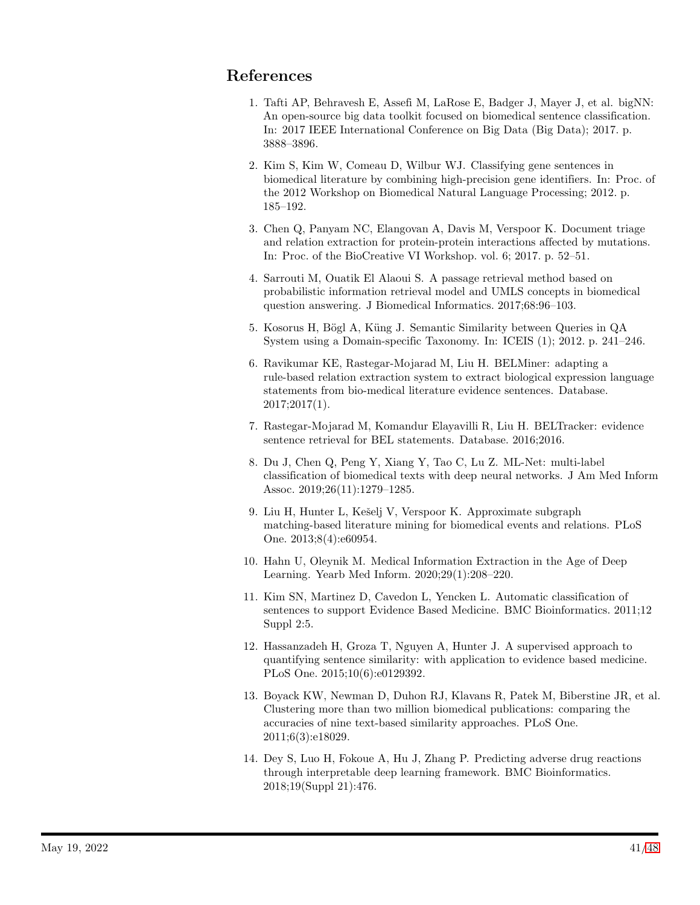# References

1. Tafti AP, Behravesh E, Assefi M, LaRose E, Badger J, Mayer J, et al. bigNN: An open-source big data toolkit focused on biomedical sentence classification. In: 2017 IEEE International Conference on Big Data (Big Data); 2017. p. 3888–3896.

2. Kim S, Kim W, Comeau D, Wilbur WJ. Classifying gene sentences in biomedical literature by combining high-precision gene identifiers. In: Proc. of the 2012 Workshop on Biomedical Natural Language Processing; 2012. p. 185–192.

3. Chen Q, Panyam NC, Elangovan A, Davis M, Verspoor K. Document triage and relation extraction for protein-protein interactions affected by mutations. In: Proc. of the BioCreative VI Workshop. vol. 6; 2017. p. 52–51.

4. Sarrouti M, Ouatik El Alaoui S. A passage retrieval method based on probabilistic information retrieval model and UMLS concepts in biomedical question answering. J Biomedical Informatics. 2017;68:96–103.

5. Kosorus H, Bögl A, Küng J. Semantic Similarity between Queries in QA System using a Domain-specific Taxonomy. In: ICEIS (1); 2012. p. 241–246.

6. Ravikumar KE, Rastegar-Mojarad M, Liu H. BELMiner: adapting a rule-based relation extraction system to extract biological expression language statements from bio-medical literature evidence sentences. Database. 2017;2017(1).

7. Rastegar-Mojarad M, Komandur Elayavilli R, Liu H. BELTracker: evidence sentence retrieval for BEL statements. Database. 2016;2016.

8. Du J, Chen Q, Peng Y, Xiang Y, Tao C, Lu Z. ML-Net: multi-label classification of biomedical texts with deep neural networks. J Am Med Inform Assoc. 2019;26(11):1279–1285.

9. Liu H, Hunter L, Kešelj V, Verspoor K. Approximate subgraph matching-based literature mining for biomedical events and relations. PLoS One. 2013;8(4):e60954.

10. Hahn U, Oleynik M. Medical Information Extraction in the Age of Deep Learning. Yearb Med Inform. 2020;29(1):208–220.

11. Kim SN, Martinez D, Cavedon L, Yencken L. Automatic classification of sentences to support Evidence Based Medicine. BMC Bioinformatics. 2011;12 Suppl 2:5.

12. Hassanzadeh H, Groza T, Nguyen A, Hunter J. A supervised approach to quantifying sentence similarity: with application to evidence based medicine. PLoS One. 2015;10(6):e0129392.

13. Boyack KW, Newman D, Duhon RJ, Klavans R, Patek M, Biberstine JR, et al. Clustering more than two million biomedical publications: comparing the accuracies of nine text-based similarity approaches. PLoS One. 2011;6(3):e18029.

14. Dey S, Luo H, Fokoue A, Hu J, Zhang P. Predicting adverse drug reactions through interpretable deep learning framework. BMC Bioinformatics. 2018;19(Suppl 21):476.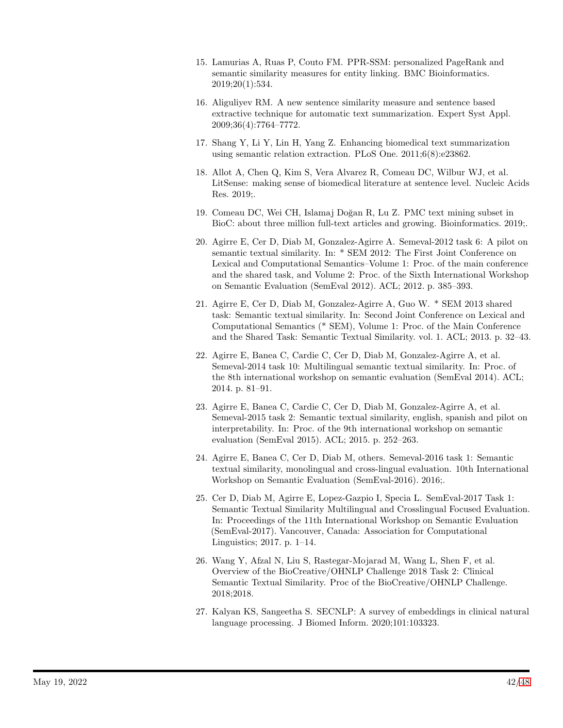15. Lamurias A, Ruas P, Couto FM. PPR-SSM: personalized PageRank and semantic similarity measures for entity linking. BMC Bioinformatics. 2019;20(1):534.

16. Aliguliyev RM. A new sentence similarity measure and sentence based extractive technique for automatic text summarization. Expert Syst Appl. 2009;36(4):7764–7772.

17. Shang Y, Li Y, Lin H, Yang Z. Enhancing biomedical text summarization using semantic relation extraction. PLoS One. 2011;6(8):e23862.

18. Allot A, Chen Q, Kim S, Vera Alvarez R, Comeau DC, Wilbur WJ, et al. LitSense: making sense of biomedical literature at sentence level. Nucleic Acids Res. 2019;.

19. Comeau DC, Wei CH, Islamaj Doğan R, Lu Z. PMC text mining subset in BioC: about three million full-text articles and growing. Bioinformatics. 2019;.

20. Agirre E, Cer D, Diab M, Gonzalez-Agirre A. Semeval-2012 task 6: A pilot on semantic textual similarity. In: * SEM 2012: The First Joint Conference on Lexical and Computational Semantics–Volume 1: Proc. of the main conference and the shared task, and Volume 2: Proc. of the Sixth International Workshop on Semantic Evaluation (SemEval 2012). ACL; 2012. p. 385–393.

21. Agirre E, Cer D, Diab M, Gonzalez-Agirre A, Guo W. * SEM 2013 shared task: Semantic textual similarity. In: Second Joint Conference on Lexical and Computational Semantics (* SEM), Volume 1: Proc. of the Main Conference and the Shared Task: Semantic Textual Similarity. vol. 1. ACL; 2013. p. 32–43.

22. Agirre E, Banea C, Cardie C, Cer D, Diab M, Gonzalez-Agirre A, et al. Semeval-2014 task 10: Multilingual semantic textual similarity. In: Proc. of the 8th international workshop on semantic evaluation (SemEval 2014). ACL; 2014. p. 81–91.

23. Agirre E, Banea C, Cardie C, Cer D, Diab M, Gonzalez-Agirre A, et al. Semeval-2015 task 2: Semantic textual similarity, english, spanish and pilot on interpretability. In: Proc. of the 9th international workshop on semantic evaluation (SemEval 2015). ACL; 2015. p. 252–263.

24. Agirre E, Banea C, Cer D, Diab M, others. Semeval-2016 task 1: Semantic textual similarity, monolingual and cross-lingual evaluation. 10th International Workshop on Semantic Evaluation (SemEval-2016). 2016;.

25. Cer D, Diab M, Agirre E, Lopez-Gazpio I, Specia L. SemEval-2017 Task 1: Semantic Textual Similarity Multilingual and Crosslingual Focused Evaluation. In: Proceedings of the 11th International Workshop on Semantic Evaluation (SemEval-2017). Vancouver, Canada: Association for Computational Linguistics; 2017. p. 1–14.

26. Wang Y, Afzal N, Liu S, Rastegar-Mojarad M, Wang L, Shen F, et al. Overview of the BioCreative/OHNLP Challenge 2018 Task 2: Clinical Semantic Textual Similarity. Proc of the BioCreative/OHNLP Challenge. 2018;2018.

27. Kalyan KS, Sangeetha S. SECNLP: A survey of embeddings in clinical natural language processing. J Biomed Inform. 2020;101:103323.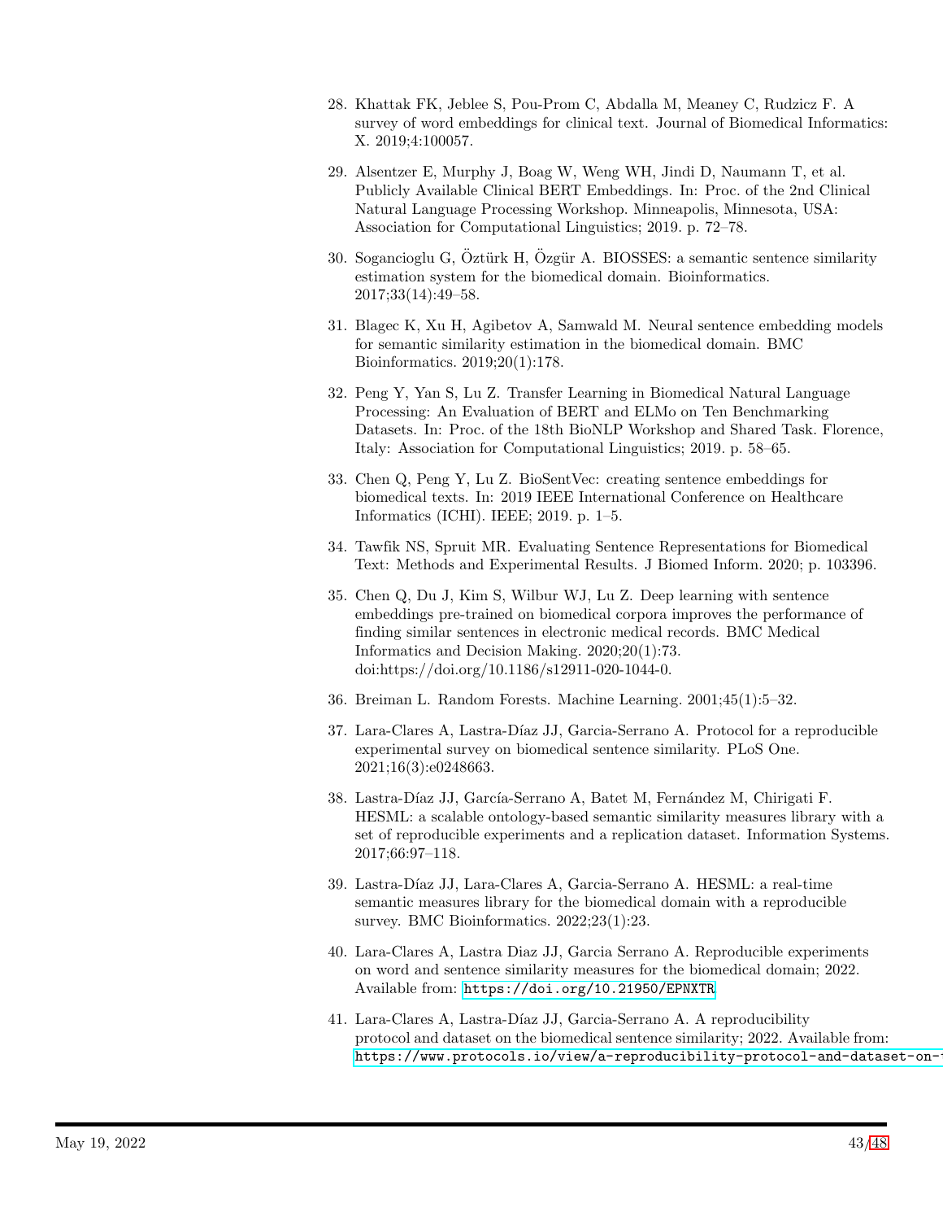28. Khattak FK, Jeblee S, Pou-Prom C, Abdalla M, Meaney C, Rudzicz F. A survey of word embeddings for clinical text. Journal of Biomedical Informatics: X. 2019;4:100057.

29. Alsentzer E, Murphy J, Boag W, Weng WH, Jindi D, Naumann T, et al. Publicly Available Clinical BERT Embeddings. In: Proc. of the 2nd Clinical Natural Language Processing Workshop. Minneapolis, Minnesota, USA: Association for Computational Linguistics; 2019. p. 72–78.

30. Sogancioglu G, Öztürk H, Özgür A. BIOSSES: a semantic sentence similarity estimation system for the biomedical domain. Bioinformatics. 2017;33(14):49–58.

31. Blagec K, Xu H, Agibetov A, Samwald M. Neural sentence embedding models for semantic similarity estimation in the biomedical domain. BMC Bioinformatics. 2019;20(1):178.

32. Peng Y, Yan S, Lu Z. Transfer Learning in Biomedical Natural Language Processing: An Evaluation of BERT and ELMo on Ten Benchmarking Datasets. In: Proc. of the 18th BioNLP Workshop and Shared Task. Florence, Italy: Association for Computational Linguistics; 2019. p. 58–65.

33. Chen Q, Peng Y, Lu Z. BioSentVec: creating sentence embeddings for biomedical texts. In: 2019 IEEE International Conference on Healthcare Informatics (ICHI). IEEE; 2019. p. 1–5.

34. Tawfik NS, Spruit MR. Evaluating Sentence Representations for Biomedical Text: Methods and Experimental Results. J Biomed Inform. 2020; p. 103396.

35. Chen Q, Du J, Kim S, Wilbur WJ, Lu Z. Deep learning with sentence embeddings pre-trained on biomedical corpora improves the performance of finding similar sentences in electronic medical records. BMC Medical Informatics and Decision Making. 2020;20(1):73. doi:https://doi.org/10.1186/s12911-020-1044-0.

36. Breiman L. Random Forests. Machine Learning. 2001;45(1):5–32.

37. Lara-Clares A, Lastra-Díaz JJ, Garcia-Serrano A. Protocol for a reproducible experimental survey on biomedical sentence similarity. PLoS One. 2021;16(3):e0248663.

38. Lastra-Díaz JJ, García-Serrano A, Batet M, Fernández M, Chirigati F. HESML: a scalable ontology-based semantic similarity measures library with a set of reproducible experiments and a replication dataset. Information Systems. 2017;66:97–118.

39. Lastra-Díaz JJ, Lara-Clares A, Garcia-Serrano A. HESML: a real-time semantic measures library for the biomedical domain with a reproducible survey. BMC Bioinformatics. 2022;23(1):23.

40. Lara-Clares A, Lastra Diaz JJ, Garcia Serrano A. Reproducible experiments on word and sentence similarity measures for the biomedical domain; 2022. Available from: https://doi.org/10.21950/EPNXTR.

41. Lara-Clares A, Lastra-Díaz JJ, Garcia-Serrano A. A reproducibility protocol and dataset on the biomedical sentence similarity; 2022. Available from: https://www.protocols.io/view/a-reproducibility-protocol-and-dataset-on-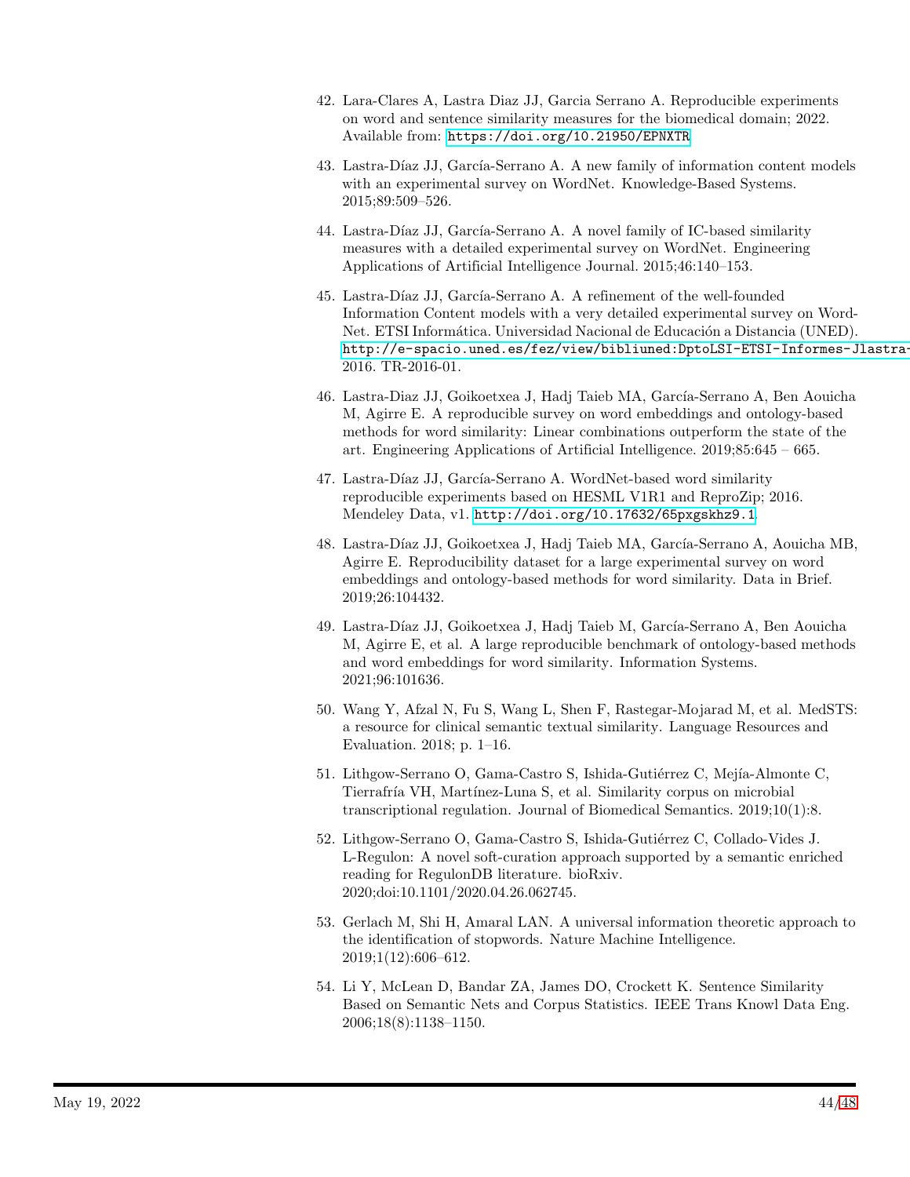42. Lara-Clares A, Lastra Diaz JJ, Garcia Serrano A. Reproducible experiments on word and sentence similarity measures for the biomedical domain; 2022. Available from: https://doi.org/10.21950/EPNXTR

43. Lastra-Díaz JJ, García-Serrano A. A new family of information content models with an experimental survey on WordNet. Knowledge-Based Systems. 2015;89:509–526.

44. Lastra-Díaz JJ, García-Serrano A. A novel family of IC-based similarity measures with a detailed experimental survey on WordNet. Engineering Applications of Artificial Intelligence Journal. 2015;46:140–153.

45. Lastra-Díaz JJ, García-Serrano A. A refinement of the well-founded Information Content models with a very detailed experimental survey on WordNet. ETSI Informática. Universidad Nacional de Educación a Distancia (UNED). http://e-spacio.uned.es/fez/view/bibliuned:DptoLSI-ETSI-Informes-Jlastra- 2016. TR-2016-01.

46. Lastra-Diaz JJ, Goikoetxea J, Hadj Taieb MA, García-Serrano A, Ben Aouicha M, Agirre E. A reproducible survey on word embeddings and ontology-based methods for word similarity: Linear combinations outperform the state of the art. Engineering Applications of Artificial Intelligence. 2019;85:645 – 665.

47. Lastra-Díaz JJ, García-Serrano A. WordNet-based word similarity reproducible experiments based on HESML V1R1 and ReproZip; 2016. Mendeley Data, v1. http://doi.org/10.17632/65pxgskhz9.1

48. Lastra-Díaz JJ, Goikoetxea J, Hadj Taieb MA, García-Serrano A, Aouicha MB, Agirre E. Reproducibility dataset for a large experimental survey on word embeddings and ontology-based methods for word similarity. Data in Brief. 2019;26:104432.

49. Lastra-Díaz JJ, Goikoetxea J, Hadj Taieb M, García-Serrano A, Ben Aouicha M, Agirre E, et al. A large reproducible benchmark of ontology-based methods and word embeddings for word similarity. Information Systems. 2021;96:101636.

50. Wang Y, Afzal N, Fu S, Wang L, Shen F, Rastegar-Mojarad M, et al. MedSTS: a resource for clinical semantic textual similarity. Language Resources and Evaluation. 2018; p. 1–16.

51. Lithgow-Serrano O, Gama-Castro S, Ishida-Gutiérrez C, Mejía-Almonte C, Tierrafría VH, Martínez-Luna S, et al. Similarity corpus on microbial transcriptional regulation. Journal of Biomedical Semantics. 2019;10(1):8.

52. Lithgow-Serrano O, Gama-Castro S, Ishida-Gutiérrez C, Collado-Vides J. L-Regulon: A novel soft-curation approach supported by a semantic enriched reading for RegulonDB literature. bioRxiv. 2020;doi:10.1101/2020.04.26.062745.

53. Gerlach M, Shi H, Amaral LAN. A universal information theoretic approach to the identification of stopwords. Nature Machine Intelligence. 2019;1(12):606–612.

54. Li Y, McLean D, Bandar ZA, James DO, Crockett K. Sentence Similarity Based on Semantic Nets and Corpus Statistics. IEEE Trans Knowl Data Eng. 2006;18(8):1138–1150.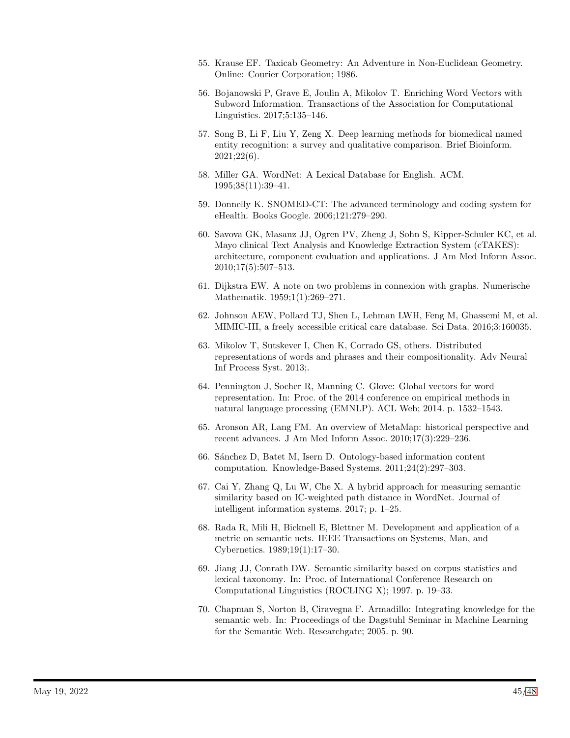55. Krause EF. Taxicab Geometry: An Adventure in Non-Euclidean Geometry. Online: Courier Corporation; 1986.
56. Bojanowski P, Grave E, Joulin A, Mikolov T. Enriching Word Vectors with Subword Information. Transactions of the Association for Computational Linguistics. 2017;5:135–146.
57. Song B, Li F, Liu Y, Zeng X. Deep learning methods for biomedical named entity recognition: a survey and qualitative comparison. Brief Bioinform. 2021;22(6).
58. Miller GA. WordNet: A Lexical Database for English. ACM. 1995;38(11):39–41.
59. Donnelly K. SNOMED-CT: The advanced terminology and coding system for eHealth. Books Google. 2006;121:279–290.
60. Savova GK, Masanz JJ, Ogren PV, Zheng J, Sohn S, Kipper-Schuler KC, et al. Mayo clinical Text Analysis and Knowledge Extraction System (cTAKES): architecture, component evaluation and applications. J Am Med Inform Assoc. 2010;17(5):507–513.
61. Dijkstra EW. A note on two problems in connexion with graphs. Numerische Mathematik. 1959;1(1):269–271.
62. Johnson AEW, Pollard TJ, Shen L, Lehman LWH, Feng M, Ghassemi M, et al. MIMIC-III, a freely accessible critical care database. Sci Data. 2016;3:160035.
63. Mikolov T, Sutskever I, Chen K, Corrado GS, others. Distributed representations of words and phrases and their compositionality. Adv Neural Inf Process Syst. 2013;.
64. Pennington J, Socher R, Manning C. Glove: Global vectors for word representation. In: Proc. of the 2014 conference on empirical methods in natural language processing (EMNLP). ACL Web; 2014. p. 1532–1543.
65. Aronson AR, Lang FM. An overview of MetaMap: historical perspective and recent advances. J Am Med Inform Assoc. 2010;17(3):229–236.
66. Sánchez D, Batet M, Isern D. Ontology-based information content computation. Knowledge-Based Systems. 2011;24(2):297–303.
67. Cai Y, Zhang Q, Lu W, Che X. A hybrid approach for measuring semantic similarity based on IC-weighted path distance in WordNet. Journal of intelligent information systems. 2017; p. 1–25.
68. Rada R, Mili H, Bicknell E, Blettner M. Development and application of a metric on semantic nets. IEEE Transactions on Systems, Man, and Cybernetics. 1989;19(1):17–30.
69. Jiang JJ, Conrath DW. Semantic similarity based on corpus statistics and lexical taxonomy. In: Proc. of International Conference Research on Computational Linguistics (ROCLING X); 1997. p. 19–33.
70. Chapman S, Norton B, Ciravegna F. Armadillo: Integrating knowledge for the semantic web. In: Proceedings of the Dagstuhl Seminar in Machine Learning for the Semantic Web. Researchgate; 2005. p. 90.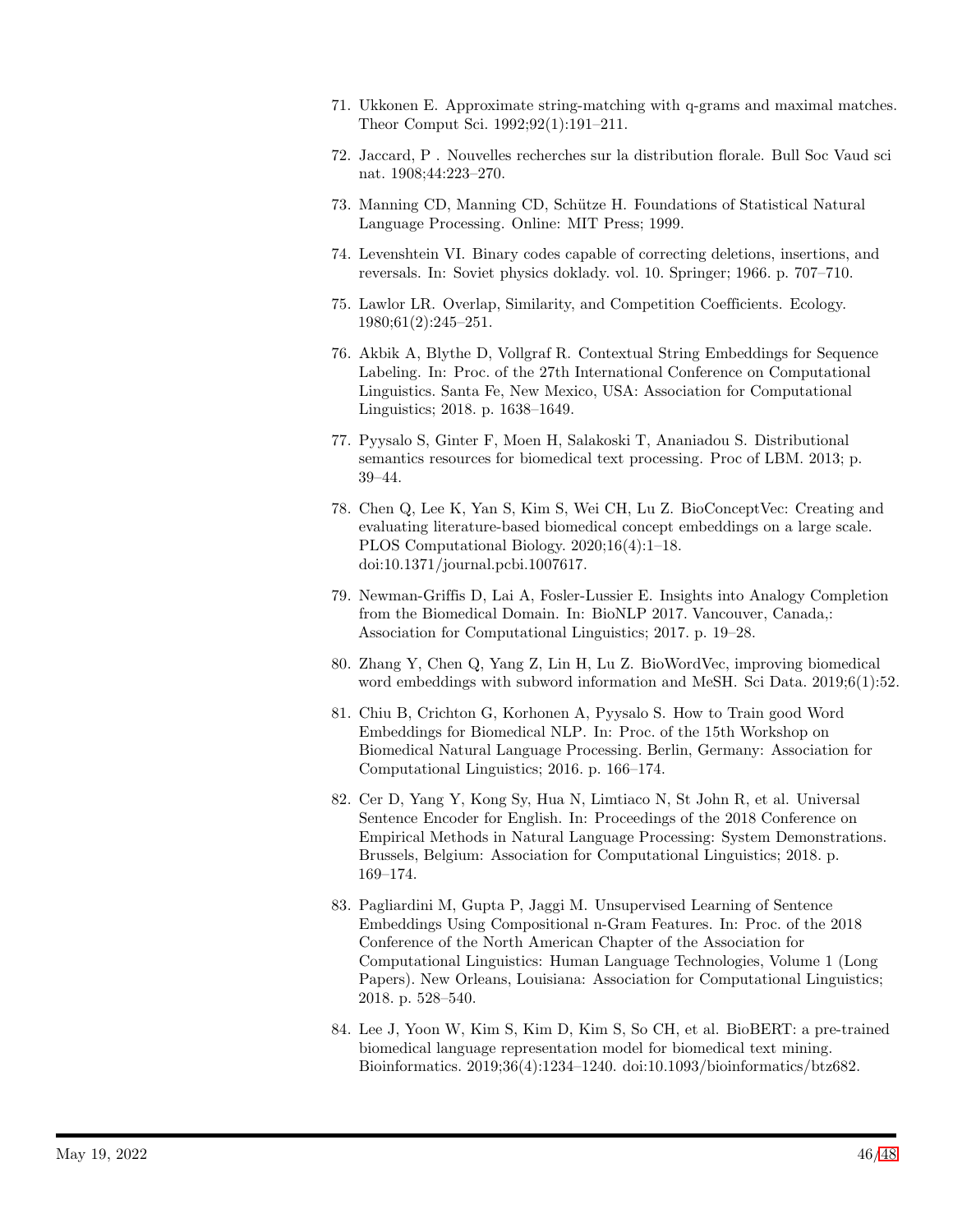71. Ukkonen E. Approximate string-matching with q-grams and maximal matches. Theor Comput Sci. 1992;92(1):191–211.

72. Jaccard, P . Nouvelles recherches sur la distribution florale. Bull Soc Vaud sci nat. 1908;44:223–270.

73. Manning CD, Manning CD, Schütze H. Foundations of Statistical Natural Language Processing. Online: MIT Press; 1999.

74. Levenshtein VI. Binary codes capable of correcting deletions, insertions, and reversals. In: Soviet physics doklady. vol. 10. Springer; 1966. p. 707–710.

75. Lawlor LR. Overlap, Similarity, and Competition Coefficients. Ecology. 1980;61(2):245–251.

76. Akbik A, Blythe D, Vollgraf R. Contextual String Embeddings for Sequence Labeling. In: Proc. of the 27th International Conference on Computational Linguistics. Santa Fe, New Mexico, USA: Association for Computational Linguistics; 2018. p. 1638–1649.

77. Pyysalo S, Ginter F, Moen H, Salakoski T, Ananiadou S. Distributional semantics resources for biomedical text processing. Proc of LBM. 2013; p. 39–44.

78. Chen Q, Lee K, Yan S, Kim S, Wei CH, Lu Z. BioConceptVec: Creating and evaluating literature-based biomedical concept embeddings on a large scale. PLOS Computational Biology. 2020;16(4):1–18. doi:10.1371/journal.pcbi.1007617.

79. Newman-Griffis D, Lai A, Fosler-Lussier E. Insights into Analogy Completion from the Biomedical Domain. In: BioNLP 2017. Vancouver, Canada,: Association for Computational Linguistics; 2017. p. 19–28.

80. Zhang Y, Chen Q, Yang Z, Lin H, Lu Z. BioWordVec, improving biomedical word embeddings with subword information and MeSH. Sci Data. 2019;6(1):52.

81. Chiu B, Crichton G, Korhonen A, Pyysalo S. How to Train good Word Embeddings for Biomedical NLP. In: Proc. of the 15th Workshop on Biomedical Natural Language Processing. Berlin, Germany: Association for Computational Linguistics; 2016. p. 166–174.

82. Cer D, Yang Y, Kong Sy, Hua N, Limtiaco N, St John R, et al. Universal Sentence Encoder for English. In: Proceedings of the 2018 Conference on Empirical Methods in Natural Language Processing: System Demonstrations. Brussels, Belgium: Association for Computational Linguistics; 2018. p. 169–174.

83. Pagliardini M, Gupta P, Jaggi M. Unsupervised Learning of Sentence Embeddings Using Compositional n-Gram Features. In: Proc. of the 2018 Conference of the North American Chapter of the Association for Computational Linguistics: Human Language Technologies, Volume 1 (Long Papers). New Orleans, Louisiana: Association for Computational Linguistics; 2018. p. 528–540.

84. Lee J, Yoon W, Kim S, Kim D, Kim S, So CH, et al. BioBERT: a pre-trained biomedical language representation model for biomedical text mining. Bioinformatics. 2019;36(4):1234–1240. doi:10.1093/bioinformatics/btz682.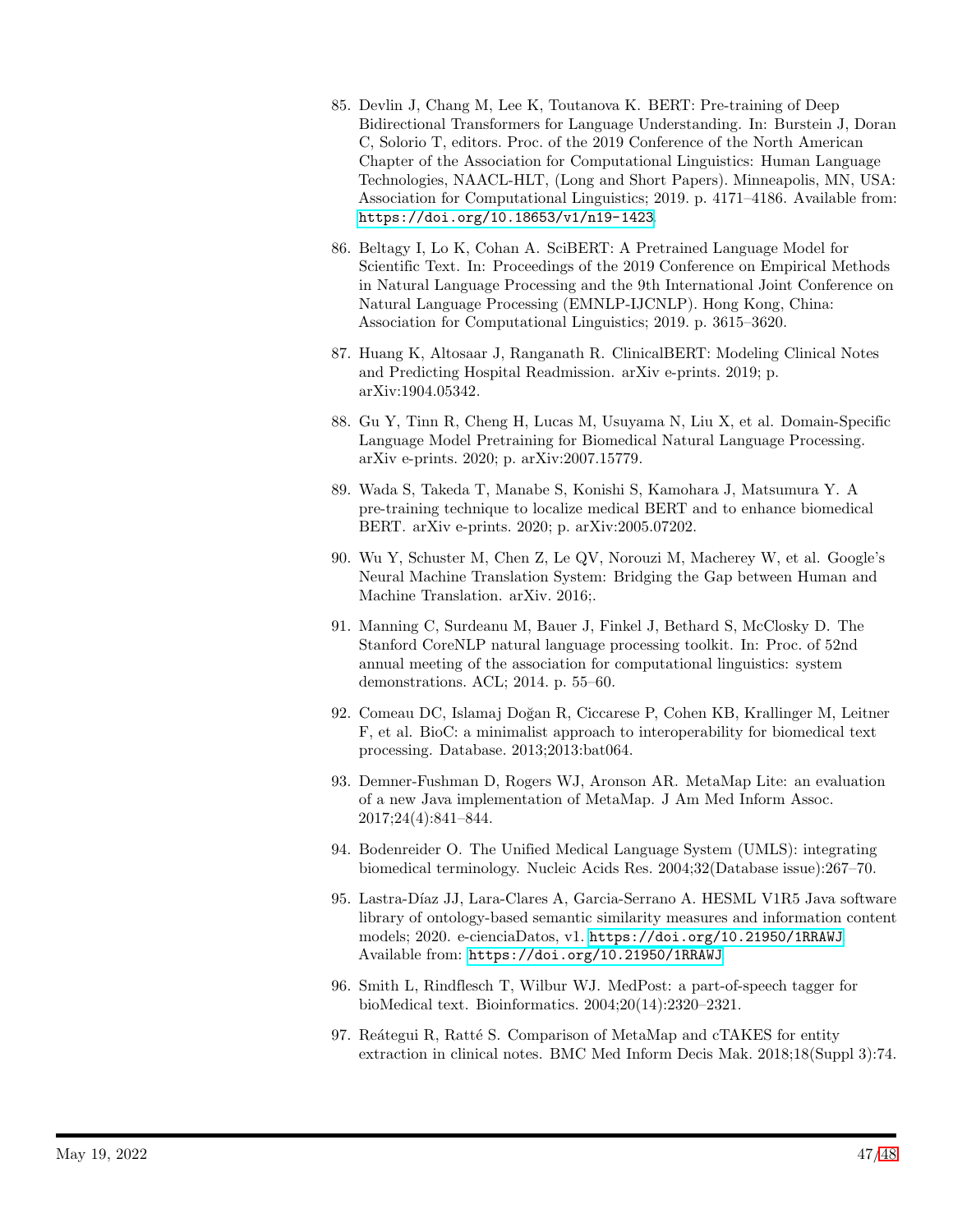85. Devlin J, Chang M, Lee K, Toutanova K. BERT: Pre-training of Deep Bidirectional Transformers for Language Understanding. In: Burstein J, Doran C, Solorio T, editors. Proc. of the 2019 Conference of the North American Chapter of the Association for Computational Linguistics: Human Language Technologies, NAACL-HLT, (Long and Short Papers). Minneapolis, MN, USA: Association for Computational Linguistics; 2019. p. 4171–4186. Available from: https://doi.org/10.18653/v1/n19-1423.

86. Beltagy I, Lo K, Cohan A. SciBERT: A Pretrained Language Model for Scientific Text. In: Proceedings of the 2019 Conference on Empirical Methods in Natural Language Processing and the 9th International Joint Conference on Natural Language Processing (EMNLP-IJCNLP). Hong Kong, China: Association for Computational Linguistics; 2019. p. 3615–3620.

87. Huang K, Altosaar J, Ranganath R. ClinicalBERT: Modeling Clinical Notes and Predicting Hospital Readmission. arXiv e-prints. 2019; p. arXiv:1904.05342.

88. Gu Y, Tinn R, Cheng H, Lucas M, Usuyama N, Liu X, et al. Domain-Specific Language Model Pretraining for Biomedical Natural Language Processing. arXiv e-prints. 2020; p. arXiv:2007.15779.

89. Wada S, Takeda T, Manabe S, Konishi S, Kamohara J, Matsumura Y. A pre-training technique to localize medical BERT and to enhance biomedical BERT. arXiv e-prints. 2020; p. arXiv:2005.07202.

90. Wu Y, Schuster M, Chen Z, Le QV, Norouzi M, Macherey W, et al. Google's Neural Machine Translation System: Bridging the Gap between Human and Machine Translation. arXiv. 2016;.

91. Manning C, Surdeanu M, Bauer J, Finkel J, Bethard S, McClosky D. The Stanford CoreNLP natural language processing toolkit. In: Proc. of 52nd annual meeting of the association for computational linguistics: system demonstrations. ACL; 2014. p. 55–60.

92. Comeau DC, Islamaj Doğan R, Ciccarese P, Cohen KB, Krallinger M, Leitner F, et al. BioC: a minimalist approach to interoperability for biomedical text processing. Database. 2013;2013:bat064.

93. Demner-Fushman D, Rogers WJ, Aronson AR. MetaMap Lite: an evaluation of a new Java implementation of MetaMap. J Am Med Inform Assoc. 2017;24(4):841–844.

94. Bodenreider O. The Unified Medical Language System (UMLS): integrating biomedical terminology. Nucleic Acids Res. 2004;32(Database issue):267–70.

95. Lastra-Díaz JJ, Lara-Clares A, Garcia-Serrano A. HESML V1R5 Java software library of ontology-based semantic similarity measures and information content models; 2020. e-cienciaDatos, v1. https://doi.org/10.21950/1RRAWJ. Available from: https://doi.org/10.21950/1RRAWJ.

96. Smith L, Rindflesch T, Wilbur WJ. MedPost: a part-of-speech tagger for bioMedical text. Bioinformatics. 2004;20(14):2320–2321.

97. Reátegui R, Ratté S. Comparison of MetaMap and cTAKES for entity extraction in clinical notes. BMC Med Inform Decis Mak. 2018;18(Suppl 3):74.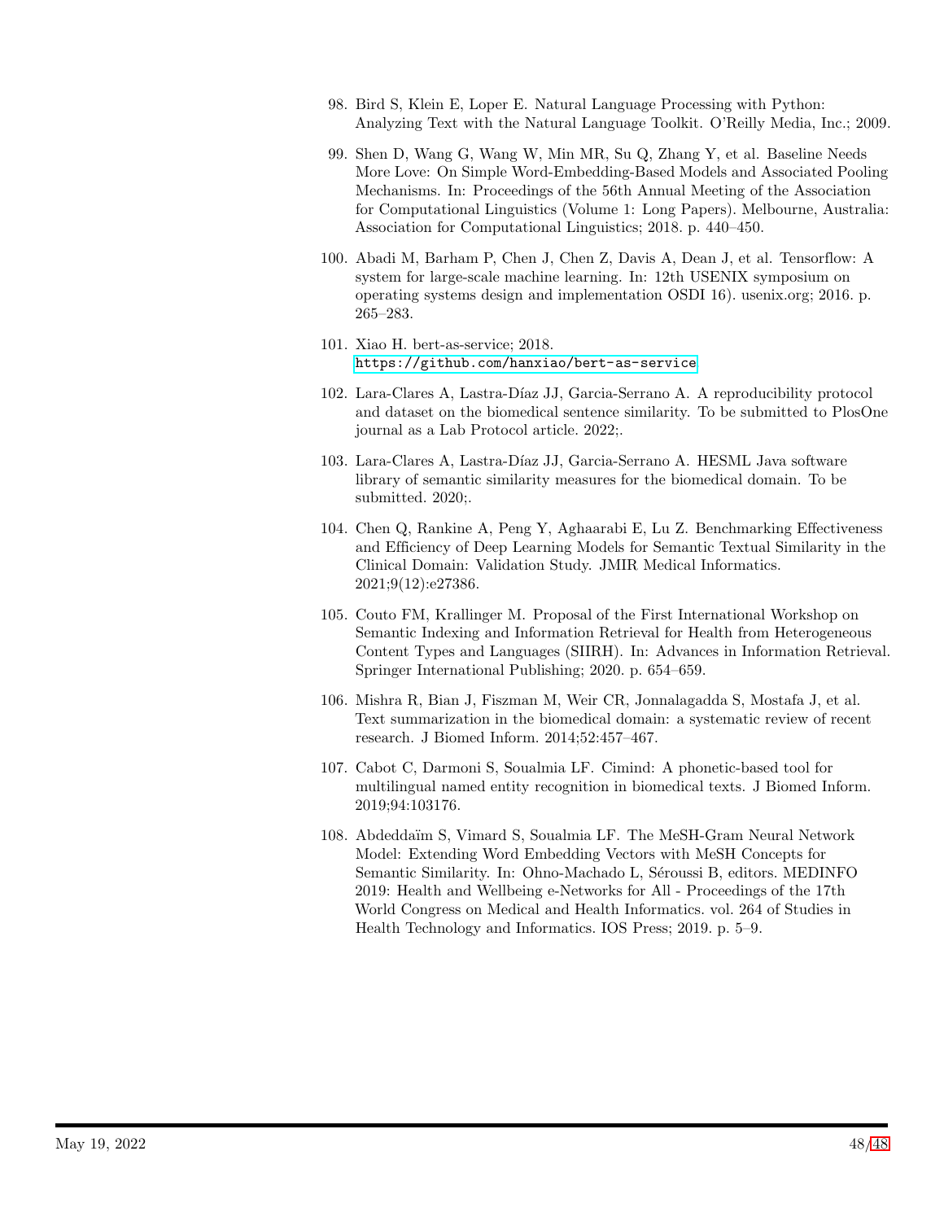98. Bird S, Klein E, Loper E. Natural Language Processing with Python: Analyzing Text with the Natural Language Toolkit. O'Reilly Media, Inc.; 2009.

99. Shen D, Wang G, Wang W, Min MR, Su Q, Zhang Y, et al. Baseline Needs More Love: On Simple Word-Embedding-Based Models and Associated Pooling Mechanisms. In: Proceedings of the 56th Annual Meeting of the Association for Computational Linguistics (Volume 1: Long Papers). Melbourne, Australia: Association for Computational Linguistics; 2018. p. 440–450.

100. Abadi M, Barham P, Chen J, Chen Z, Davis A, Dean J, et al. Tensorflow: A system for large-scale machine learning. In: 12th USENIX symposium on operating systems design and implementation OSDI 16). usenix.org; 2016. p. 265–283.

101. Xiao H. bert-as-service; 2018. https://github.com/hanxiao/bert-as-service

102. Lara-Clares A, Lastra-Díaz JJ, Garcia-Serrano A. A reproducibility protocol and dataset on the biomedical sentence similarity. To be submitted to PlosOne journal as a Lab Protocol article. 2022;.

103. Lara-Clares A, Lastra-Díaz JJ, Garcia-Serrano A. HESML Java software library of semantic similarity measures for the biomedical domain. To be submitted. 2020;.

104. Chen Q, Rankine A, Peng Y, Aghaarabi E, Lu Z. Benchmarking Effectiveness and Efficiency of Deep Learning Models for Semantic Textual Similarity in the Clinical Domain: Validation Study. JMIR Medical Informatics. 2021;9(12):e27386.

105. Couto FM, Krallinger M. Proposal of the First International Workshop on Semantic Indexing and Information Retrieval for Health from Heterogeneous Content Types and Languages (SIIRH). In: Advances in Information Retrieval. Springer International Publishing; 2020. p. 654–659.

106. Mishra R, Bian J, Fiszman M, Weir CR, Jonnalagadda S, Mostafa J, et al. Text summarization in the biomedical domain: a systematic review of recent research. J Biomed Inform. 2014;52:457–467.

107. Cabot C, Darmoni S, Soualmia LF. Cimind: A phonetic-based tool for multilingual named entity recognition in biomedical texts. J Biomed Inform. 2019;94:103176.

108. Abdeddaïm S, Vimard S, Soualmia LF. The MeSH-Gram Neural Network Model: Extending Word Embedding Vectors with MeSH Concepts for Semantic Similarity. In: Ohno-Machado L, Séroussi B, editors. MEDINFO 2019: Health and Wellbeing e-Networks for All - Proceedings of the 17th World Congress on Medical and Health Informatics. vol. 264 of Studies in Health Technology and Informatics. IOS Press; 2019. p. 5–9.